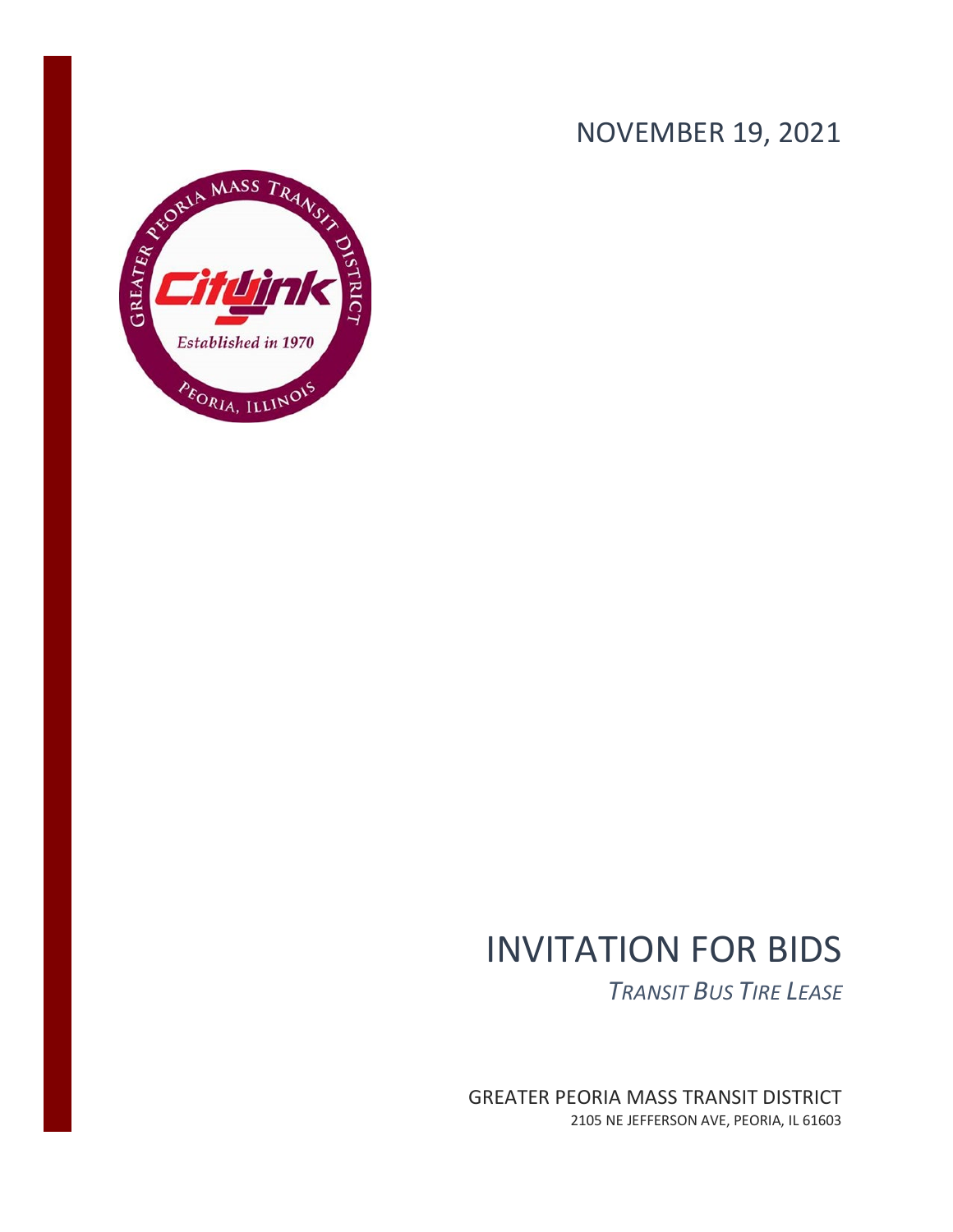NOVEMBER 19, 2021

# INVITATION FOR BIDS

*TRANSIT BUS TIRE LEASE*

GREATER PEORIA MASS TRANSIT DISTRICT

2105 NE JEFFERSON AVE, PEORIA, IL 61603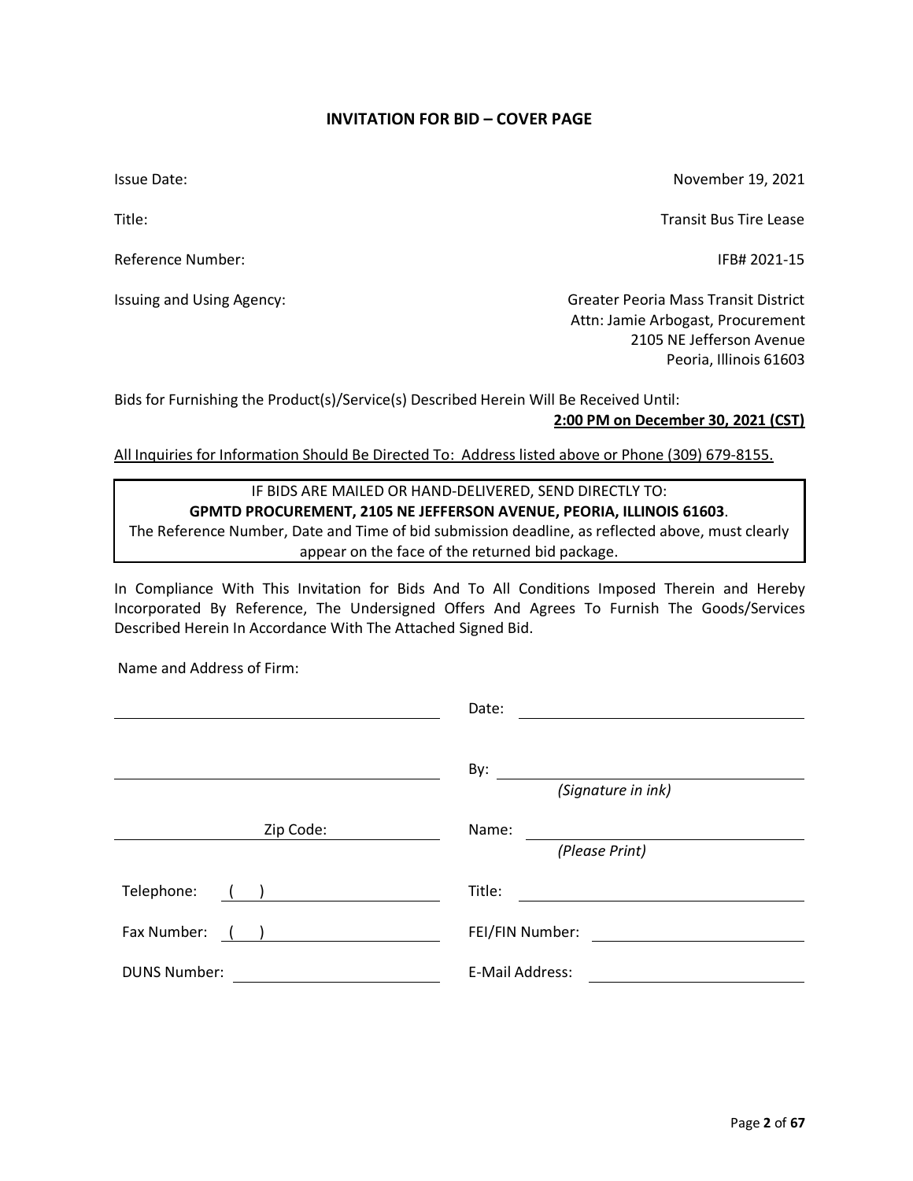## INVITATION FOR BID – COVER PAGE

| | |
|---|---|
| Issue Date: | November 19, 2021 |
| Title: | Transit Bus Tire Lease |
| Reference Number: | IFB# 2021-15 |
| Issuing and Using Agency: | Greater Peoria Mass Transit District<br>Attn: Jamie Arbogast, Procurement<br>2105 NE Jefferson Avenue<br>Peoria, Illinois 61603 |

Bids for Furnishing the Product(s)/Service(s) Described Herein Will Be Received Until:

**2:00 PM on December 30, 2021 (CST)**

All Inquiries for Information Should Be Directed To: Address listed above or Phone (309) 679-8155.

> IF BIDS ARE MAILED OR HAND-DELIVERED, SEND DIRECTLY TO:
> **GPMTD PROCUREMENT, 2105 NE JEFFERSON AVENUE, PEORIA, ILLINOIS 61603**.
> The Reference Number, Date and Time of bid submission deadline, as reflected above, must clearly appear on the face of the returned bid package.

In Compliance With This Invitation for Bids And To All Conditions Imposed Therein and Hereby Incorporated By Reference, The Undersigned Offers And Agrees To Furnish The Goods/Services Described Herein In Accordance With The Attached Signed Bid.

Name and Address of Firm:

| | |
|---|---|
| ______________________________ | Date: ______________________________ |
| ______________________________ | By: ______________________________<br>*(Signature in ink)* |
| Zip Code: ____________________ | Name: ______________________________<br>*(Please Print)* |
| Telephone: ( ) ____________________ | Title: ______________________________ |
| Fax Number: ( ) ____________________ | FEI/FIN Number: ______________________ |
| DUNS Number: ____________________ | E-Mail Address: ______________________ |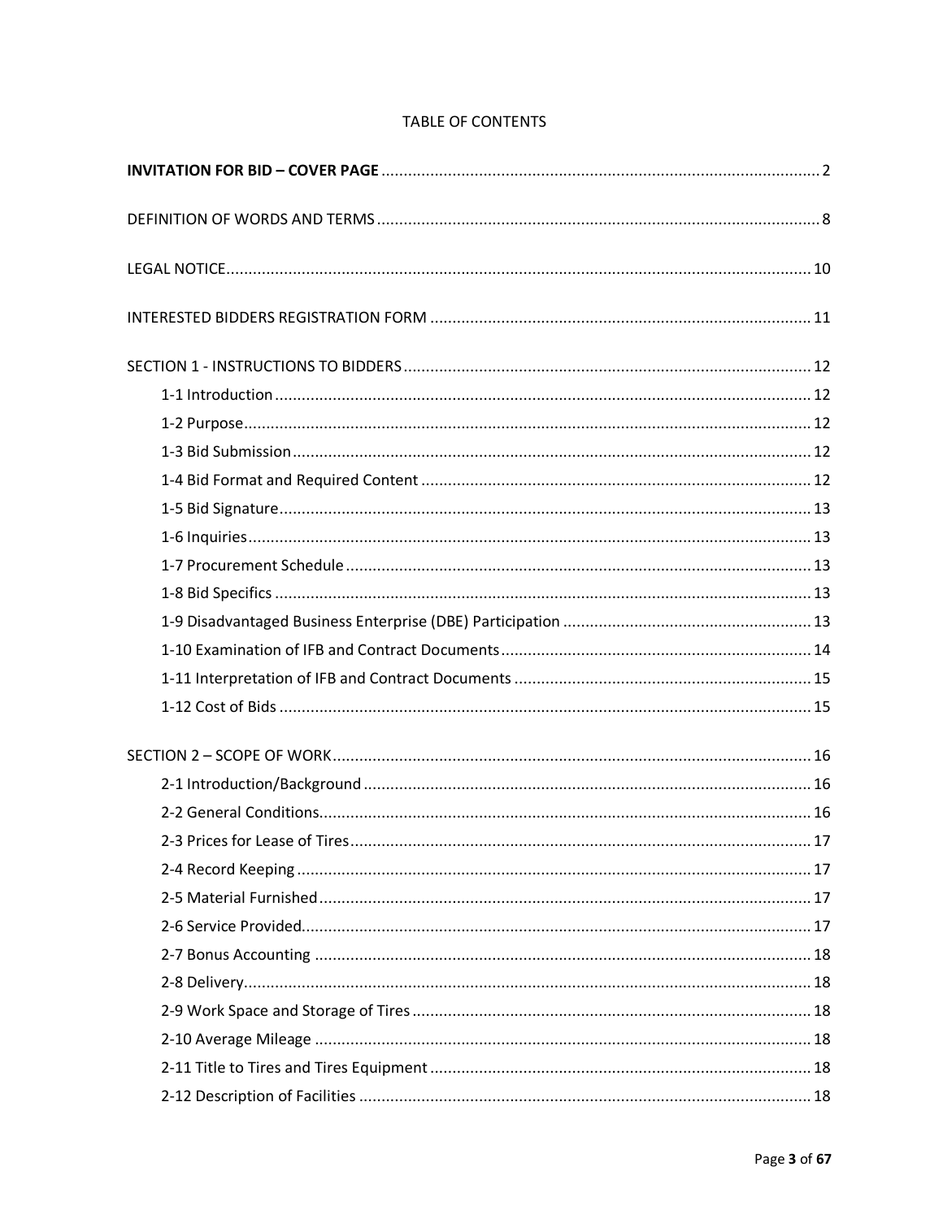# TABLE OF CONTENTS

**INVITATION FOR BID – COVER PAGE** .................................................. 2

DEFINITION OF WORDS AND TERMS .................................................. 8

LEGAL NOTICE .................................................. 10

INTERESTED BIDDERS REGISTRATION FORM .................................................. 11

SECTION 1 - INSTRUCTIONS TO BIDDERS .................................................. 12

- 1-1 Introduction .................................................. 12
- 1-2 Purpose .................................................. 12
- 1-3 Bid Submission .................................................. 12
- 1-4 Bid Format and Required Content .................................................. 12
- 1-5 Bid Signature .................................................. 13
- 1-6 Inquiries .................................................. 13
- 1-7 Procurement Schedule .................................................. 13
- 1-8 Bid Specifics .................................................. 13
- 1-9 Disadvantaged Business Enterprise (DBE) Participation .................................................. 13
- 1-10 Examination of IFB and Contract Documents .................................................. 14
- 1-11 Interpretation of IFB and Contract Documents .................................................. 15
- 1-12 Cost of Bids .................................................. 15

SECTION 2 – SCOPE OF WORK .................................................. 16

- 2-1 Introduction/Background .................................................. 16
- 2-2 General Conditions .................................................. 16
- 2-3 Prices for Lease of Tires .................................................. 17
- 2-4 Record Keeping .................................................. 17
- 2-5 Material Furnished .................................................. 17
- 2-6 Service Provided .................................................. 17
- 2-7 Bonus Accounting .................................................. 18
- 2-8 Delivery .................................................. 18
- 2-9 Work Space and Storage of Tires .................................................. 18
- 2-10 Average Mileage .................................................. 18
- 2-11 Title to Tires and Tires Equipment .................................................. 18
- 2-12 Description of Facilities .................................................. 18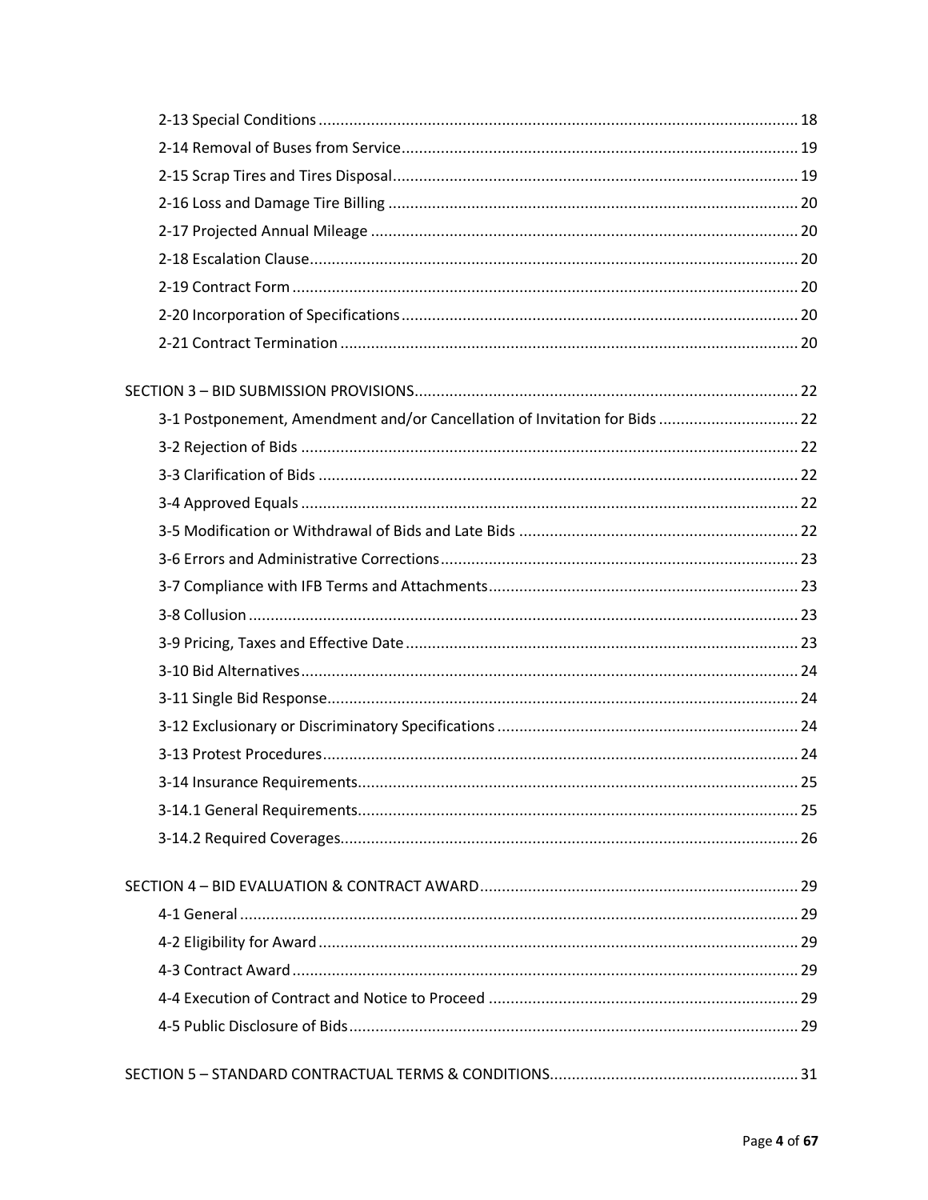2-13 Special Conditions ........................................................ 18
2-14 Removal of Buses from Service ........................................................ 19
2-15 Scrap Tires and Tires Disposal ........................................................ 19
2-16 Loss and Damage Tire Billing ........................................................ 20
2-17 Projected Annual Mileage ........................................................ 20
2-18 Escalation Clause ........................................................ 20
2-19 Contract Form ........................................................ 20
2-20 Incorporation of Specifications ........................................................ 20
2-21 Contract Termination ........................................................ 20

SECTION 3 – BID SUBMISSION PROVISIONS ........................................................ 22
3-1 Postponement, Amendment and/or Cancellation of Invitation for Bids ........................................................ 22
3-2 Rejection of Bids ........................................................ 22
3-3 Clarification of Bids ........................................................ 22
3-4 Approved Equals ........................................................ 22
3-5 Modification or Withdrawal of Bids and Late Bids ........................................................ 22
3-6 Errors and Administrative Corrections ........................................................ 23
3-7 Compliance with IFB Terms and Attachments ........................................................ 23
3-8 Collusion ........................................................ 23
3-9 Pricing, Taxes and Effective Date ........................................................ 23
3-10 Bid Alternatives ........................................................ 24
3-11 Single Bid Response ........................................................ 24
3-12 Exclusionary or Discriminatory Specifications ........................................................ 24
3-13 Protest Procedures ........................................................ 24
3-14 Insurance Requirements ........................................................ 25
3-14.1 General Requirements ........................................................ 25
3-14.2 Required Coverages ........................................................ 26

SECTION 4 – BID EVALUATION & CONTRACT AWARD ........................................................ 29
4-1 General ........................................................ 29
4-2 Eligibility for Award ........................................................ 29
4-3 Contract Award ........................................................ 29
4-4 Execution of Contract and Notice to Proceed ........................................................ 29
4-5 Public Disclosure of Bids ........................................................ 29

SECTION 5 – STANDARD CONTRACTUAL TERMS & CONDITIONS ........................................................ 31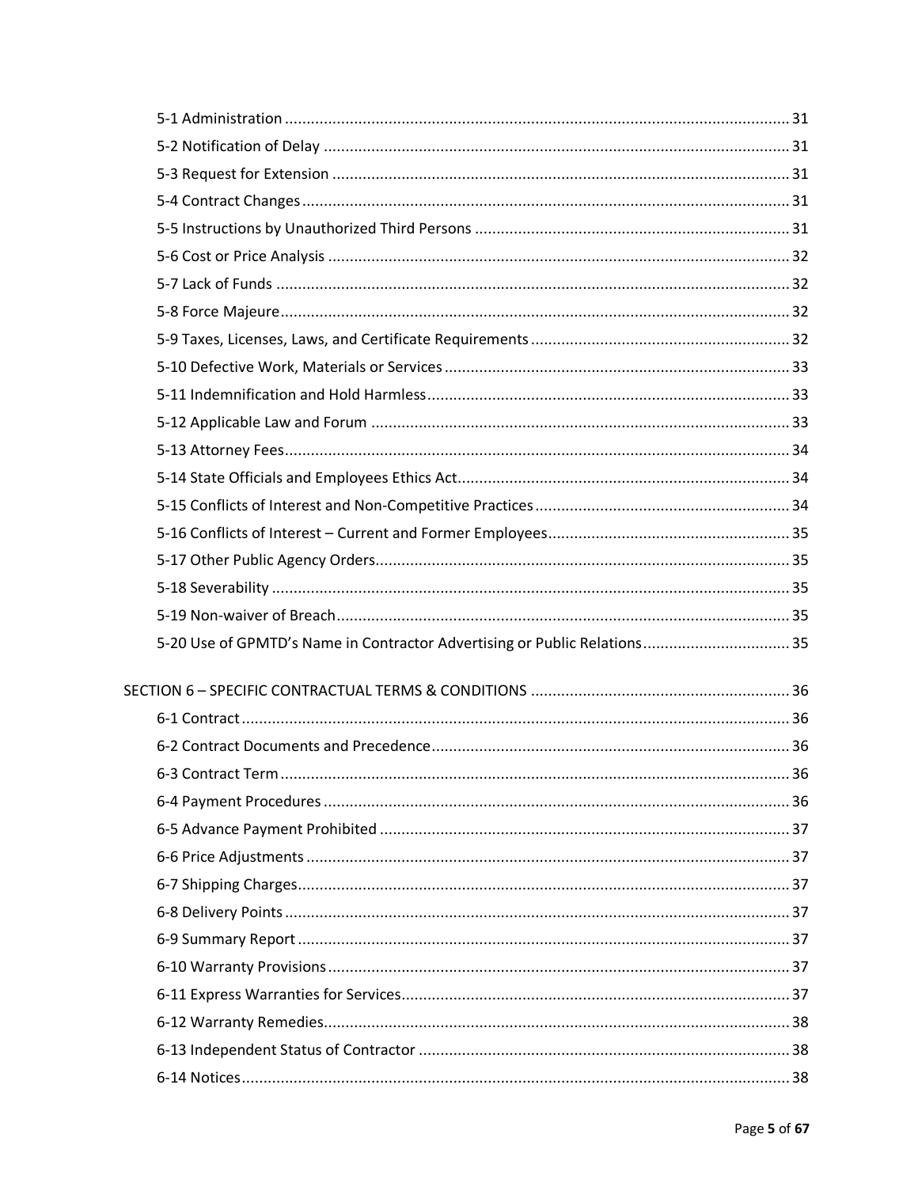5-1 Administration ..... 31
5-2 Notification of Delay ..... 31
5-3 Request for Extension ..... 31
5-4 Contract Changes ..... 31
5-5 Instructions by Unauthorized Third Persons ..... 31
5-6 Cost or Price Analysis ..... 32
5-7 Lack of Funds ..... 32
5-8 Force Majeure ..... 32
5-9 Taxes, Licenses, Laws, and Certificate Requirements ..... 32
5-10 Defective Work, Materials or Services ..... 33
5-11 Indemnification and Hold Harmless ..... 33
5-12 Applicable Law and Forum ..... 33
5-13 Attorney Fees ..... 34
5-14 State Officials and Employees Ethics Act ..... 34
5-15 Conflicts of Interest and Non-Competitive Practices ..... 34
5-16 Conflicts of Interest – Current and Former Employees ..... 35
5-17 Other Public Agency Orders ..... 35
5-18 Severability ..... 35
5-19 Non-waiver of Breach ..... 35
5-20 Use of GPMTD's Name in Contractor Advertising or Public Relations ..... 35

SECTION 6 – SPECIFIC CONTRACTUAL TERMS & CONDITIONS ..... 36

6-1 Contract ..... 36
6-2 Contract Documents and Precedence ..... 36
6-3 Contract Term ..... 36
6-4 Payment Procedures ..... 36
6-5 Advance Payment Prohibited ..... 37
6-6 Price Adjustments ..... 37
6-7 Shipping Charges ..... 37
6-8 Delivery Points ..... 37
6-9 Summary Report ..... 37
6-10 Warranty Provisions ..... 37
6-11 Express Warranties for Services ..... 37
6-12 Warranty Remedies ..... 38
6-13 Independent Status of Contractor ..... 38
6-14 Notices ..... 38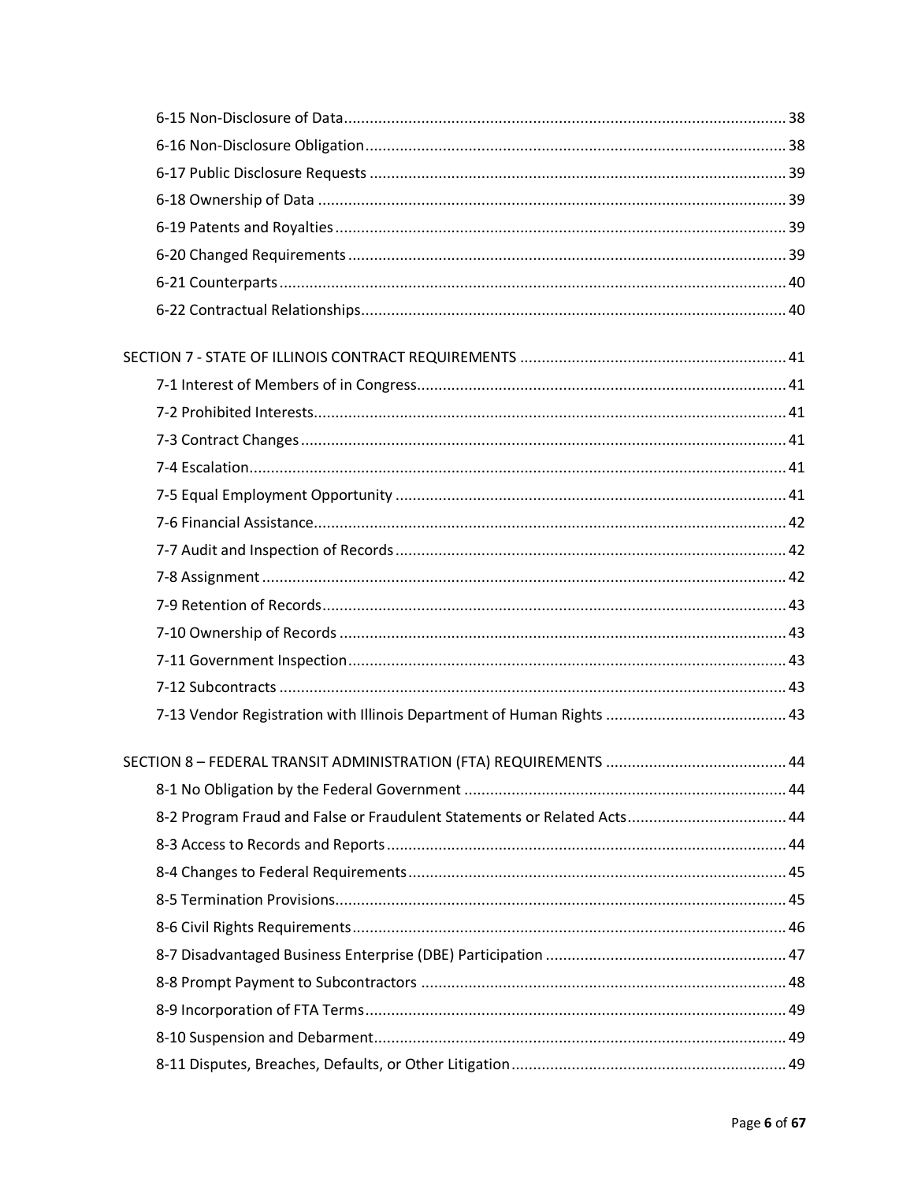6-15 Non-Disclosure of Data ........ 38
6-16 Non-Disclosure Obligation ........ 38
6-17 Public Disclosure Requests ........ 39
6-18 Ownership of Data ........ 39
6-19 Patents and Royalties ........ 39
6-20 Changed Requirements ........ 39
6-21 Counterparts ........ 40
6-22 Contractual Relationships ........ 40

SECTION 7 - STATE OF ILLINOIS CONTRACT REQUIREMENTS ........ 41
7-1 Interest of Members of in Congress ........ 41
7-2 Prohibited Interests ........ 41
7-3 Contract Changes ........ 41
7-4 Escalation ........ 41
7-5 Equal Employment Opportunity ........ 41
7-6 Financial Assistance ........ 42
7-7 Audit and Inspection of Records ........ 42
7-8 Assignment ........ 42
7-9 Retention of Records ........ 43
7-10 Ownership of Records ........ 43
7-11 Government Inspection ........ 43
7-12 Subcontracts ........ 43
7-13 Vendor Registration with Illinois Department of Human Rights ........ 43

SECTION 8 – FEDERAL TRANSIT ADMINISTRATION (FTA) REQUIREMENTS ........ 44
8-1 No Obligation by the Federal Government ........ 44
8-2 Program Fraud and False or Fraudulent Statements or Related Acts ........ 44
8-3 Access to Records and Reports ........ 44
8-4 Changes to Federal Requirements ........ 45
8-5 Termination Provisions ........ 45
8-6 Civil Rights Requirements ........ 46
8-7 Disadvantaged Business Enterprise (DBE) Participation ........ 47
8-8 Prompt Payment to Subcontractors ........ 48
8-9 Incorporation of FTA Terms ........ 49
8-10 Suspension and Debarment ........ 49
8-11 Disputes, Breaches, Defaults, or Other Litigation ........ 49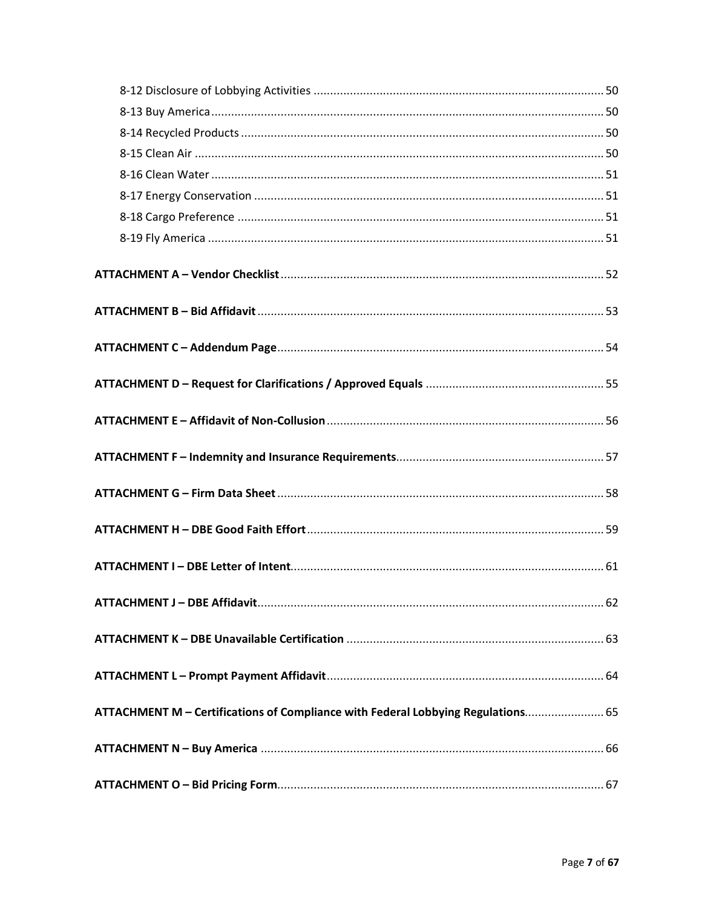8-12 Disclosure of Lobbying Activities ........................................................................................ 50
8-13 Buy America ....................................................................................................................... 50
8-14 Recycled Products ............................................................................................................. 50
8-15 Clean Air ............................................................................................................................ 50
8-16 Clean Water ....................................................................................................................... 51
8-17 Energy Conservation ......................................................................................................... 51
8-18 Cargo Preference .............................................................................................................. 51
8-19 Fly America ........................................................................................................................ 51

**ATTACHMENT A – Vendor Checklist** ................................................................................................. 52

**ATTACHMENT B – Bid Affidavit** ........................................................................................................ 53

**ATTACHMENT C – Addendum Page** .................................................................................................. 54

**ATTACHMENT D – Request for Clarifications / Approved Equals** ...................................................... 55

**ATTACHMENT E – Affidavit of Non-Collusion** ................................................................................... 56

**ATTACHMENT F – Indemnity and Insurance Requirements** .............................................................. 57

**ATTACHMENT G – Firm Data Sheet** .................................................................................................. 58

**ATTACHMENT H – DBE Good Faith Effort** ......................................................................................... 59

**ATTACHMENT I – DBE Letter of Intent** .............................................................................................. 61

**ATTACHMENT J – DBE Affidavit** ........................................................................................................ 62

**ATTACHMENT K – DBE Unavailable Certification** ............................................................................. 63

**ATTACHMENT L – Prompt Payment Affidavit** ................................................................................... 64

**ATTACHMENT M – Certifications of Compliance with Federal Lobbying Regulations** ........................ 65

**ATTACHMENT N – Buy America** ........................................................................................................ 66

**ATTACHMENT O – Bid Pricing Form** .................................................................................................. 67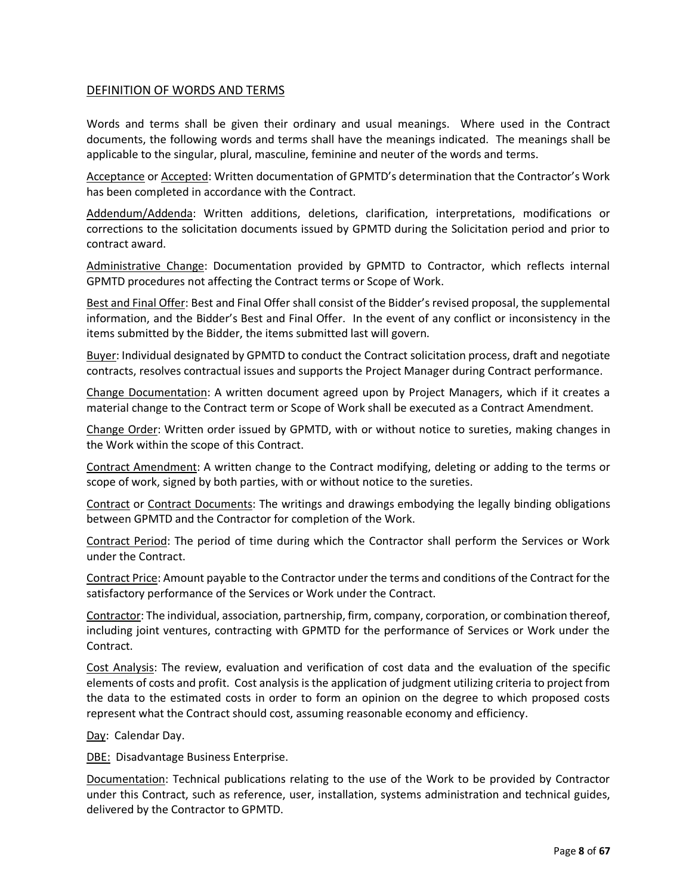## DEFINITION OF WORDS AND TERMS

Words and terms shall be given their ordinary and usual meanings. Where used in the Contract documents, the following words and terms shall have the meanings indicated. The meanings shall be applicable to the singular, plural, masculine, feminine and neuter of the words and terms.

Acceptance or Accepted: Written documentation of GPMTD's determination that the Contractor's Work has been completed in accordance with the Contract.

Addendum/Addenda: Written additions, deletions, clarification, interpretations, modifications or corrections to the solicitation documents issued by GPMTD during the Solicitation period and prior to contract award.

Administrative Change: Documentation provided by GPMTD to Contractor, which reflects internal GPMTD procedures not affecting the Contract terms or Scope of Work.

Best and Final Offer: Best and Final Offer shall consist of the Bidder's revised proposal, the supplemental information, and the Bidder's Best and Final Offer. In the event of any conflict or inconsistency in the items submitted by the Bidder, the items submitted last will govern.

Buyer: Individual designated by GPMTD to conduct the Contract solicitation process, draft and negotiate contracts, resolves contractual issues and supports the Project Manager during Contract performance.

Change Documentation: A written document agreed upon by Project Managers, which if it creates a material change to the Contract term or Scope of Work shall be executed as a Contract Amendment.

Change Order: Written order issued by GPMTD, with or without notice to sureties, making changes in the Work within the scope of this Contract.

Contract Amendment: A written change to the Contract modifying, deleting or adding to the terms or scope of work, signed by both parties, with or without notice to the sureties.

Contract or Contract Documents: The writings and drawings embodying the legally binding obligations between GPMTD and the Contractor for completion of the Work.

Contract Period: The period of time during which the Contractor shall perform the Services or Work under the Contract.

Contract Price: Amount payable to the Contractor under the terms and conditions of the Contract for the satisfactory performance of the Services or Work under the Contract.

Contractor: The individual, association, partnership, firm, company, corporation, or combination thereof, including joint ventures, contracting with GPMTD for the performance of Services or Work under the Contract.

Cost Analysis: The review, evaluation and verification of cost data and the evaluation of the specific elements of costs and profit. Cost analysis is the application of judgment utilizing criteria to project from the data to the estimated costs in order to form an opinion on the degree to which proposed costs represent what the Contract should cost, assuming reasonable economy and efficiency.

Day: Calendar Day.

DBE: Disadvantage Business Enterprise.

Documentation: Technical publications relating to the use of the Work to be provided by Contractor under this Contract, such as reference, user, installation, systems administration and technical guides, delivered by the Contractor to GPMTD.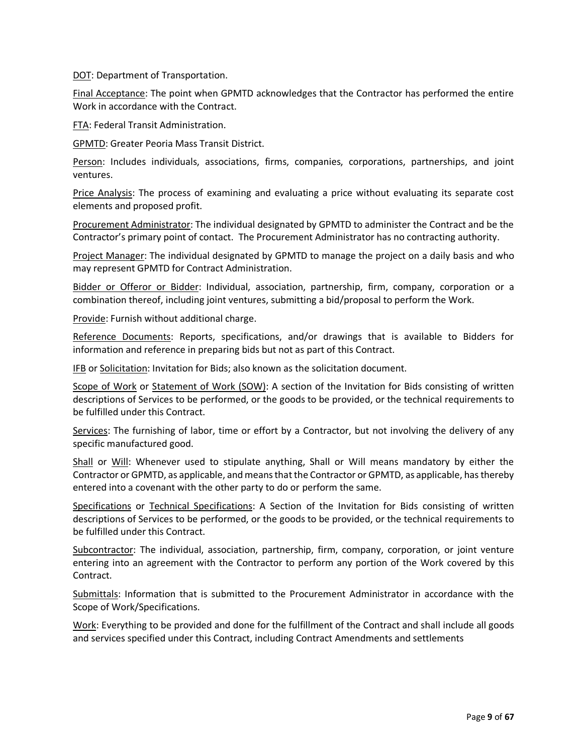DOT: Department of Transportation.

Final Acceptance: The point when GPMTD acknowledges that the Contractor has performed the entire Work in accordance with the Contract.

FTA: Federal Transit Administration.

GPMTD: Greater Peoria Mass Transit District.

Person: Includes individuals, associations, firms, companies, corporations, partnerships, and joint ventures.

Price Analysis: The process of examining and evaluating a price without evaluating its separate cost elements and proposed profit.

Procurement Administrator: The individual designated by GPMTD to administer the Contract and be the Contractor's primary point of contact. The Procurement Administrator has no contracting authority.

Project Manager: The individual designated by GPMTD to manage the project on a daily basis and who may represent GPMTD for Contract Administration.

Bidder or Offeror or Bidder: Individual, association, partnership, firm, company, corporation or a combination thereof, including joint ventures, submitting a bid/proposal to perform the Work.

Provide: Furnish without additional charge.

Reference Documents: Reports, specifications, and/or drawings that is available to Bidders for information and reference in preparing bids but not as part of this Contract.

IFB or Solicitation: Invitation for Bids; also known as the solicitation document.

Scope of Work or Statement of Work (SOW): A section of the Invitation for Bids consisting of written descriptions of Services to be performed, or the goods to be provided, or the technical requirements to be fulfilled under this Contract.

Services: The furnishing of labor, time or effort by a Contractor, but not involving the delivery of any specific manufactured good.

Shall or Will: Whenever used to stipulate anything, Shall or Will means mandatory by either the Contractor or GPMTD, as applicable, and means that the Contractor or GPMTD, as applicable, has thereby entered into a covenant with the other party to do or perform the same.

Specifications or Technical Specifications: A Section of the Invitation for Bids consisting of written descriptions of Services to be performed, or the goods to be provided, or the technical requirements to be fulfilled under this Contract.

Subcontractor: The individual, association, partnership, firm, company, corporation, or joint venture entering into an agreement with the Contractor to perform any portion of the Work covered by this Contract.

Submittals: Information that is submitted to the Procurement Administrator in accordance with the Scope of Work/Specifications.

Work: Everything to be provided and done for the fulfillment of the Contract and shall include all goods and services specified under this Contract, including Contract Amendments and settlements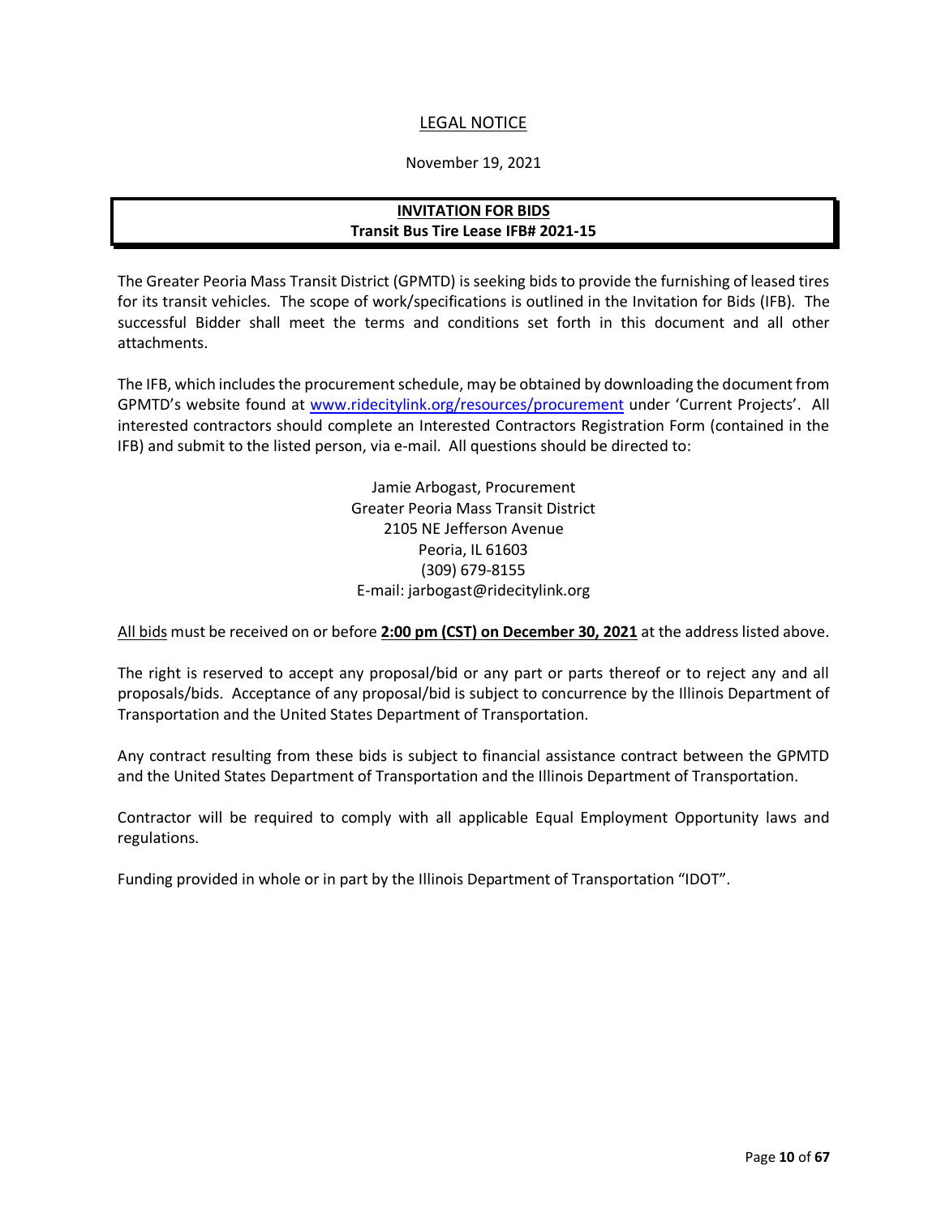# LEGAL NOTICE

November 19, 2021

**INVITATION FOR BIDS**
**Transit Bus Tire Lease IFB# 2021-15**

The Greater Peoria Mass Transit District (GPMTD) is seeking bids to provide the furnishing of leased tires for its transit vehicles. The scope of work/specifications is outlined in the Invitation for Bids (IFB). The successful Bidder shall meet the terms and conditions set forth in this document and all other attachments.

The IFB, which includes the procurement schedule, may be obtained by downloading the document from GPMTD's website found at [www.ridecitylink.org/resources/procurement](http://www.ridecitylink.org/resources/procurement) under 'Current Projects'. All interested contractors should complete an Interested Contractors Registration Form (contained in the IFB) and submit to the listed person, via e-mail. All questions should be directed to:

Jamie Arbogast, Procurement
Greater Peoria Mass Transit District
2105 NE Jefferson Avenue
Peoria, IL 61603
(309) 679-8155
E-mail: jarbogast@ridecitylink.org

All bids must be received on or before **2:00 pm (CST) on December 30, 2021** at the address listed above.

The right is reserved to accept any proposal/bid or any part or parts thereof or to reject any and all proposals/bids. Acceptance of any proposal/bid is subject to concurrence by the Illinois Department of Transportation and the United States Department of Transportation.

Any contract resulting from these bids is subject to financial assistance contract between the GPMTD and the United States Department of Transportation and the Illinois Department of Transportation.

Contractor will be required to comply with all applicable Equal Employment Opportunity laws and regulations.

Funding provided in whole or in part by the Illinois Department of Transportation "IDOT".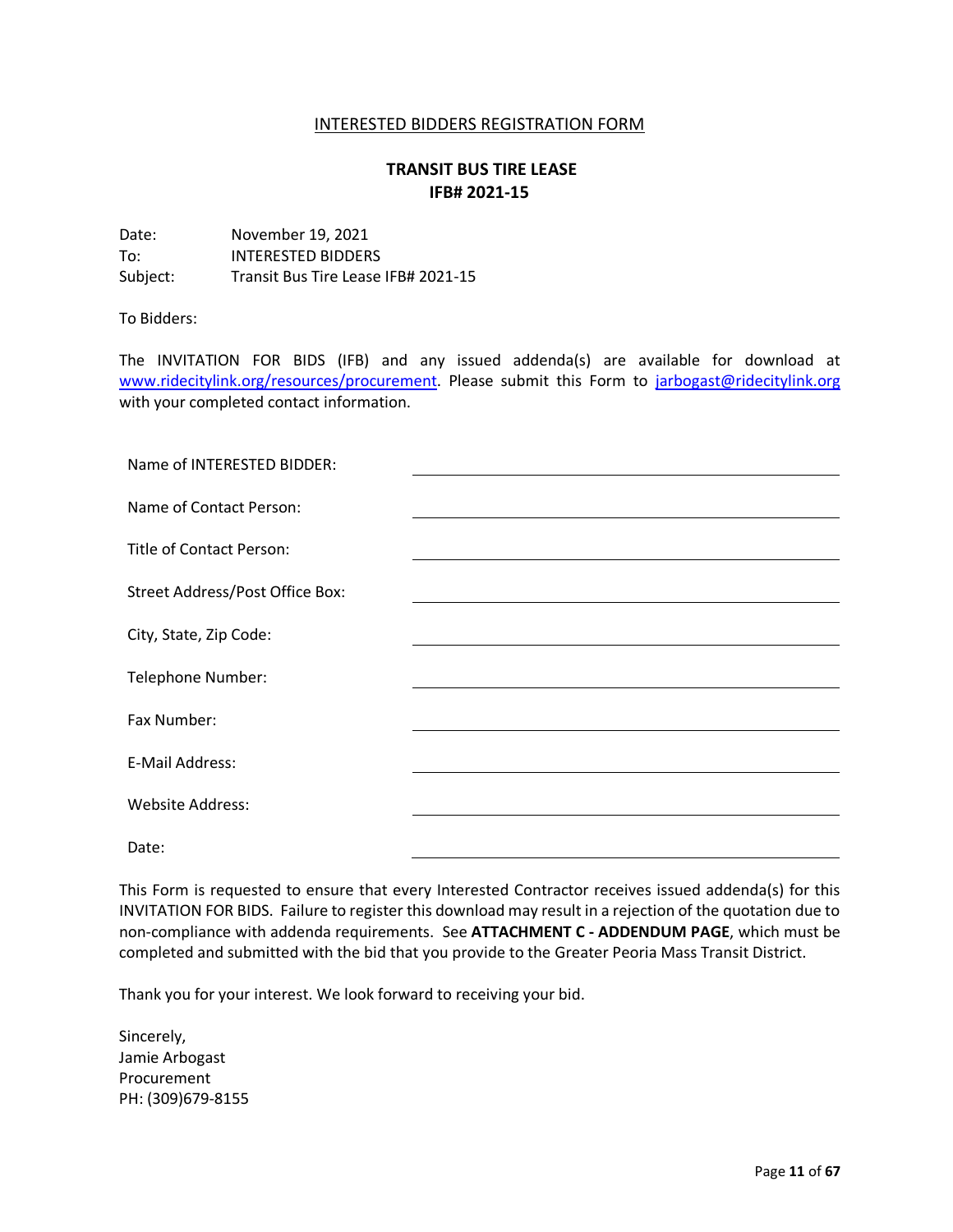INTERESTED BIDDERS REGISTRATION FORM

**TRANSIT BUS TIRE LEASE**
**IFB# 2021-15**

Date: November 19, 2021
To: INTERESTED BIDDERS
Subject: Transit Bus Tire Lease IFB# 2021-15

To Bidders:

The INVITATION FOR BIDS (IFB) and any issued addenda(s) are available for download at www.ridecitylink.org/resources/procurement. Please submit this Form to jarbogast@ridecitylink.org with your completed contact information.

Name of INTERESTED BIDDER: \_\_\_\_\_\_\_\_\_\_\_\_\_\_\_\_\_\_\_\_\_\_\_\_\_\_\_\_\_\_

Name of Contact Person: \_\_\_\_\_\_\_\_\_\_\_\_\_\_\_\_\_\_\_\_\_\_\_\_\_\_\_\_\_\_

Title of Contact Person: \_\_\_\_\_\_\_\_\_\_\_\_\_\_\_\_\_\_\_\_\_\_\_\_\_\_\_\_\_\_

Street Address/Post Office Box: \_\_\_\_\_\_\_\_\_\_\_\_\_\_\_\_\_\_\_\_\_\_\_\_\_\_\_\_\_\_

City, State, Zip Code: \_\_\_\_\_\_\_\_\_\_\_\_\_\_\_\_\_\_\_\_\_\_\_\_\_\_\_\_\_\_

Telephone Number: \_\_\_\_\_\_\_\_\_\_\_\_\_\_\_\_\_\_\_\_\_\_\_\_\_\_\_\_\_\_

Fax Number: \_\_\_\_\_\_\_\_\_\_\_\_\_\_\_\_\_\_\_\_\_\_\_\_\_\_\_\_\_\_

E-Mail Address: \_\_\_\_\_\_\_\_\_\_\_\_\_\_\_\_\_\_\_\_\_\_\_\_\_\_\_\_\_\_

Website Address: \_\_\_\_\_\_\_\_\_\_\_\_\_\_\_\_\_\_\_\_\_\_\_\_\_\_\_\_\_\_

Date: \_\_\_\_\_\_\_\_\_\_\_\_\_\_\_\_\_\_\_\_\_\_\_\_\_\_\_\_\_\_

This Form is requested to ensure that every Interested Contractor receives issued addenda(s) for this INVITATION FOR BIDS. Failure to register this download may result in a rejection of the quotation due to non-compliance with addenda requirements. See **ATTACHMENT C - ADDENDUM PAGE**, which must be completed and submitted with the bid that you provide to the Greater Peoria Mass Transit District.

Thank you for your interest. We look forward to receiving your bid.

Sincerely,
Jamie Arbogast
Procurement
PH: (309)679-8155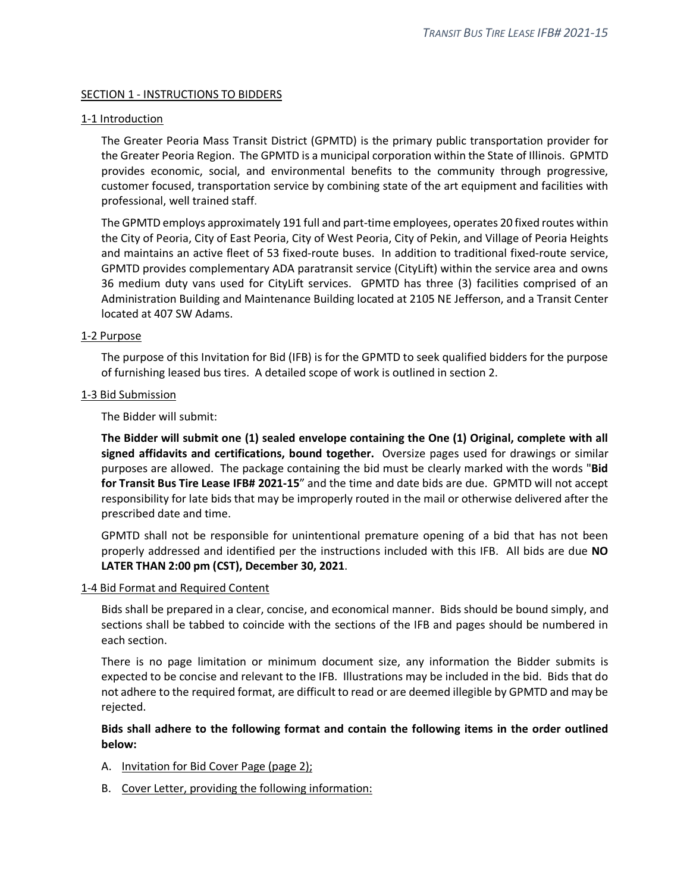## SECTION 1 - INSTRUCTIONS TO BIDDERS

### 1-1 Introduction

The Greater Peoria Mass Transit District (GPMTD) is the primary public transportation provider for the Greater Peoria Region. The GPMTD is a municipal corporation within the State of Illinois. GPMTD provides economic, social, and environmental benefits to the community through progressive, customer focused, transportation service by combining state of the art equipment and facilities with professional, well trained staff.

The GPMTD employs approximately 191 full and part-time employees, operates 20 fixed routes within the City of Peoria, City of East Peoria, City of West Peoria, City of Pekin, and Village of Peoria Heights and maintains an active fleet of 53 fixed-route buses. In addition to traditional fixed-route service, GPMTD provides complementary ADA paratransit service (CityLift) within the service area and owns 36 medium duty vans used for CityLift services. GPMTD has three (3) facilities comprised of an Administration Building and Maintenance Building located at 2105 NE Jefferson, and a Transit Center located at 407 SW Adams.

### 1-2 Purpose

The purpose of this Invitation for Bid (IFB) is for the GPMTD to seek qualified bidders for the purpose of furnishing leased bus tires. A detailed scope of work is outlined in section 2.

### 1-3 Bid Submission

The Bidder will submit:

**The Bidder will submit one (1) sealed envelope containing the One (1) Original, complete with all signed affidavits and certifications, bound together.** Oversize pages used for drawings or similar purposes are allowed. The package containing the bid must be clearly marked with the words "**Bid for Transit Bus Tire Lease IFB# 2021-15**" and the time and date bids are due. GPMTD will not accept responsibility for late bids that may be improperly routed in the mail or otherwise delivered after the prescribed date and time.

GPMTD shall not be responsible for unintentional premature opening of a bid that has not been properly addressed and identified per the instructions included with this IFB. All bids are due **NO LATER THAN 2:00 pm (CST), December 30, 2021**.

### 1-4 Bid Format and Required Content

Bids shall be prepared in a clear, concise, and economical manner. Bids should be bound simply, and sections shall be tabbed to coincide with the sections of the IFB and pages should be numbered in each section.

There is no page limitation or minimum document size, any information the Bidder submits is expected to be concise and relevant to the IFB. Illustrations may be included in the bid. Bids that do not adhere to the required format, are difficult to read or are deemed illegible by GPMTD and may be rejected.

**Bids shall adhere to the following format and contain the following items in the order outlined below:**

A. Invitation for Bid Cover Page (page 2);

B. Cover Letter, providing the following information: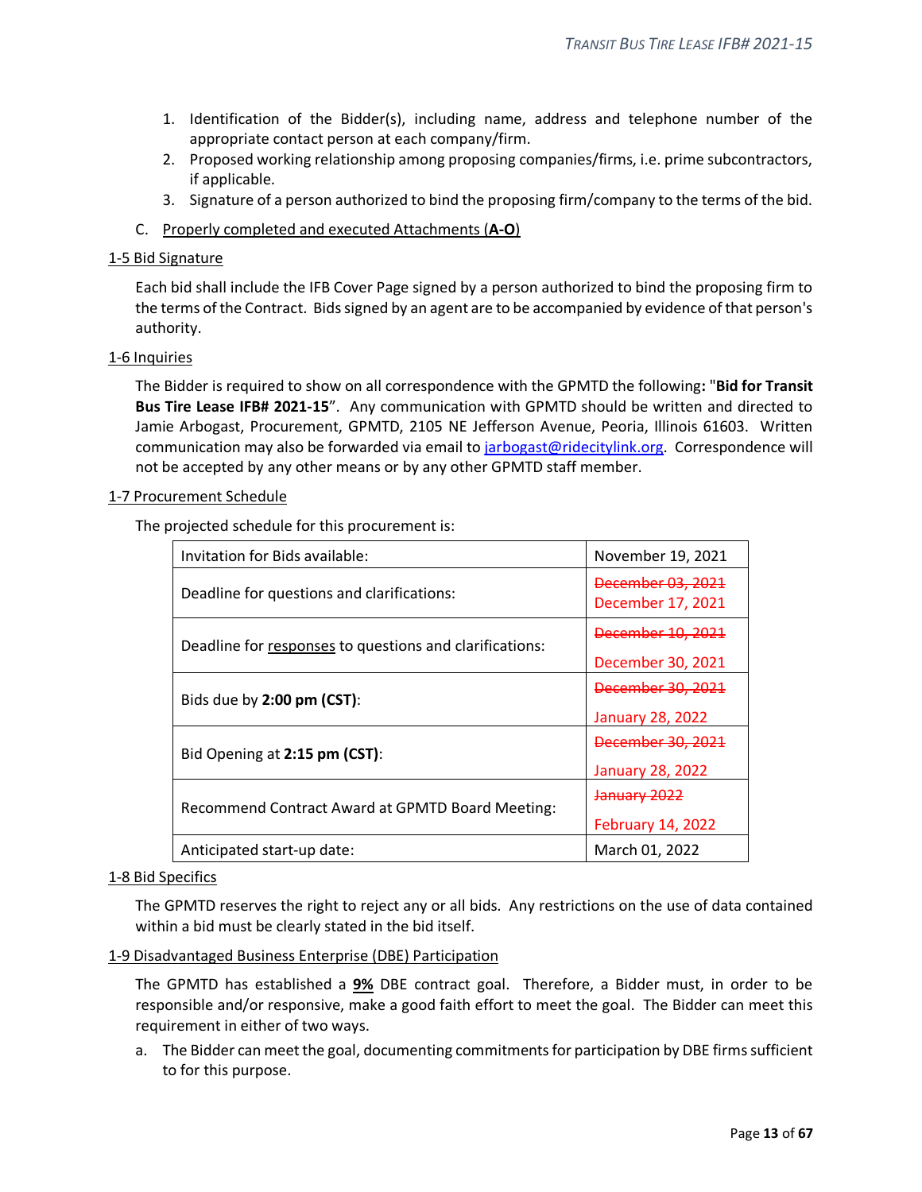1. Identification of the Bidder(s), including name, address and telephone number of the appropriate contact person at each company/firm.
2. Proposed working relationship among proposing companies/firms, i.e. prime subcontractors, if applicable.
3. Signature of a person authorized to bind the proposing firm/company to the terms of the bid.

C. Properly completed and executed Attachments (**A-O**)

## 1-5 Bid Signature

Each bid shall include the IFB Cover Page signed by a person authorized to bind the proposing firm to the terms of the Contract. Bids signed by an agent are to be accompanied by evidence of that person's authority.

## 1-6 Inquiries

The Bidder is required to show on all correspondence with the GPMTD the following**: "Bid for Transit Bus Tire Lease IFB# 2021-15**". Any communication with GPMTD should be written and directed to Jamie Arbogast, Procurement, GPMTD, 2105 NE Jefferson Avenue, Peoria, Illinois 61603. Written communication may also be forwarded via email to jarbogast@ridecitylink.org. Correspondence will not be accepted by any other means or by any other GPMTD staff member.

## 1-7 Procurement Schedule

The projected schedule for this procurement is:

| Invitation for Bids available: | November 19, 2021 |
|---|---|
| Deadline for questions and clarifications: | ~~December 03, 2021~~ December 17, 2021 |
| Deadline for responses to questions and clarifications: | ~~December 10, 2021~~ December 30, 2021 |
| Bids due by **2:00 pm (CST)**: | ~~December 30, 2021~~ January 28, 2022 |
| Bid Opening at **2:15 pm (CST)**: | ~~December 30, 2021~~ January 28, 2022 |
| Recommend Contract Award at GPMTD Board Meeting: | ~~January 2022~~ February 14, 2022 |
| Anticipated start-up date: | March 01, 2022 |

## 1-8 Bid Specifics

The GPMTD reserves the right to reject any or all bids. Any restrictions on the use of data contained within a bid must be clearly stated in the bid itself.

## 1-9 Disadvantaged Business Enterprise (DBE) Participation

The GPMTD has established a **9%** DBE contract goal. Therefore, a Bidder must, in order to be responsible and/or responsive, make a good faith effort to meet the goal. The Bidder can meet this requirement in either of two ways.

a. The Bidder can meet the goal, documenting commitments for participation by DBE firms sufficient to for this purpose.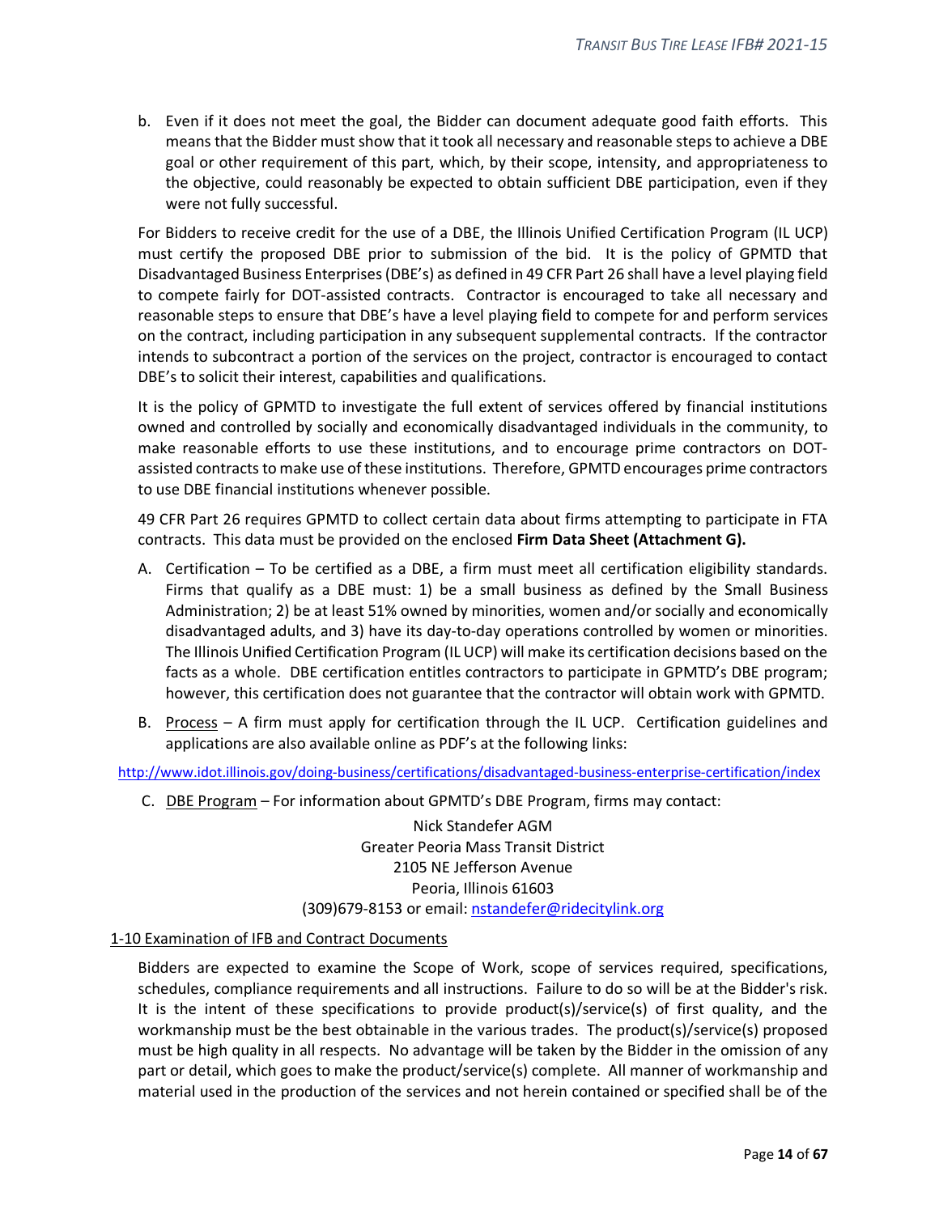b. Even if it does not meet the goal, the Bidder can document adequate good faith efforts. This means that the Bidder must show that it took all necessary and reasonable steps to achieve a DBE goal or other requirement of this part, which, by their scope, intensity, and appropriateness to the objective, could reasonably be expected to obtain sufficient DBE participation, even if they were not fully successful.

For Bidders to receive credit for the use of a DBE, the Illinois Unified Certification Program (IL UCP) must certify the proposed DBE prior to submission of the bid. It is the policy of GPMTD that Disadvantaged Business Enterprises (DBE's) as defined in 49 CFR Part 26 shall have a level playing field to compete fairly for DOT-assisted contracts. Contractor is encouraged to take all necessary and reasonable steps to ensure that DBE's have a level playing field to compete for and perform services on the contract, including participation in any subsequent supplemental contracts. If the contractor intends to subcontract a portion of the services on the project, contractor is encouraged to contact DBE's to solicit their interest, capabilities and qualifications.

It is the policy of GPMTD to investigate the full extent of services offered by financial institutions owned and controlled by socially and economically disadvantaged individuals in the community, to make reasonable efforts to use these institutions, and to encourage prime contractors on DOT-assisted contracts to make use of these institutions. Therefore, GPMTD encourages prime contractors to use DBE financial institutions whenever possible.

49 CFR Part 26 requires GPMTD to collect certain data about firms attempting to participate in FTA contracts. This data must be provided on the enclosed **Firm Data Sheet (Attachment G).**

A. Certification – To be certified as a DBE, a firm must meet all certification eligibility standards. Firms that qualify as a DBE must: 1) be a small business as defined by the Small Business Administration; 2) be at least 51% owned by minorities, women and/or socially and economically disadvantaged adults, and 3) have its day-to-day operations controlled by women or minorities. The Illinois Unified Certification Program (IL UCP) will make its certification decisions based on the facts as a whole. DBE certification entitles contractors to participate in GPMTD's DBE program; however, this certification does not guarantee that the contractor will obtain work with GPMTD.

B. Process – A firm must apply for certification through the IL UCP. Certification guidelines and applications are also available online as PDF's at the following links:

http://www.idot.illinois.gov/doing-business/certifications/disadvantaged-business-enterprise-certification/index

C. DBE Program – For information about GPMTD's DBE Program, firms may contact:

Nick Standefer AGM
Greater Peoria Mass Transit District
2105 NE Jefferson Avenue
Peoria, Illinois 61603
(309)679-8153 or email: nstandefer@ridecitylink.org

## 1-10 Examination of IFB and Contract Documents

Bidders are expected to examine the Scope of Work, scope of services required, specifications, schedules, compliance requirements and all instructions. Failure to do so will be at the Bidder's risk. It is the intent of these specifications to provide product(s)/service(s) of first quality, and the workmanship must be the best obtainable in the various trades. The product(s)/service(s) proposed must be high quality in all respects. No advantage will be taken by the Bidder in the omission of any part or detail, which goes to make the product/service(s) complete. All manner of workmanship and material used in the production of the services and not herein contained or specified shall be of the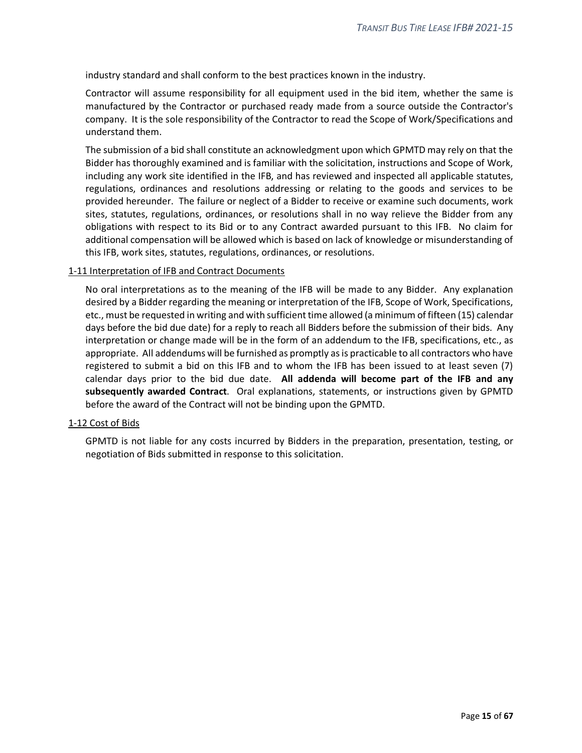industry standard and shall conform to the best practices known in the industry.

Contractor will assume responsibility for all equipment used in the bid item, whether the same is manufactured by the Contractor or purchased ready made from a source outside the Contractor's company. It is the sole responsibility of the Contractor to read the Scope of Work/Specifications and understand them.

The submission of a bid shall constitute an acknowledgment upon which GPMTD may rely on that the Bidder has thoroughly examined and is familiar with the solicitation, instructions and Scope of Work, including any work site identified in the IFB, and has reviewed and inspected all applicable statutes, regulations, ordinances and resolutions addressing or relating to the goods and services to be provided hereunder. The failure or neglect of a Bidder to receive or examine such documents, work sites, statutes, regulations, ordinances, or resolutions shall in no way relieve the Bidder from any obligations with respect to its Bid or to any Contract awarded pursuant to this IFB. No claim for additional compensation will be allowed which is based on lack of knowledge or misunderstanding of this IFB, work sites, statutes, regulations, ordinances, or resolutions.

### 1-11 Interpretation of IFB and Contract Documents

No oral interpretations as to the meaning of the IFB will be made to any Bidder. Any explanation desired by a Bidder regarding the meaning or interpretation of the IFB, Scope of Work, Specifications, etc., must be requested in writing and with sufficient time allowed (a minimum of fifteen (15) calendar days before the bid due date) for a reply to reach all Bidders before the submission of their bids. Any interpretation or change made will be in the form of an addendum to the IFB, specifications, etc., as appropriate. All addendums will be furnished as promptly as is practicable to all contractors who have registered to submit a bid on this IFB and to whom the IFB has been issued to at least seven (7) calendar days prior to the bid due date. **All addenda will become part of the IFB and any subsequently awarded Contract**. Oral explanations, statements, or instructions given by GPMTD before the award of the Contract will not be binding upon the GPMTD.

### 1-12 Cost of Bids

GPMTD is not liable for any costs incurred by Bidders in the preparation, presentation, testing, or negotiation of Bids submitted in response to this solicitation.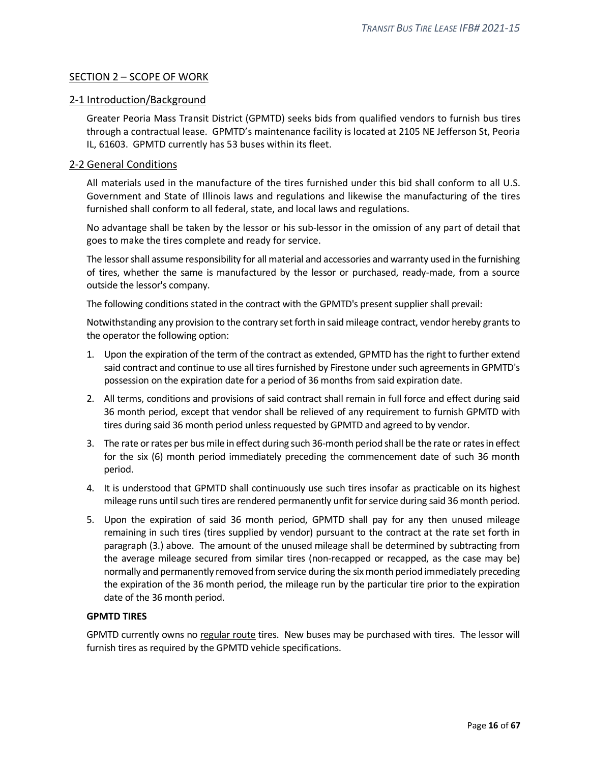## SECTION 2 – SCOPE OF WORK

### 2-1 Introduction/Background

Greater Peoria Mass Transit District (GPMTD) seeks bids from qualified vendors to furnish bus tires through a contractual lease. GPMTD's maintenance facility is located at 2105 NE Jefferson St, Peoria IL, 61603. GPMTD currently has 53 buses within its fleet.

### 2-2 General Conditions

All materials used in the manufacture of the tires furnished under this bid shall conform to all U.S. Government and State of Illinois laws and regulations and likewise the manufacturing of the tires furnished shall conform to all federal, state, and local laws and regulations.

No advantage shall be taken by the lessor or his sub-lessor in the omission of any part of detail that goes to make the tires complete and ready for service.

The lessor shall assume responsibility for all material and accessories and warranty used in the furnishing of tires, whether the same is manufactured by the lessor or purchased, ready-made, from a source outside the lessor's company.

The following conditions stated in the contract with the GPMTD's present supplier shall prevail:

Notwithstanding any provision to the contrary set forth in said mileage contract, vendor hereby grants to the operator the following option:

1. Upon the expiration of the term of the contract as extended, GPMTD has the right to further extend said contract and continue to use all tires furnished by Firestone under such agreements in GPMTD's possession on the expiration date for a period of 36 months from said expiration date.
2. All terms, conditions and provisions of said contract shall remain in full force and effect during said 36 month period, except that vendor shall be relieved of any requirement to furnish GPMTD with tires during said 36 month period unless requested by GPMTD and agreed to by vendor.
3. The rate or rates per bus mile in effect during such 36-month period shall be the rate or rates in effect for the six (6) month period immediately preceding the commencement date of such 36 month period.
4. It is understood that GPMTD shall continuously use such tires insofar as practicable on its highest mileage runs until such tires are rendered permanently unfit for service during said 36 month period.
5. Upon the expiration of said 36 month period, GPMTD shall pay for any then unused mileage remaining in such tires (tires supplied by vendor) pursuant to the contract at the rate set forth in paragraph (3.) above. The amount of the unused mileage shall be determined by subtracting from the average mileage secured from similar tires (non-recapped or recapped, as the case may be) normally and permanently removed from service during the six month period immediately preceding the expiration of the 36 month period, the mileage run by the particular tire prior to the expiration date of the 36 month period.

**GPMTD TIRES**

GPMTD currently owns no regular route tires. New buses may be purchased with tires. The lessor will furnish tires as required by the GPMTD vehicle specifications.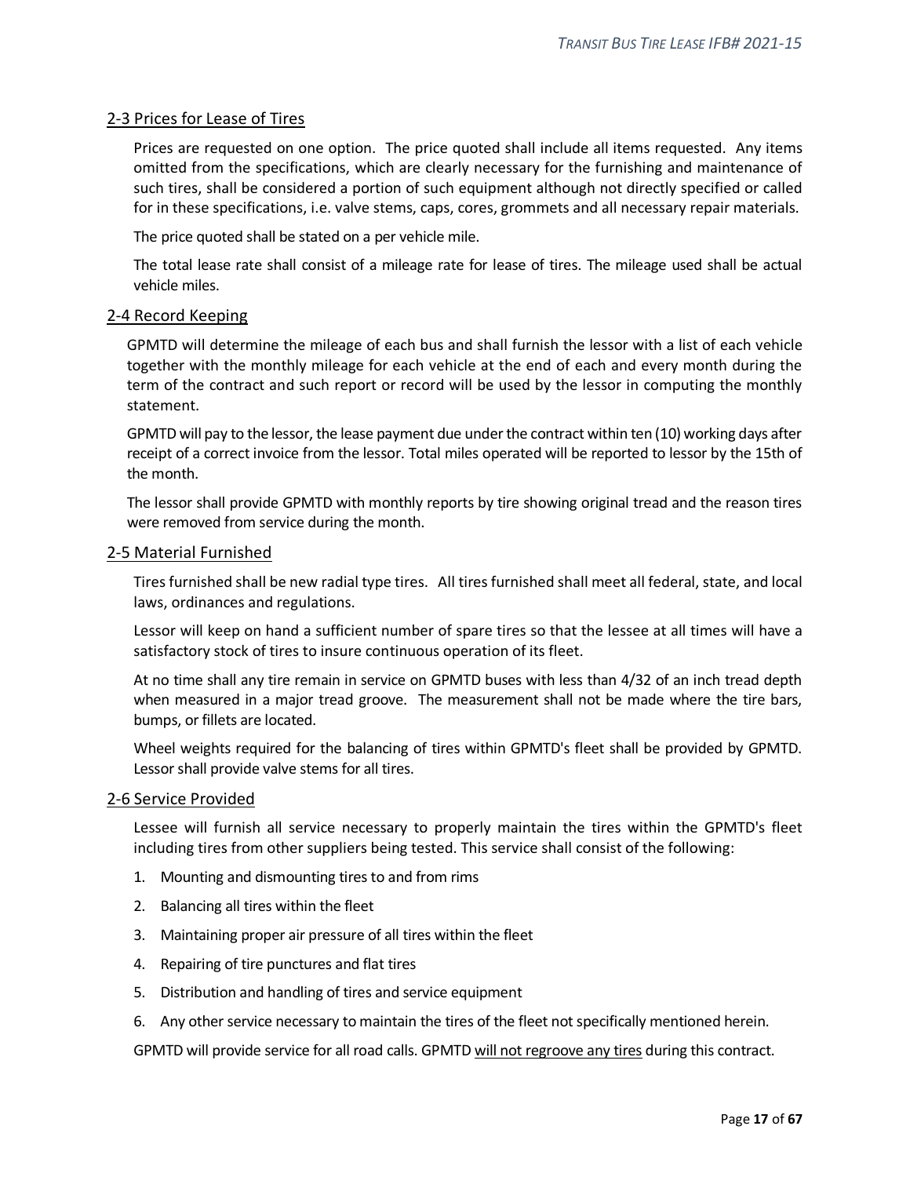## 2-3 Prices for Lease of Tires

Prices are requested on one option. The price quoted shall include all items requested. Any items omitted from the specifications, which are clearly necessary for the furnishing and maintenance of such tires, shall be considered a portion of such equipment although not directly specified or called for in these specifications, i.e. valve stems, caps, cores, grommets and all necessary repair materials.

The price quoted shall be stated on a per vehicle mile.

The total lease rate shall consist of a mileage rate for lease of tires. The mileage used shall be actual vehicle miles.

## 2-4 Record Keeping

GPMTD will determine the mileage of each bus and shall furnish the lessor with a list of each vehicle together with the monthly mileage for each vehicle at the end of each and every month during the term of the contract and such report or record will be used by the lessor in computing the monthly statement.

GPMTD will pay to the lessor, the lease payment due under the contract within ten (10) working days after receipt of a correct invoice from the lessor. Total miles operated will be reported to lessor by the 15th of the month.

The lessor shall provide GPMTD with monthly reports by tire showing original tread and the reason tires were removed from service during the month.

## 2-5 Material Furnished

Tires furnished shall be new radial type tires. All tires furnished shall meet all federal, state, and local laws, ordinances and regulations.

Lessor will keep on hand a sufficient number of spare tires so that the lessee at all times will have a satisfactory stock of tires to insure continuous operation of its fleet.

At no time shall any tire remain in service on GPMTD buses with less than 4/32 of an inch tread depth when measured in a major tread groove. The measurement shall not be made where the tire bars, bumps, or fillets are located.

Wheel weights required for the balancing of tires within GPMTD's fleet shall be provided by GPMTD. Lessor shall provide valve stems for all tires.

## 2-6 Service Provided

Lessee will furnish all service necessary to properly maintain the tires within the GPMTD's fleet including tires from other suppliers being tested. This service shall consist of the following:

1. Mounting and dismounting tires to and from rims
2. Balancing all tires within the fleet
3. Maintaining proper air pressure of all tires within the fleet
4. Repairing of tire punctures and flat tires
5. Distribution and handling of tires and service equipment
6. Any other service necessary to maintain the tires of the fleet not specifically mentioned herein.

GPMTD will provide service for all road calls. GPMTD will not regroove any tires during this contract.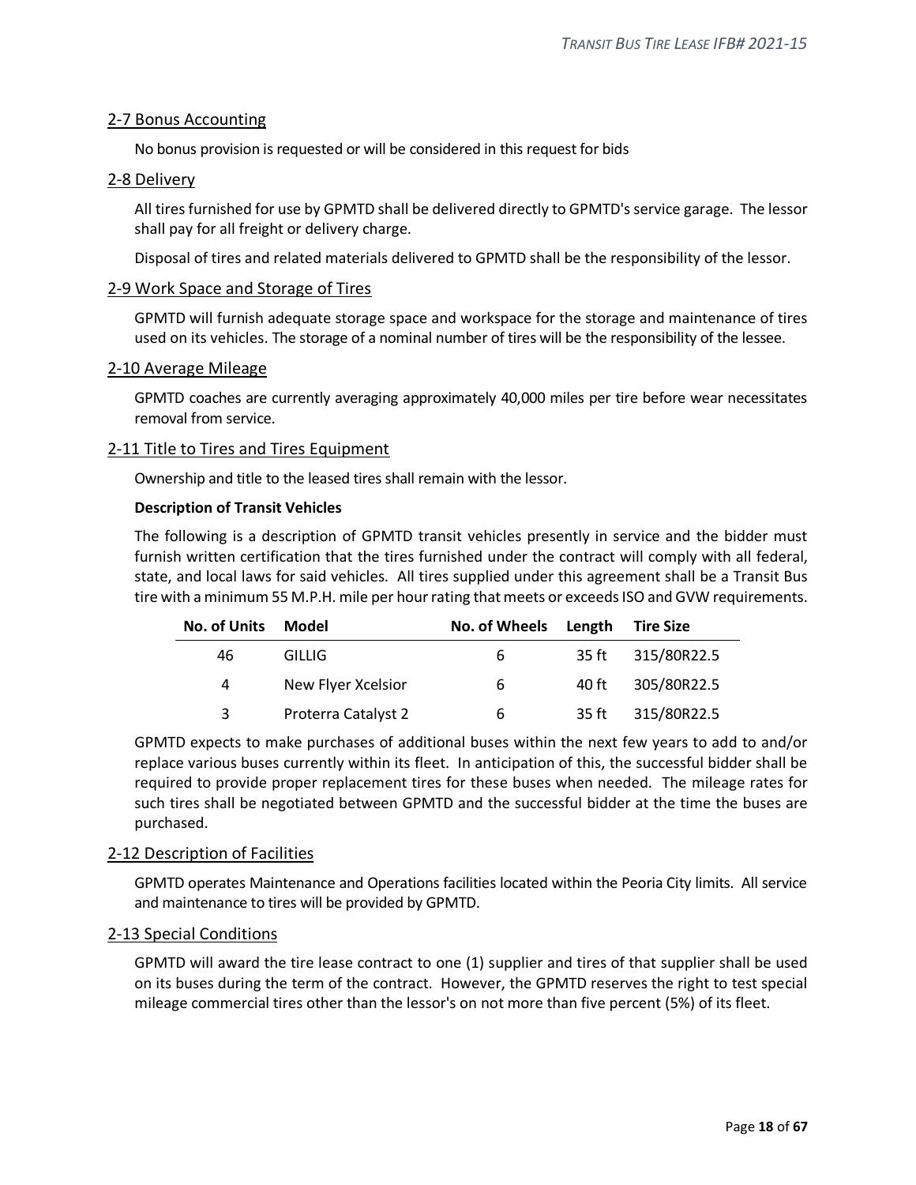## 2-7 Bonus Accounting

No bonus provision is requested or will be considered in this request for bids

## 2-8 Delivery

All tires furnished for use by GPMTD shall be delivered directly to GPMTD's service garage. The lessor shall pay for all freight or delivery charge.

Disposal of tires and related materials delivered to GPMTD shall be the responsibility of the lessor.

## 2-9 Work Space and Storage of Tires

GPMTD will furnish adequate storage space and workspace for the storage and maintenance of tires used on its vehicles. The storage of a nominal number of tires will be the responsibility of the lessee.

## 2-10 Average Mileage

GPMTD coaches are currently averaging approximately 40,000 miles per tire before wear necessitates removal from service.

## 2-11 Title to Tires and Tires Equipment

Ownership and title to the leased tires shall remain with the lessor.

**Description of Transit Vehicles**

The following is a description of GPMTD transit vehicles presently in service and the bidder must furnish written certification that the tires furnished under the contract will comply with all federal, state, and local laws for said vehicles. All tires supplied under this agreement shall be a Transit Bus tire with a minimum 55 M.P.H. mile per hour rating that meets or exceeds ISO and GVW requirements.

| No. of Units | Model | No. of Wheels | Length | Tire Size |
|---|---|---|---|---|
| 46 | GILLIG | 6 | 35 ft | 315/80R22.5 |
| 4 | New Flyer Xcelsior | 6 | 40 ft | 305/80R22.5 |
| 3 | Proterra Catalyst 2 | 6 | 35 ft | 315/80R22.5 |

GPMTD expects to make purchases of additional buses within the next few years to add to and/or replace various buses currently within its fleet. In anticipation of this, the successful bidder shall be required to provide proper replacement tires for these buses when needed. The mileage rates for such tires shall be negotiated between GPMTD and the successful bidder at the time the buses are purchased.

## 2-12 Description of Facilities

GPMTD operates Maintenance and Operations facilities located within the Peoria City limits. All service and maintenance to tires will be provided by GPMTD.

## 2-13 Special Conditions

GPMTD will award the tire lease contract to one (1) supplier and tires of that supplier shall be used on its buses during the term of the contract. However, the GPMTD reserves the right to test special mileage commercial tires other than the lessor's on not more than five percent (5%) of its fleet.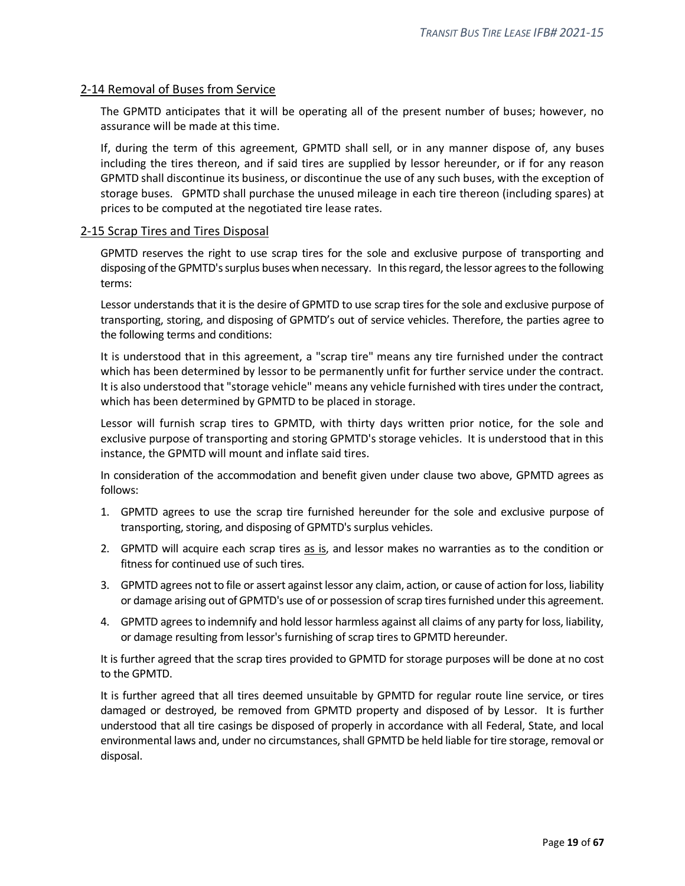## 2-14 Removal of Buses from Service

The GPMTD anticipates that it will be operating all of the present number of buses; however, no assurance will be made at this time.

If, during the term of this agreement, GPMTD shall sell, or in any manner dispose of, any buses including the tires thereon, and if said tires are supplied by lessor hereunder, or if for any reason GPMTD shall discontinue its business, or discontinue the use of any such buses, with the exception of storage buses. GPMTD shall purchase the unused mileage in each tire thereon (including spares) at prices to be computed at the negotiated tire lease rates.

## 2-15 Scrap Tires and Tires Disposal

GPMTD reserves the right to use scrap tires for the sole and exclusive purpose of transporting and disposing of the GPMTD's surplus buses when necessary. In this regard, the lessor agrees to the following terms:

Lessor understands that it is the desire of GPMTD to use scrap tires for the sole and exclusive purpose of transporting, storing, and disposing of GPMTD's out of service vehicles. Therefore, the parties agree to the following terms and conditions:

It is understood that in this agreement, a "scrap tire" means any tire furnished under the contract which has been determined by lessor to be permanently unfit for further service under the contract. It is also understood that "storage vehicle" means any vehicle furnished with tires under the contract, which has been determined by GPMTD to be placed in storage.

Lessor will furnish scrap tires to GPMTD, with thirty days written prior notice, for the sole and exclusive purpose of transporting and storing GPMTD's storage vehicles. It is understood that in this instance, the GPMTD will mount and inflate said tires.

In consideration of the accommodation and benefit given under clause two above, GPMTD agrees as follows:

1. GPMTD agrees to use the scrap tire furnished hereunder for the sole and exclusive purpose of transporting, storing, and disposing of GPMTD's surplus vehicles.
2. GPMTD will acquire each scrap tires as is, and lessor makes no warranties as to the condition or fitness for continued use of such tires.
3. GPMTD agrees not to file or assert against lessor any claim, action, or cause of action for loss, liability or damage arising out of GPMTD's use of or possession of scrap tires furnished under this agreement.
4. GPMTD agrees to indemnify and hold lessor harmless against all claims of any party for loss, liability, or damage resulting from lessor's furnishing of scrap tires to GPMTD hereunder.

It is further agreed that the scrap tires provided to GPMTD for storage purposes will be done at no cost to the GPMTD.

It is further agreed that all tires deemed unsuitable by GPMTD for regular route line service, or tires damaged or destroyed, be removed from GPMTD property and disposed of by Lessor. It is further understood that all tire casings be disposed of properly in accordance with all Federal, State, and local environmental laws and, under no circumstances, shall GPMTD be held liable for tire storage, removal or disposal.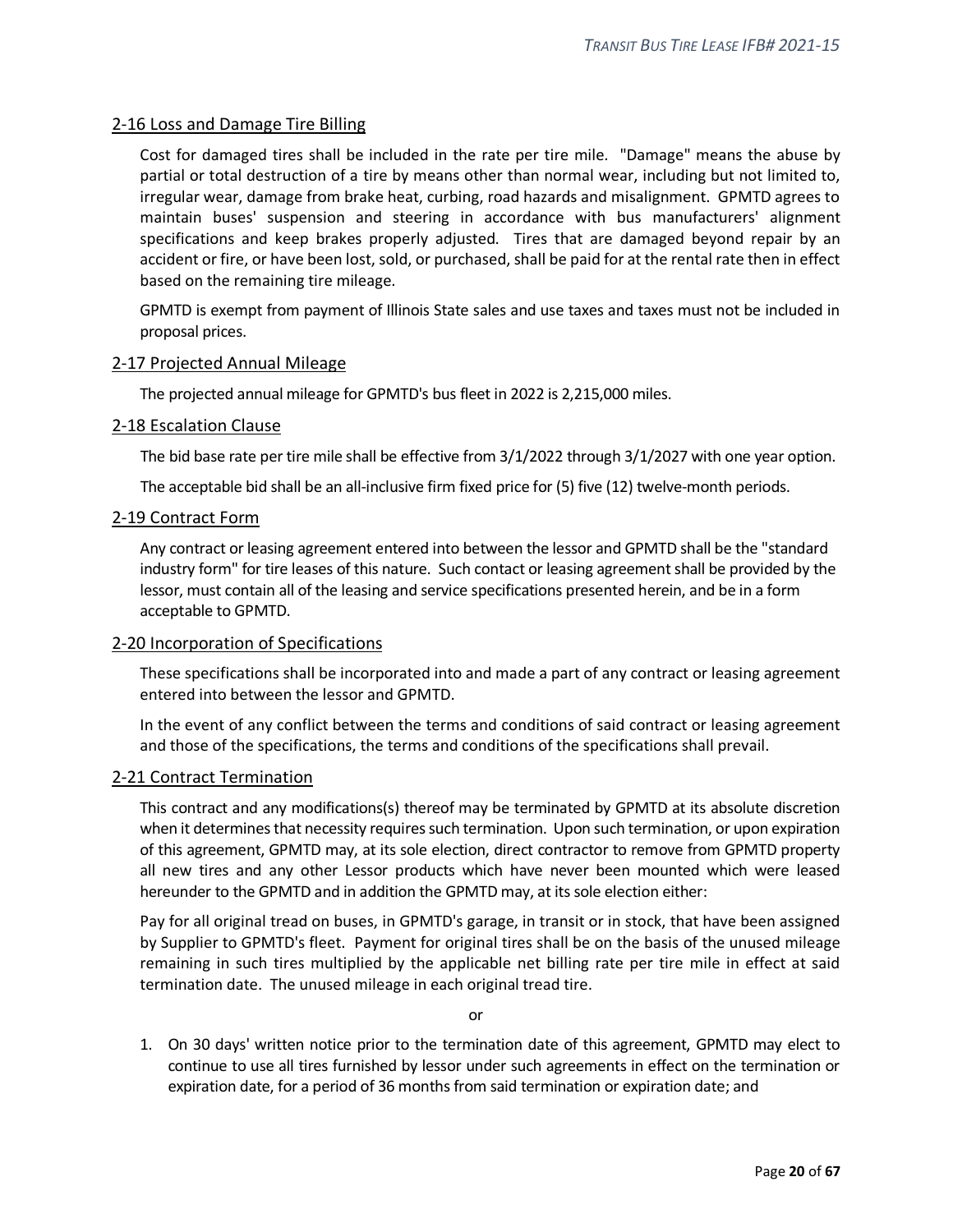## 2-16 Loss and Damage Tire Billing

Cost for damaged tires shall be included in the rate per tire mile. "Damage" means the abuse by partial or total destruction of a tire by means other than normal wear, including but not limited to, irregular wear, damage from brake heat, curbing, road hazards and misalignment. GPMTD agrees to maintain buses' suspension and steering in accordance with bus manufacturers' alignment specifications and keep brakes properly adjusted. Tires that are damaged beyond repair by an accident or fire, or have been lost, sold, or purchased, shall be paid for at the rental rate then in effect based on the remaining tire mileage.

GPMTD is exempt from payment of Illinois State sales and use taxes and taxes must not be included in proposal prices.

## 2-17 Projected Annual Mileage

The projected annual mileage for GPMTD's bus fleet in 2022 is 2,215,000 miles.

## 2-18 Escalation Clause

The bid base rate per tire mile shall be effective from 3/1/2022 through 3/1/2027 with one year option.

The acceptable bid shall be an all-inclusive firm fixed price for (5) five (12) twelve-month periods.

## 2-19 Contract Form

Any contract or leasing agreement entered into between the lessor and GPMTD shall be the "standard industry form" for tire leases of this nature. Such contact or leasing agreement shall be provided by the lessor, must contain all of the leasing and service specifications presented herein, and be in a form acceptable to GPMTD.

## 2-20 Incorporation of Specifications

These specifications shall be incorporated into and made a part of any contract or leasing agreement entered into between the lessor and GPMTD.

In the event of any conflict between the terms and conditions of said contract or leasing agreement and those of the specifications, the terms and conditions of the specifications shall prevail.

## 2-21 Contract Termination

This contract and any modifications(s) thereof may be terminated by GPMTD at its absolute discretion when it determines that necessity requires such termination. Upon such termination, or upon expiration of this agreement, GPMTD may, at its sole election, direct contractor to remove from GPMTD property all new tires and any other Lessor products which have never been mounted which were leased hereunder to the GPMTD and in addition the GPMTD may, at its sole election either:

Pay for all original tread on buses, in GPMTD's garage, in transit or in stock, that have been assigned by Supplier to GPMTD's fleet. Payment for original tires shall be on the basis of the unused mileage remaining in such tires multiplied by the applicable net billing rate per tire mile in effect at said termination date. The unused mileage in each original tread tire.

or

1. On 30 days' written notice prior to the termination date of this agreement, GPMTD may elect to continue to use all tires furnished by lessor under such agreements in effect on the termination or expiration date, for a period of 36 months from said termination or expiration date; and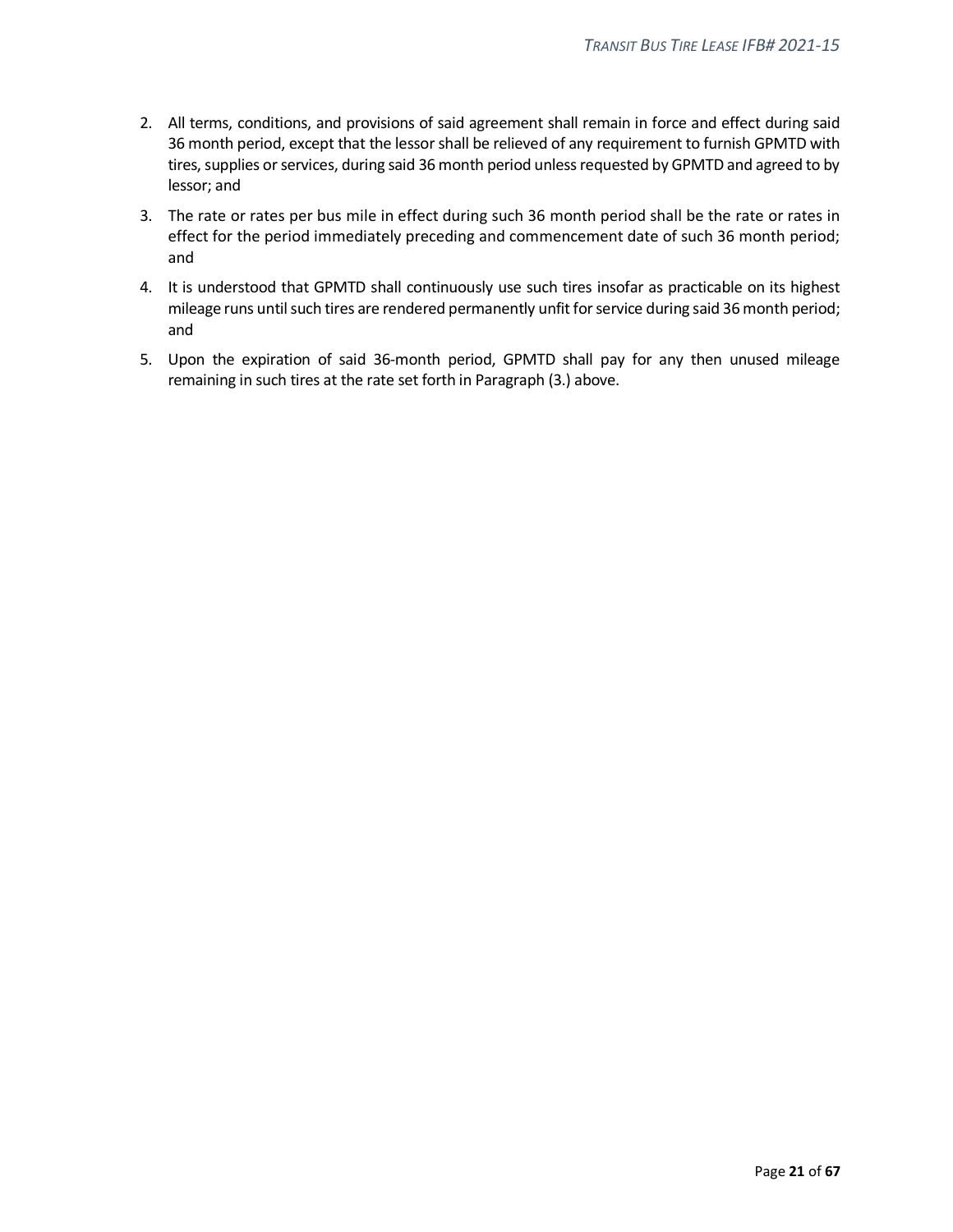2. All terms, conditions, and provisions of said agreement shall remain in force and effect during said 36 month period, except that the lessor shall be relieved of any requirement to furnish GPMTD with tires, supplies or services, during said 36 month period unless requested by GPMTD and agreed to by lessor; and
3. The rate or rates per bus mile in effect during such 36 month period shall be the rate or rates in effect for the period immediately preceding and commencement date of such 36 month period; and
4. It is understood that GPMTD shall continuously use such tires insofar as practicable on its highest mileage runs until such tires are rendered permanently unfit for service during said 36 month period; and
5. Upon the expiration of said 36-month period, GPMTD shall pay for any then unused mileage remaining in such tires at the rate set forth in Paragraph (3.) above.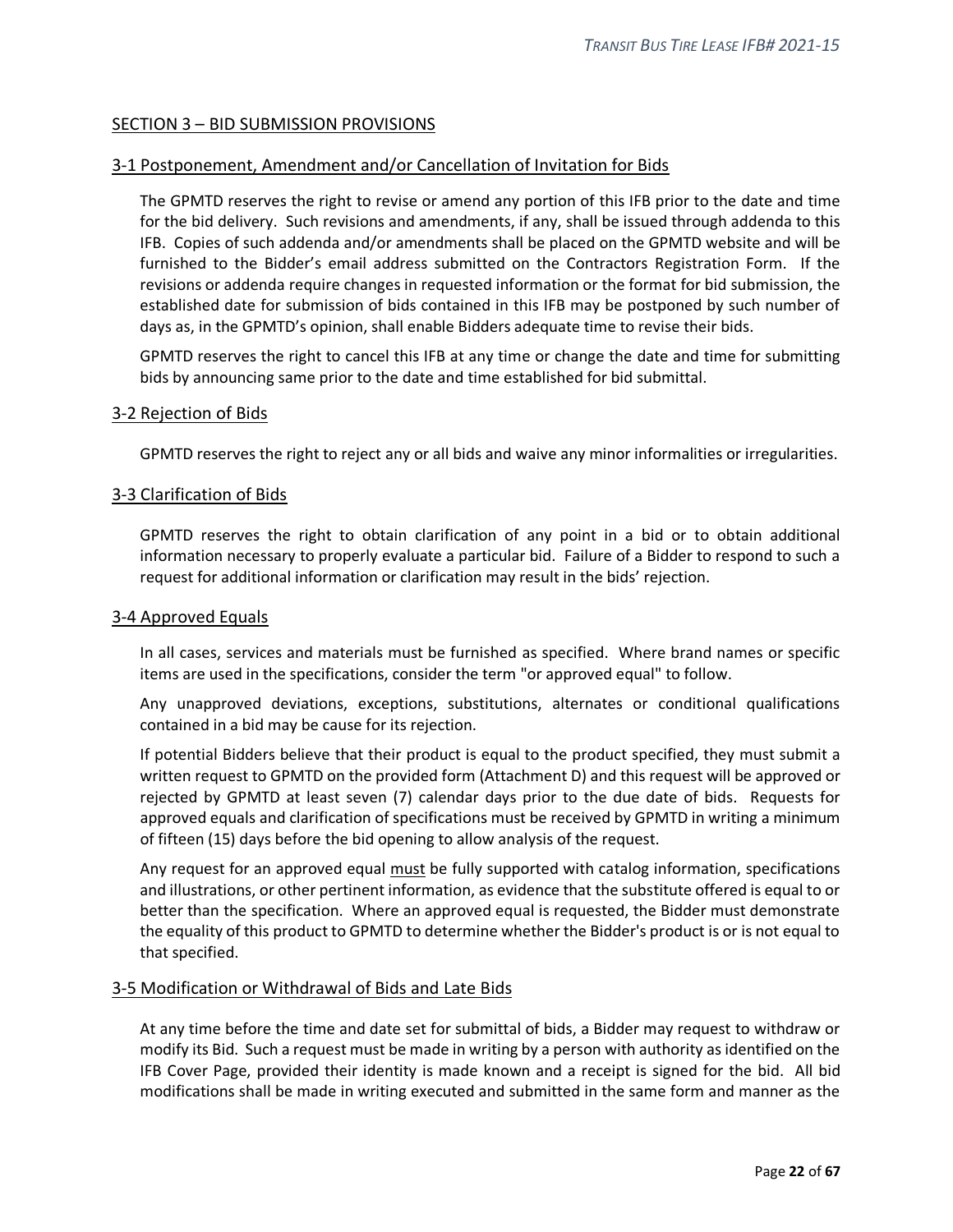## SECTION 3 – BID SUBMISSION PROVISIONS

### 3-1 Postponement, Amendment and/or Cancellation of Invitation for Bids

The GPMTD reserves the right to revise or amend any portion of this IFB prior to the date and time for the bid delivery. Such revisions and amendments, if any, shall be issued through addenda to this IFB. Copies of such addenda and/or amendments shall be placed on the GPMTD website and will be furnished to the Bidder's email address submitted on the Contractors Registration Form. If the revisions or addenda require changes in requested information or the format for bid submission, the established date for submission of bids contained in this IFB may be postponed by such number of days as, in the GPMTD's opinion, shall enable Bidders adequate time to revise their bids.

GPMTD reserves the right to cancel this IFB at any time or change the date and time for submitting bids by announcing same prior to the date and time established for bid submittal.

### 3-2 Rejection of Bids

GPMTD reserves the right to reject any or all bids and waive any minor informalities or irregularities.

### 3-3 Clarification of Bids

GPMTD reserves the right to obtain clarification of any point in a bid or to obtain additional information necessary to properly evaluate a particular bid. Failure of a Bidder to respond to such a request for additional information or clarification may result in the bids' rejection.

### 3-4 Approved Equals

In all cases, services and materials must be furnished as specified. Where brand names or specific items are used in the specifications, consider the term "or approved equal" to follow.

Any unapproved deviations, exceptions, substitutions, alternates or conditional qualifications contained in a bid may be cause for its rejection.

If potential Bidders believe that their product is equal to the product specified, they must submit a written request to GPMTD on the provided form (Attachment D) and this request will be approved or rejected by GPMTD at least seven (7) calendar days prior to the due date of bids. Requests for approved equals and clarification of specifications must be received by GPMTD in writing a minimum of fifteen (15) days before the bid opening to allow analysis of the request.

Any request for an approved equal <u>must</u> be fully supported with catalog information, specifications and illustrations, or other pertinent information, as evidence that the substitute offered is equal to or better than the specification. Where an approved equal is requested, the Bidder must demonstrate the equality of this product to GPMTD to determine whether the Bidder's product is or is not equal to that specified.

### 3-5 Modification or Withdrawal of Bids and Late Bids

At any time before the time and date set for submittal of bids, a Bidder may request to withdraw or modify its Bid. Such a request must be made in writing by a person with authority as identified on the IFB Cover Page, provided their identity is made known and a receipt is signed for the bid. All bid modifications shall be made in writing executed and submitted in the same form and manner as the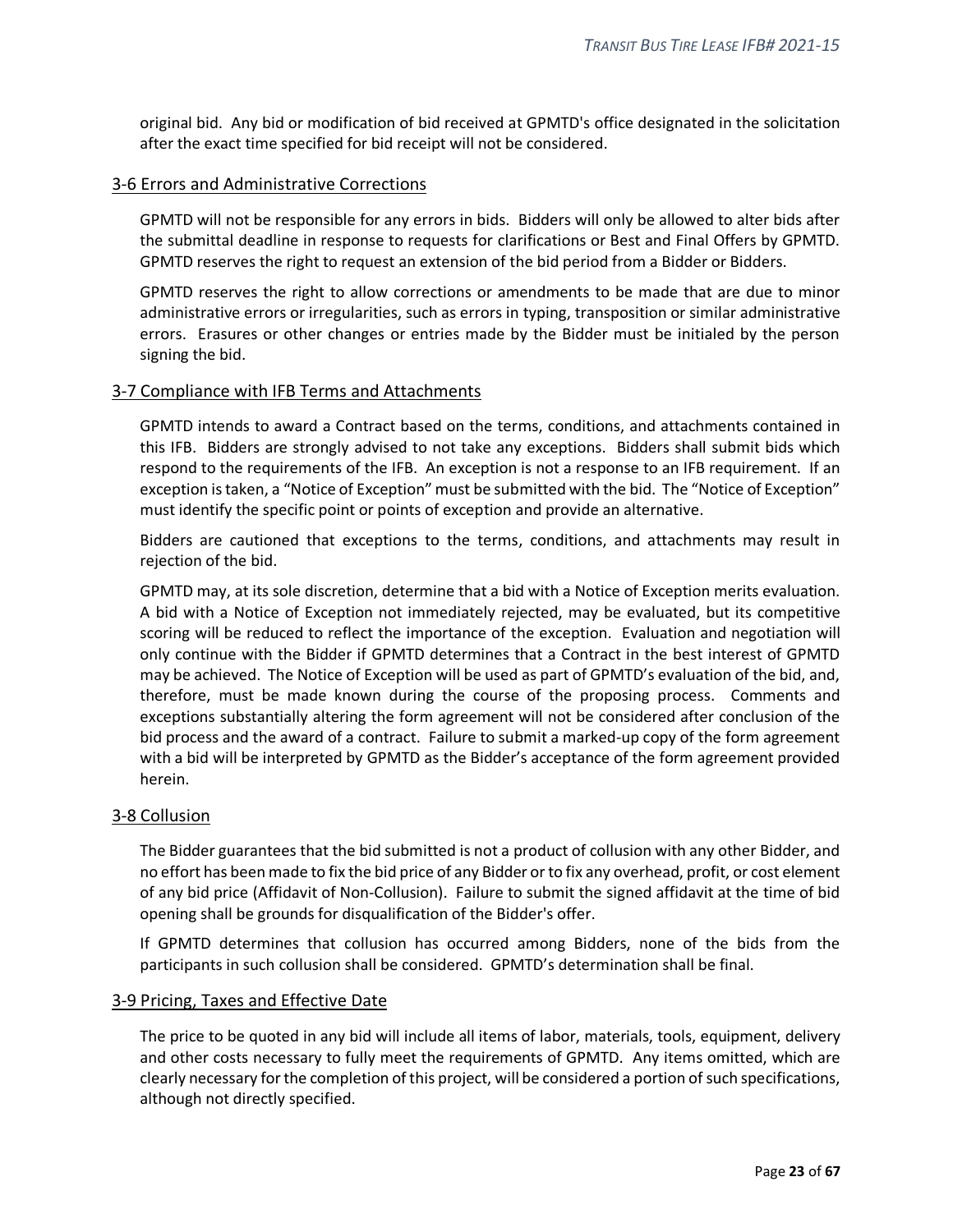original bid. Any bid or modification of bid received at GPMTD's office designated in the solicitation after the exact time specified for bid receipt will not be considered.

## 3-6 Errors and Administrative Corrections

GPMTD will not be responsible for any errors in bids. Bidders will only be allowed to alter bids after the submittal deadline in response to requests for clarifications or Best and Final Offers by GPMTD. GPMTD reserves the right to request an extension of the bid period from a Bidder or Bidders.

GPMTD reserves the right to allow corrections or amendments to be made that are due to minor administrative errors or irregularities, such as errors in typing, transposition or similar administrative errors. Erasures or other changes or entries made by the Bidder must be initialed by the person signing the bid.

## 3-7 Compliance with IFB Terms and Attachments

GPMTD intends to award a Contract based on the terms, conditions, and attachments contained in this IFB. Bidders are strongly advised to not take any exceptions. Bidders shall submit bids which respond to the requirements of the IFB. An exception is not a response to an IFB requirement. If an exception is taken, a "Notice of Exception" must be submitted with the bid. The "Notice of Exception" must identify the specific point or points of exception and provide an alternative.

Bidders are cautioned that exceptions to the terms, conditions, and attachments may result in rejection of the bid.

GPMTD may, at its sole discretion, determine that a bid with a Notice of Exception merits evaluation. A bid with a Notice of Exception not immediately rejected, may be evaluated, but its competitive scoring will be reduced to reflect the importance of the exception. Evaluation and negotiation will only continue with the Bidder if GPMTD determines that a Contract in the best interest of GPMTD may be achieved. The Notice of Exception will be used as part of GPMTD's evaluation of the bid, and, therefore, must be made known during the course of the proposing process. Comments and exceptions substantially altering the form agreement will not be considered after conclusion of the bid process and the award of a contract. Failure to submit a marked-up copy of the form agreement with a bid will be interpreted by GPMTD as the Bidder's acceptance of the form agreement provided herein.

## 3-8 Collusion

The Bidder guarantees that the bid submitted is not a product of collusion with any other Bidder, and no effort has been made to fix the bid price of any Bidder or to fix any overhead, profit, or cost element of any bid price (Affidavit of Non-Collusion). Failure to submit the signed affidavit at the time of bid opening shall be grounds for disqualification of the Bidder's offer.

If GPMTD determines that collusion has occurred among Bidders, none of the bids from the participants in such collusion shall be considered. GPMTD's determination shall be final.

## 3-9 Pricing, Taxes and Effective Date

The price to be quoted in any bid will include all items of labor, materials, tools, equipment, delivery and other costs necessary to fully meet the requirements of GPMTD. Any items omitted, which are clearly necessary for the completion of this project, will be considered a portion of such specifications, although not directly specified.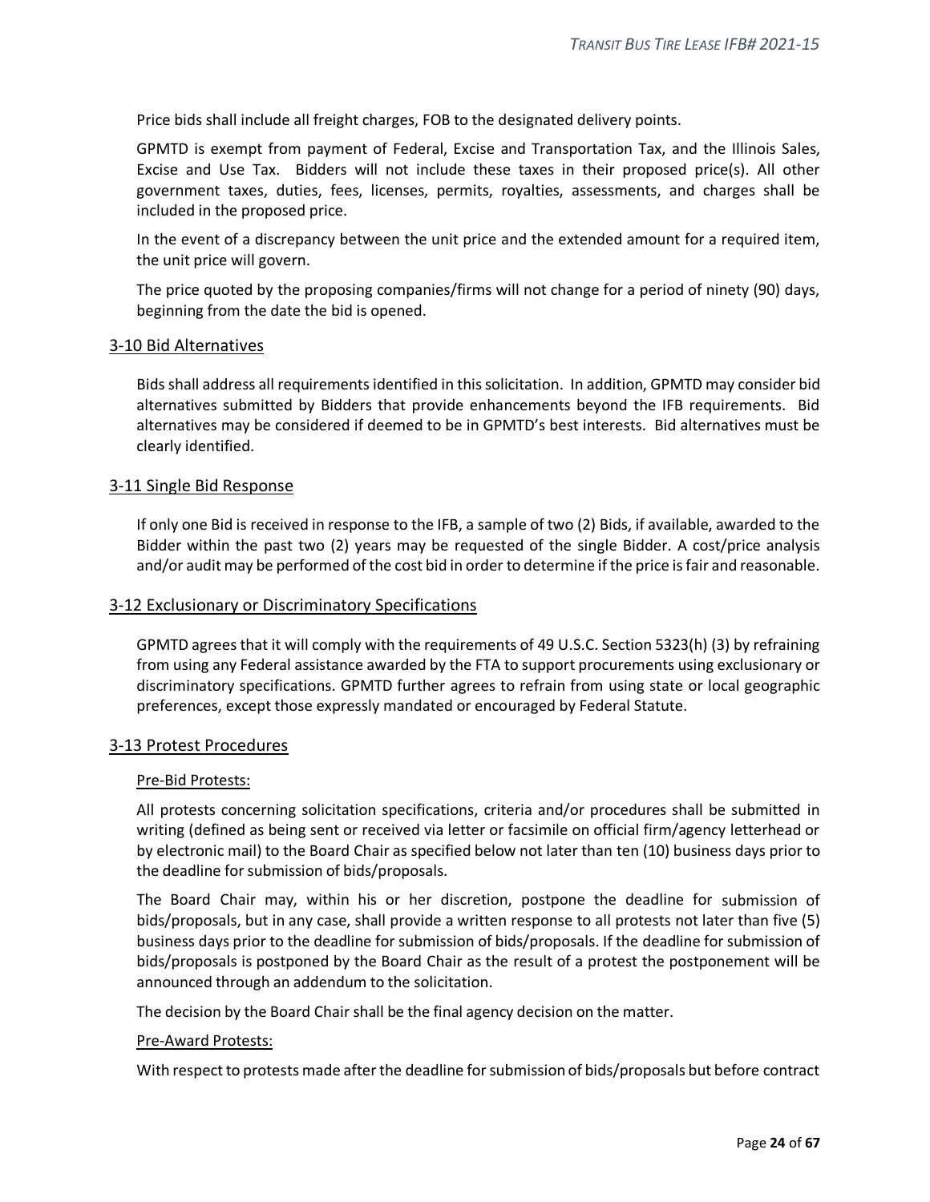Price bids shall include all freight charges, FOB to the designated delivery points.

GPMTD is exempt from payment of Federal, Excise and Transportation Tax, and the Illinois Sales, Excise and Use Tax. Bidders will not include these taxes in their proposed price(s). All other government taxes, duties, fees, licenses, permits, royalties, assessments, and charges shall be included in the proposed price.

In the event of a discrepancy between the unit price and the extended amount for a required item, the unit price will govern.

The price quoted by the proposing companies/firms will not change for a period of ninety (90) days, beginning from the date the bid is opened.

## 3-10 Bid Alternatives

Bids shall address all requirements identified in this solicitation. In addition, GPMTD may consider bid alternatives submitted by Bidders that provide enhancements beyond the IFB requirements. Bid alternatives may be considered if deemed to be in GPMTD's best interests. Bid alternatives must be clearly identified.

## 3-11 Single Bid Response

If only one Bid is received in response to the IFB, a sample of two (2) Bids, if available, awarded to the Bidder within the past two (2) years may be requested of the single Bidder. A cost/price analysis and/or audit may be performed of the cost bid in order to determine if the price is fair and reasonable.

## 3-12 Exclusionary or Discriminatory Specifications

GPMTD agrees that it will comply with the requirements of 49 U.S.C. Section 5323(h) (3) by refraining from using any Federal assistance awarded by the FTA to support procurements using exclusionary or discriminatory specifications. GPMTD further agrees to refrain from using state or local geographic preferences, except those expressly mandated or encouraged by Federal Statute.

## 3-13 Protest Procedures

### Pre-Bid Protests:

All protests concerning solicitation specifications, criteria and/or procedures shall be submitted in writing (defined as being sent or received via letter or facsimile on official firm/agency letterhead or by electronic mail) to the Board Chair as specified below not later than ten (10) business days prior to the deadline for submission of bids/proposals.

The Board Chair may, within his or her discretion, postpone the deadline for submission of bids/proposals, but in any case, shall provide a written response to all protests not later than five (5) business days prior to the deadline for submission of bids/proposals. If the deadline for submission of bids/proposals is postponed by the Board Chair as the result of a protest the postponement will be announced through an addendum to the solicitation.

The decision by the Board Chair shall be the final agency decision on the matter.

### Pre-Award Protests:

With respect to protests made after the deadline for submission of bids/proposals but before contract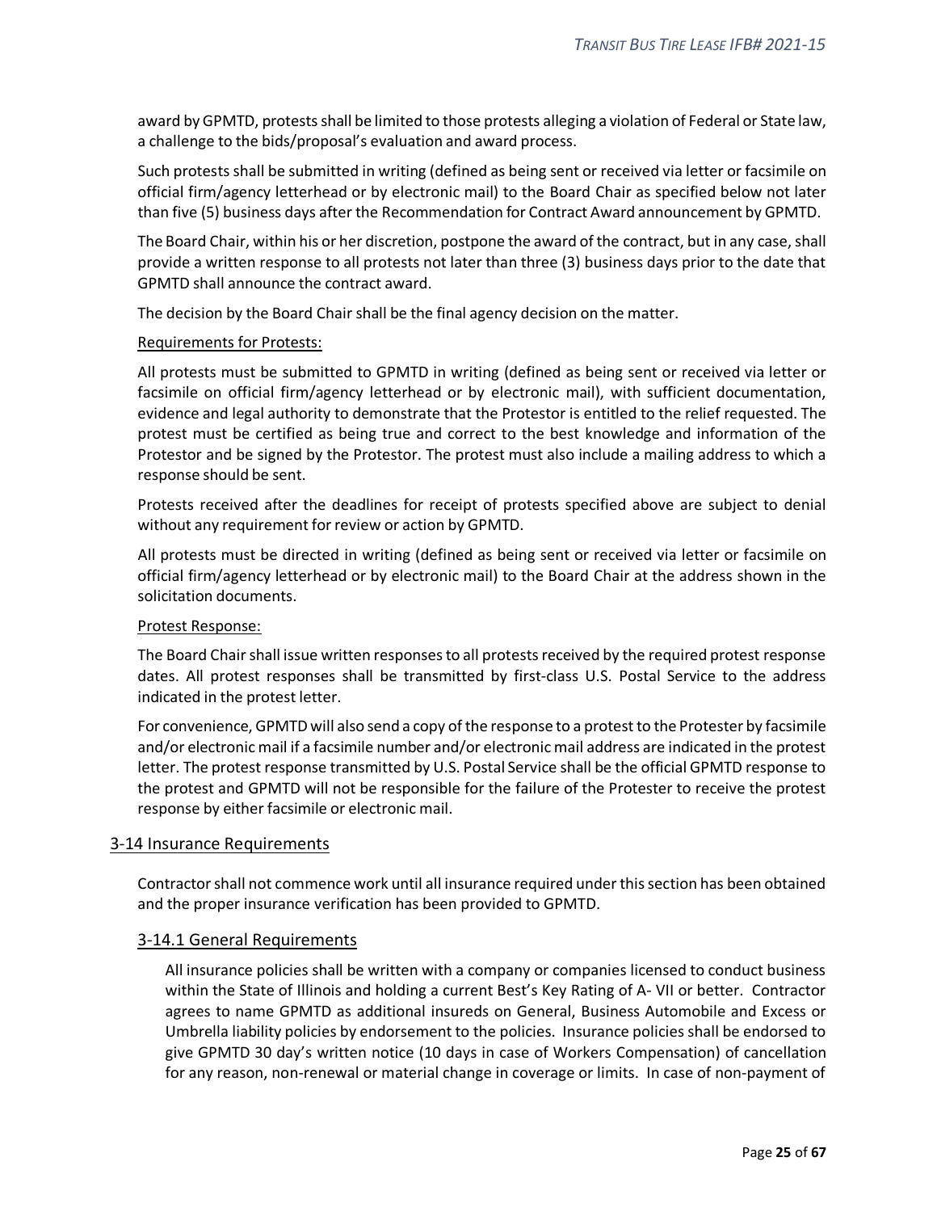award by GPMTD, protests shall be limited to those protests alleging a violation of Federal or State law, a challenge to the bids/proposal's evaluation and award process.

Such protests shall be submitted in writing (defined as being sent or received via letter or facsimile on official firm/agency letterhead or by electronic mail) to the Board Chair as specified below not later than five (5) business days after the Recommendation for Contract Award announcement by GPMTD.

The Board Chair, within his or her discretion, postpone the award of the contract, but in any case, shall provide a written response to all protests not later than three (3) business days prior to the date that GPMTD shall announce the contract award.

The decision by the Board Chair shall be the final agency decision on the matter.

Requirements for Protests:

All protests must be submitted to GPMTD in writing (defined as being sent or received via letter or facsimile on official firm/agency letterhead or by electronic mail), with sufficient documentation, evidence and legal authority to demonstrate that the Protestor is entitled to the relief requested. The protest must be certified as being true and correct to the best knowledge and information of the Protestor and be signed by the Protestor. The protest must also include a mailing address to which a response should be sent.

Protests received after the deadlines for receipt of protests specified above are subject to denial without any requirement for review or action by GPMTD.

All protests must be directed in writing (defined as being sent or received via letter or facsimile on official firm/agency letterhead or by electronic mail) to the Board Chair at the address shown in the solicitation documents.

Protest Response:

The Board Chair shall issue written responses to all protests received by the required protest response dates. All protest responses shall be transmitted by first-class U.S. Postal Service to the address indicated in the protest letter.

For convenience, GPMTD will also send a copy of the response to a protest to the Protester by facsimile and/or electronic mail if a facsimile number and/or electronic mail address are indicated in the protest letter. The protest response transmitted by U.S. Postal Service shall be the official GPMTD response to the protest and GPMTD will not be responsible for the failure of the Protester to receive the protest response by either facsimile or electronic mail.

## 3-14 Insurance Requirements

Contractor shall not commence work until all insurance required under this section has been obtained and the proper insurance verification has been provided to GPMTD.

### 3-14.1 General Requirements

All insurance policies shall be written with a company or companies licensed to conduct business within the State of Illinois and holding a current Best's Key Rating of A- VII or better. Contractor agrees to name GPMTD as additional insureds on General, Business Automobile and Excess or Umbrella liability policies by endorsement to the policies. Insurance policies shall be endorsed to give GPMTD 30 day's written notice (10 days in case of Workers Compensation) of cancellation for any reason, non-renewal or material change in coverage or limits. In case of non-payment of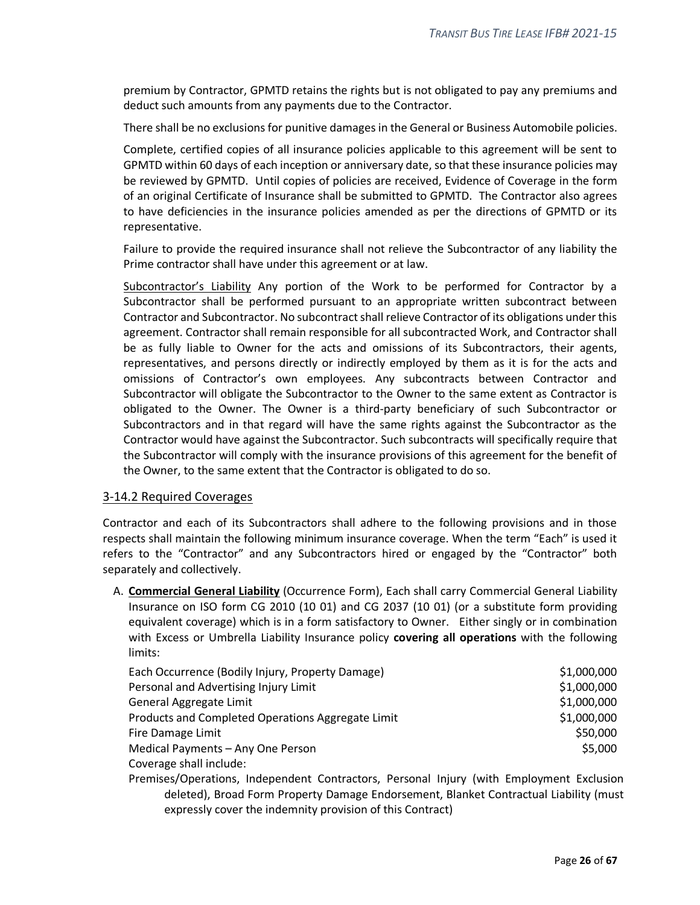premium by Contractor, GPMTD retains the rights but is not obligated to pay any premiums and deduct such amounts from any payments due to the Contractor.

There shall be no exclusions for punitive damages in the General or Business Automobile policies.

Complete, certified copies of all insurance policies applicable to this agreement will be sent to GPMTD within 60 days of each inception or anniversary date, so that these insurance policies may be reviewed by GPMTD. Until copies of policies are received, Evidence of Coverage in the form of an original Certificate of Insurance shall be submitted to GPMTD. The Contractor also agrees to have deficiencies in the insurance policies amended as per the directions of GPMTD or its representative.

Failure to provide the required insurance shall not relieve the Subcontractor of any liability the Prime contractor shall have under this agreement or at law.

Subcontractor's Liability Any portion of the Work to be performed for Contractor by a Subcontractor shall be performed pursuant to an appropriate written subcontract between Contractor and Subcontractor. No subcontract shall relieve Contractor of its obligations under this agreement. Contractor shall remain responsible for all subcontracted Work, and Contractor shall be as fully liable to Owner for the acts and omissions of its Subcontractors, their agents, representatives, and persons directly or indirectly employed by them as it is for the acts and omissions of Contractor's own employees. Any subcontracts between Contractor and Subcontractor will obligate the Subcontractor to the Owner to the same extent as Contractor is obligated to the Owner. The Owner is a third-party beneficiary of such Subcontractor or Subcontractors and in that regard will have the same rights against the Subcontractor as the Contractor would have against the Subcontractor. Such subcontracts will specifically require that the Subcontractor will comply with the insurance provisions of this agreement for the benefit of the Owner, to the same extent that the Contractor is obligated to do so.

## 3-14.2 Required Coverages

Contractor and each of its Subcontractors shall adhere to the following provisions and in those respects shall maintain the following minimum insurance coverage. When the term "Each" is used it refers to the "Contractor" and any Subcontractors hired or engaged by the "Contractor" both separately and collectively.

A. **Commercial General Liability** (Occurrence Form), Each shall carry Commercial General Liability Insurance on ISO form CG 2010 (10 01) and CG 2037 (10 01) (or a substitute form providing equivalent coverage) which is in a form satisfactory to Owner. Either singly or in combination with Excess or Umbrella Liability Insurance policy **covering all operations** with the following limits:

| | |
|---|---|
| Each Occurrence (Bodily Injury, Property Damage) | $1,000,000 |
| Personal and Advertising Injury Limit | $1,000,000 |
| General Aggregate Limit | $1,000,000 |
| Products and Completed Operations Aggregate Limit | $1,000,000 |
| Fire Damage Limit | $50,000 |
| Medical Payments – Any One Person | $5,000 |

Coverage shall include:

Premises/Operations, Independent Contractors, Personal Injury (with Employment Exclusion deleted), Broad Form Property Damage Endorsement, Blanket Contractual Liability (must expressly cover the indemnity provision of this Contract)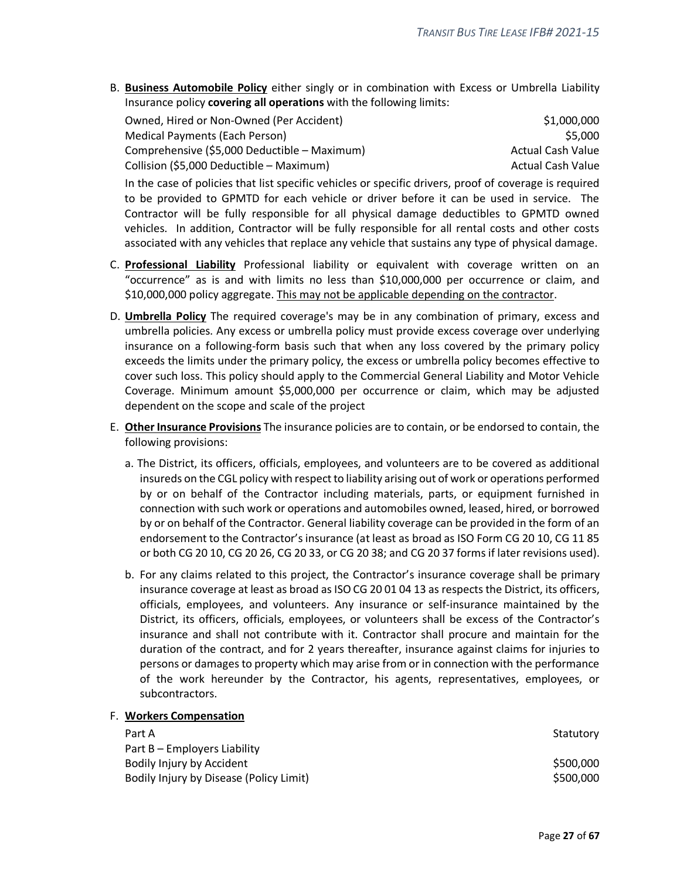B. **Business Automobile Policy** either singly or in combination with Excess or Umbrella Liability Insurance policy **covering all operations** with the following limits:

| | |
|---|---|
| Owned, Hired or Non-Owned (Per Accident) | $1,000,000 |
| Medical Payments (Each Person) | $5,000 |
| Comprehensive ($5,000 Deductible – Maximum) | Actual Cash Value |
| Collision ($5,000 Deductible – Maximum) | Actual Cash Value |

In the case of policies that list specific vehicles or specific drivers, proof of coverage is required to be provided to GPMTD for each vehicle or driver before it can be used in service. The Contractor will be fully responsible for all physical damage deductibles to GPMTD owned vehicles. In addition, Contractor will be fully responsible for all rental costs and other costs associated with any vehicles that replace any vehicle that sustains any type of physical damage.

C. **Professional Liability** Professional liability or equivalent with coverage written on an "occurrence" as is and with limits no less than $10,000,000 per occurrence or claim, and $10,000,000 policy aggregate. <u>This may not be applicable depending on the contractor</u>.

D. **Umbrella Policy** The required coverage's may be in any combination of primary, excess and umbrella policies. Any excess or umbrella policy must provide excess coverage over underlying insurance on a following-form basis such that when any loss covered by the primary policy exceeds the limits under the primary policy, the excess or umbrella policy becomes effective to cover such loss. This policy should apply to the Commercial General Liability and Motor Vehicle Coverage. Minimum amount $5,000,000 per occurrence or claim, which may be adjusted dependent on the scope and scale of the project

E. **Other Insurance Provisions** The insurance policies are to contain, or be endorsed to contain, the following provisions:

   a. The District, its officers, officials, employees, and volunteers are to be covered as additional insureds on the CGL policy with respect to liability arising out of work or operations performed by or on behalf of the Contractor including materials, parts, or equipment furnished in connection with such work or operations and automobiles owned, leased, hired, or borrowed by or on behalf of the Contractor. General liability coverage can be provided in the form of an endorsement to the Contractor's insurance (at least as broad as ISO Form CG 20 10, CG 11 85 or both CG 20 10, CG 20 26, CG 20 33, or CG 20 38; and CG 20 37 forms if later revisions used).

   b. For any claims related to this project, the Contractor's insurance coverage shall be primary insurance coverage at least as broad as ISO CG 20 01 04 13 as respects the District, its officers, officials, employees, and volunteers. Any insurance or self-insurance maintained by the District, its officers, officials, employees, or volunteers shall be excess of the Contractor's insurance and shall not contribute with it. Contractor shall procure and maintain for the duration of the contract, and for 2 years thereafter, insurance against claims for injuries to persons or damages to property which may arise from or in connection with the performance of the work hereunder by the Contractor, his agents, representatives, employees, or subcontractors.

F. **Workers Compensation**

| | |
|---|---|
| Part A | Statutory |
| Part B – Employers Liability | |
| Bodily Injury by Accident | $500,000 |
| Bodily Injury by Disease (Policy Limit) | $500,000 |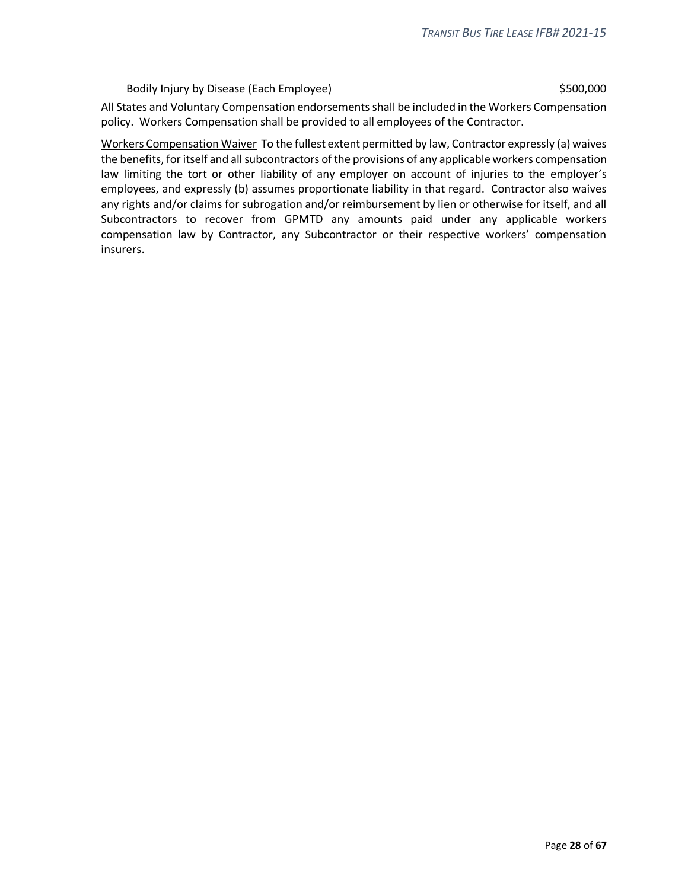Bodily Injury by Disease (Each Employee) $500,000

All States and Voluntary Compensation endorsements shall be included in the Workers Compensation policy. Workers Compensation shall be provided to all employees of the Contractor.

<u>Workers Compensation Waiver</u> To the fullest extent permitted by law, Contractor expressly (a) waives the benefits, for itself and all subcontractors of the provisions of any applicable workers compensation law limiting the tort or other liability of any employer on account of injuries to the employer's employees, and expressly (b) assumes proportionate liability in that regard. Contractor also waives any rights and/or claims for subrogation and/or reimbursement by lien or otherwise for itself, and all Subcontractors to recover from GPMTD any amounts paid under any applicable workers compensation law by Contractor, any Subcontractor or their respective workers' compensation insurers.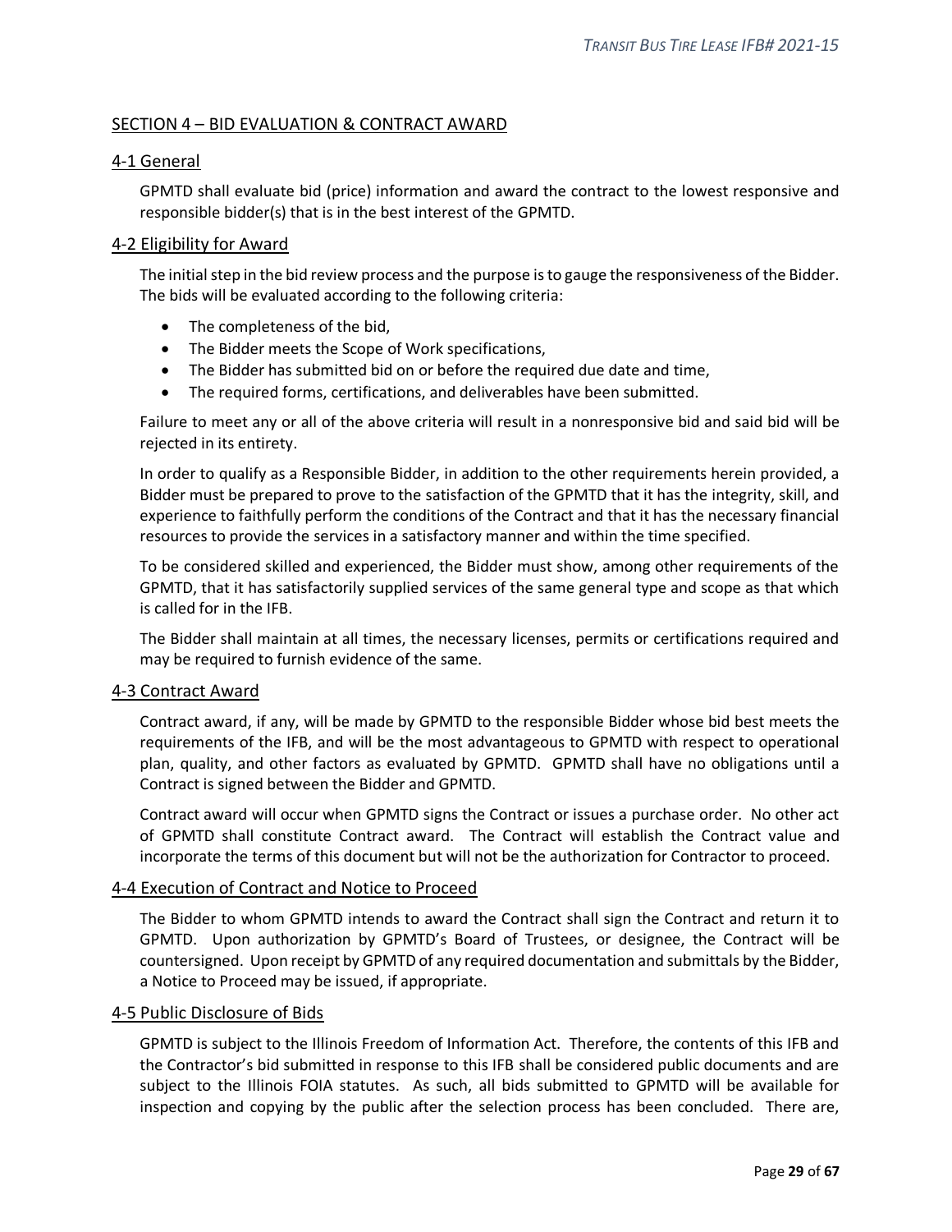## SECTION 4 – BID EVALUATION & CONTRACT AWARD

### 4-1 General

GPMTD shall evaluate bid (price) information and award the contract to the lowest responsive and responsible bidder(s) that is in the best interest of the GPMTD.

### 4-2 Eligibility for Award

The initial step in the bid review process and the purpose is to gauge the responsiveness of the Bidder. The bids will be evaluated according to the following criteria:

- The completeness of the bid,
- The Bidder meets the Scope of Work specifications,
- The Bidder has submitted bid on or before the required due date and time,
- The required forms, certifications, and deliverables have been submitted.

Failure to meet any or all of the above criteria will result in a nonresponsive bid and said bid will be rejected in its entirety.

In order to qualify as a Responsible Bidder, in addition to the other requirements herein provided, a Bidder must be prepared to prove to the satisfaction of the GPMTD that it has the integrity, skill, and experience to faithfully perform the conditions of the Contract and that it has the necessary financial resources to provide the services in a satisfactory manner and within the time specified.

To be considered skilled and experienced, the Bidder must show, among other requirements of the GPMTD, that it has satisfactorily supplied services of the same general type and scope as that which is called for in the IFB.

The Bidder shall maintain at all times, the necessary licenses, permits or certifications required and may be required to furnish evidence of the same.

### 4-3 Contract Award

Contract award, if any, will be made by GPMTD to the responsible Bidder whose bid best meets the requirements of the IFB, and will be the most advantageous to GPMTD with respect to operational plan, quality, and other factors as evaluated by GPMTD. GPMTD shall have no obligations until a Contract is signed between the Bidder and GPMTD.

Contract award will occur when GPMTD signs the Contract or issues a purchase order. No other act of GPMTD shall constitute Contract award. The Contract will establish the Contract value and incorporate the terms of this document but will not be the authorization for Contractor to proceed.

### 4-4 Execution of Contract and Notice to Proceed

The Bidder to whom GPMTD intends to award the Contract shall sign the Contract and return it to GPMTD. Upon authorization by GPMTD's Board of Trustees, or designee, the Contract will be countersigned. Upon receipt by GPMTD of any required documentation and submittals by the Bidder, a Notice to Proceed may be issued, if appropriate.

### 4-5 Public Disclosure of Bids

GPMTD is subject to the Illinois Freedom of Information Act. Therefore, the contents of this IFB and the Contractor's bid submitted in response to this IFB shall be considered public documents and are subject to the Illinois FOIA statutes. As such, all bids submitted to GPMTD will be available for inspection and copying by the public after the selection process has been concluded. There are,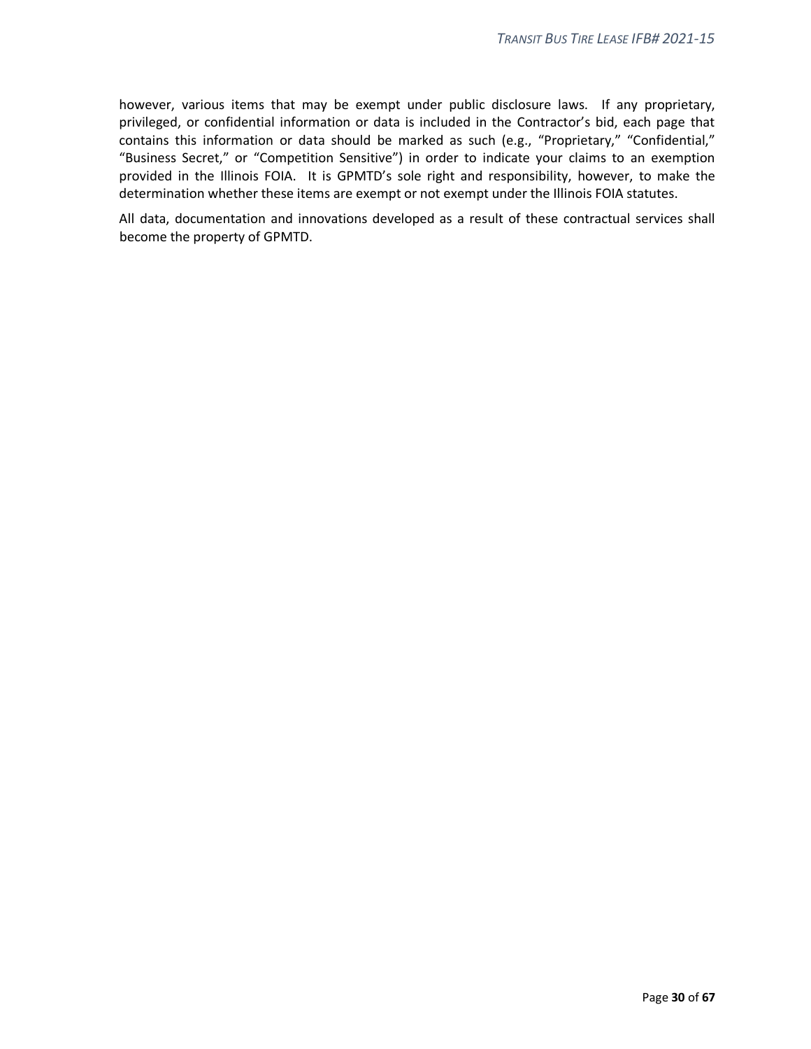however, various items that may be exempt under public disclosure laws. If any proprietary, privileged, or confidential information or data is included in the Contractor's bid, each page that contains this information or data should be marked as such (e.g., "Proprietary," "Confidential," "Business Secret," or "Competition Sensitive") in order to indicate your claims to an exemption provided in the Illinois FOIA. It is GPMTD's sole right and responsibility, however, to make the determination whether these items are exempt or not exempt under the Illinois FOIA statutes.

All data, documentation and innovations developed as a result of these contractual services shall become the property of GPMTD.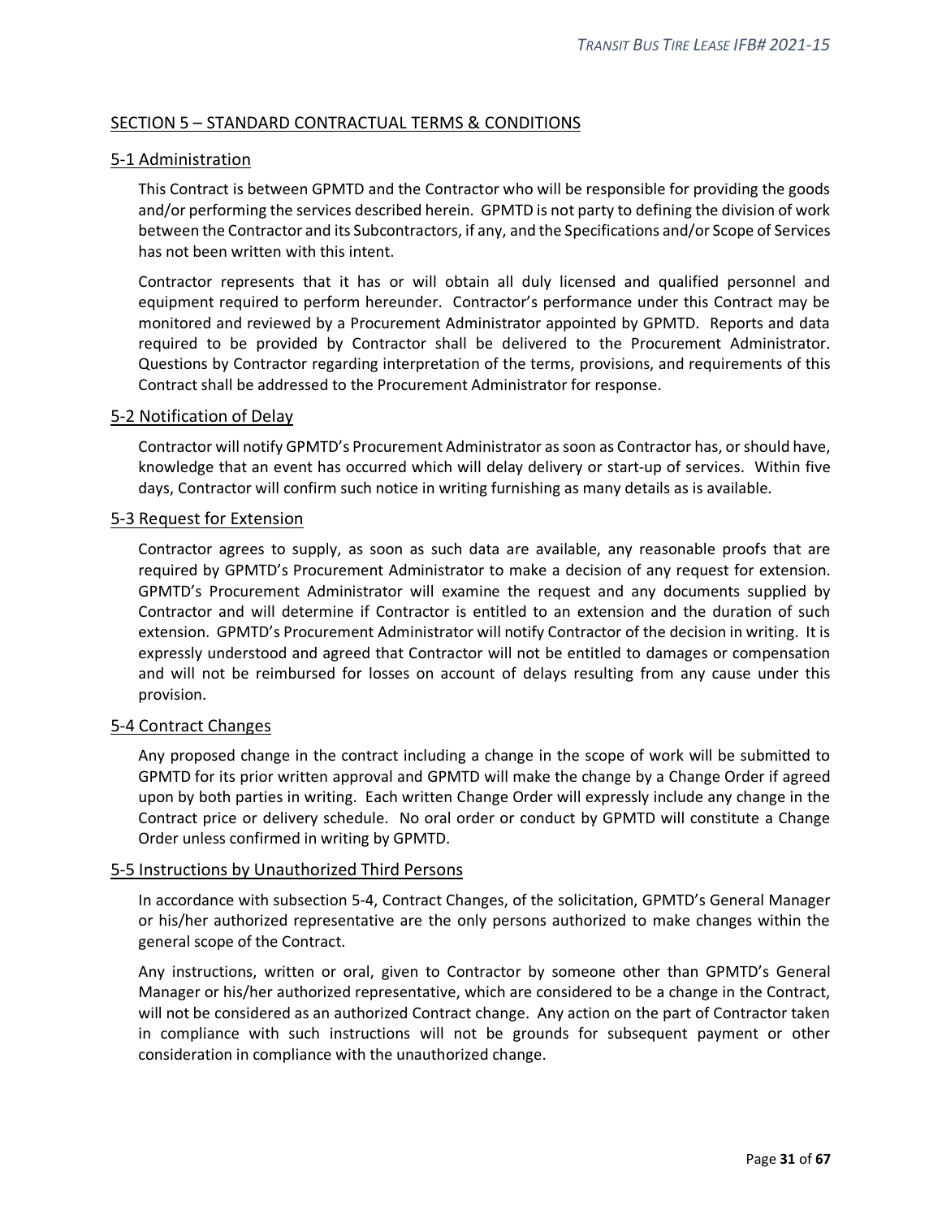## SECTION 5 – STANDARD CONTRACTUAL TERMS & CONDITIONS

### 5-1 Administration

This Contract is between GPMTD and the Contractor who will be responsible for providing the goods and/or performing the services described herein. GPMTD is not party to defining the division of work between the Contractor and its Subcontractors, if any, and the Specifications and/or Scope of Services has not been written with this intent.

Contractor represents that it has or will obtain all duly licensed and qualified personnel and equipment required to perform hereunder. Contractor's performance under this Contract may be monitored and reviewed by a Procurement Administrator appointed by GPMTD. Reports and data required to be provided by Contractor shall be delivered to the Procurement Administrator. Questions by Contractor regarding interpretation of the terms, provisions, and requirements of this Contract shall be addressed to the Procurement Administrator for response.

### 5-2 Notification of Delay

Contractor will notify GPMTD's Procurement Administrator as soon as Contractor has, or should have, knowledge that an event has occurred which will delay delivery or start-up of services. Within five days, Contractor will confirm such notice in writing furnishing as many details as is available.

### 5-3 Request for Extension

Contractor agrees to supply, as soon as such data are available, any reasonable proofs that are required by GPMTD's Procurement Administrator to make a decision of any request for extension. GPMTD's Procurement Administrator will examine the request and any documents supplied by Contractor and will determine if Contractor is entitled to an extension and the duration of such extension. GPMTD's Procurement Administrator will notify Contractor of the decision in writing. It is expressly understood and agreed that Contractor will not be entitled to damages or compensation and will not be reimbursed for losses on account of delays resulting from any cause under this provision.

### 5-4 Contract Changes

Any proposed change in the contract including a change in the scope of work will be submitted to GPMTD for its prior written approval and GPMTD will make the change by a Change Order if agreed upon by both parties in writing. Each written Change Order will expressly include any change in the Contract price or delivery schedule. No oral order or conduct by GPMTD will constitute a Change Order unless confirmed in writing by GPMTD.

### 5-5 Instructions by Unauthorized Third Persons

In accordance with subsection 5-4, Contract Changes, of the solicitation, GPMTD's General Manager or his/her authorized representative are the only persons authorized to make changes within the general scope of the Contract.

Any instructions, written or oral, given to Contractor by someone other than GPMTD's General Manager or his/her authorized representative, which are considered to be a change in the Contract, will not be considered as an authorized Contract change. Any action on the part of Contractor taken in compliance with such instructions will not be grounds for subsequent payment or other consideration in compliance with the unauthorized change.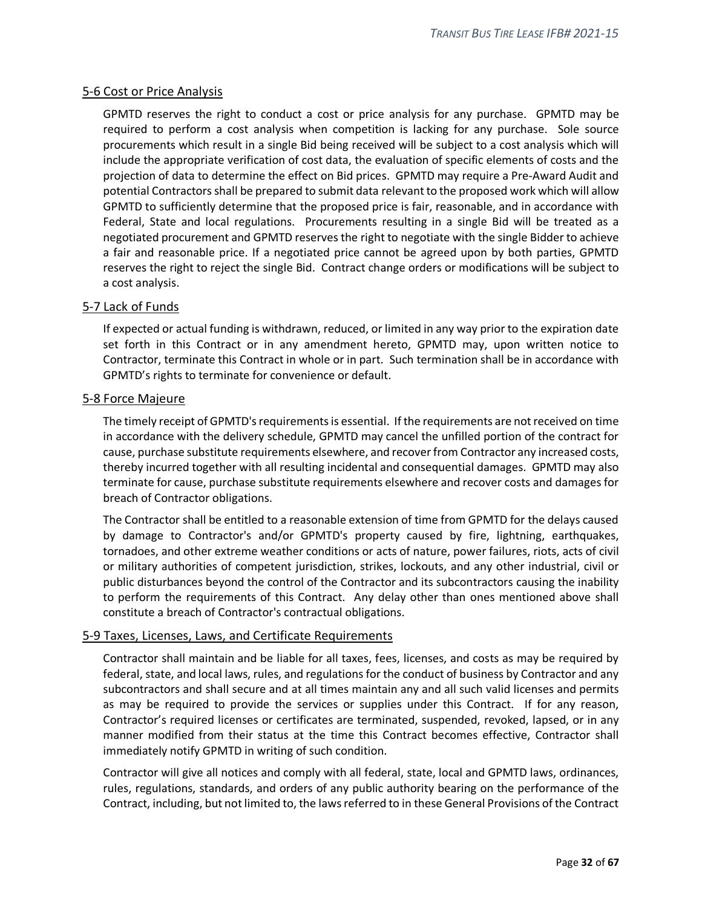## 5-6 Cost or Price Analysis

GPMTD reserves the right to conduct a cost or price analysis for any purchase. GPMTD may be required to perform a cost analysis when competition is lacking for any purchase. Sole source procurements which result in a single Bid being received will be subject to a cost analysis which will include the appropriate verification of cost data, the evaluation of specific elements of costs and the projection of data to determine the effect on Bid prices. GPMTD may require a Pre-Award Audit and potential Contractors shall be prepared to submit data relevant to the proposed work which will allow GPMTD to sufficiently determine that the proposed price is fair, reasonable, and in accordance with Federal, State and local regulations. Procurements resulting in a single Bid will be treated as a negotiated procurement and GPMTD reserves the right to negotiate with the single Bidder to achieve a fair and reasonable price. If a negotiated price cannot be agreed upon by both parties, GPMTD reserves the right to reject the single Bid. Contract change orders or modifications will be subject to a cost analysis.

## 5-7 Lack of Funds

If expected or actual funding is withdrawn, reduced, or limited in any way prior to the expiration date set forth in this Contract or in any amendment hereto, GPMTD may, upon written notice to Contractor, terminate this Contract in whole or in part. Such termination shall be in accordance with GPMTD's rights to terminate for convenience or default.

## 5-8 Force Majeure

The timely receipt of GPMTD's requirements is essential. If the requirements are not received on time in accordance with the delivery schedule, GPMTD may cancel the unfilled portion of the contract for cause, purchase substitute requirements elsewhere, and recover from Contractor any increased costs, thereby incurred together with all resulting incidental and consequential damages. GPMTD may also terminate for cause, purchase substitute requirements elsewhere and recover costs and damages for breach of Contractor obligations.

The Contractor shall be entitled to a reasonable extension of time from GPMTD for the delays caused by damage to Contractor's and/or GPMTD's property caused by fire, lightning, earthquakes, tornadoes, and other extreme weather conditions or acts of nature, power failures, riots, acts of civil or military authorities of competent jurisdiction, strikes, lockouts, and any other industrial, civil or public disturbances beyond the control of the Contractor and its subcontractors causing the inability to perform the requirements of this Contract. Any delay other than ones mentioned above shall constitute a breach of Contractor's contractual obligations.

## 5-9 Taxes, Licenses, Laws, and Certificate Requirements

Contractor shall maintain and be liable for all taxes, fees, licenses, and costs as may be required by federal, state, and local laws, rules, and regulations for the conduct of business by Contractor and any subcontractors and shall secure and at all times maintain any and all such valid licenses and permits as may be required to provide the services or supplies under this Contract. If for any reason, Contractor's required licenses or certificates are terminated, suspended, revoked, lapsed, or in any manner modified from their status at the time this Contract becomes effective, Contractor shall immediately notify GPMTD in writing of such condition.

Contractor will give all notices and comply with all federal, state, local and GPMTD laws, ordinances, rules, regulations, standards, and orders of any public authority bearing on the performance of the Contract, including, but not limited to, the laws referred to in these General Provisions of the Contract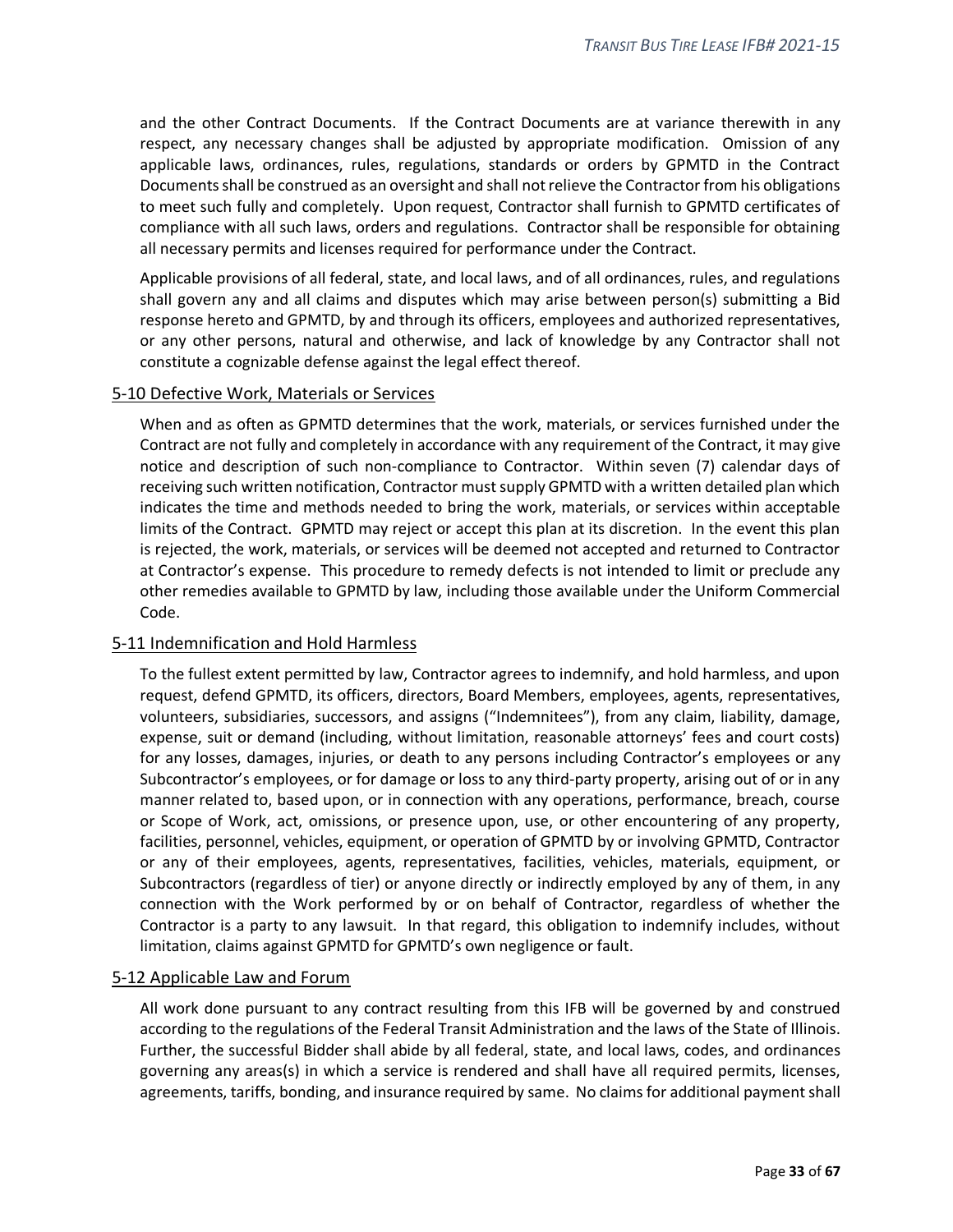and the other Contract Documents. If the Contract Documents are at variance therewith in any respect, any necessary changes shall be adjusted by appropriate modification. Omission of any applicable laws, ordinances, rules, regulations, standards or orders by GPMTD in the Contract Documents shall be construed as an oversight and shall not relieve the Contractor from his obligations to meet such fully and completely. Upon request, Contractor shall furnish to GPMTD certificates of compliance with all such laws, orders and regulations. Contractor shall be responsible for obtaining all necessary permits and licenses required for performance under the Contract.

Applicable provisions of all federal, state, and local laws, and of all ordinances, rules, and regulations shall govern any and all claims and disputes which may arise between person(s) submitting a Bid response hereto and GPMTD, by and through its officers, employees and authorized representatives, or any other persons, natural and otherwise, and lack of knowledge by any Contractor shall not constitute a cognizable defense against the legal effect thereof.

## 5-10 Defective Work, Materials or Services

When and as often as GPMTD determines that the work, materials, or services furnished under the Contract are not fully and completely in accordance with any requirement of the Contract, it may give notice and description of such non-compliance to Contractor. Within seven (7) calendar days of receiving such written notification, Contractor must supply GPMTD with a written detailed plan which indicates the time and methods needed to bring the work, materials, or services within acceptable limits of the Contract. GPMTD may reject or accept this plan at its discretion. In the event this plan is rejected, the work, materials, or services will be deemed not accepted and returned to Contractor at Contractor's expense. This procedure to remedy defects is not intended to limit or preclude any other remedies available to GPMTD by law, including those available under the Uniform Commercial Code.

## 5-11 Indemnification and Hold Harmless

To the fullest extent permitted by law, Contractor agrees to indemnify, and hold harmless, and upon request, defend GPMTD, its officers, directors, Board Members, employees, agents, representatives, volunteers, subsidiaries, successors, and assigns ("Indemnitees"), from any claim, liability, damage, expense, suit or demand (including, without limitation, reasonable attorneys' fees and court costs) for any losses, damages, injuries, or death to any persons including Contractor's employees or any Subcontractor's employees, or for damage or loss to any third-party property, arising out of or in any manner related to, based upon, or in connection with any operations, performance, breach, course or Scope of Work, act, omissions, or presence upon, use, or other encountering of any property, facilities, personnel, vehicles, equipment, or operation of GPMTD by or involving GPMTD, Contractor or any of their employees, agents, representatives, facilities, vehicles, materials, equipment, or Subcontractors (regardless of tier) or anyone directly or indirectly employed by any of them, in any connection with the Work performed by or on behalf of Contractor, regardless of whether the Contractor is a party to any lawsuit. In that regard, this obligation to indemnify includes, without limitation, claims against GPMTD for GPMTD's own negligence or fault.

## 5-12 Applicable Law and Forum

All work done pursuant to any contract resulting from this IFB will be governed by and construed according to the regulations of the Federal Transit Administration and the laws of the State of Illinois. Further, the successful Bidder shall abide by all federal, state, and local laws, codes, and ordinances governing any areas(s) in which a service is rendered and shall have all required permits, licenses, agreements, tariffs, bonding, and insurance required by same. No claims for additional payment shall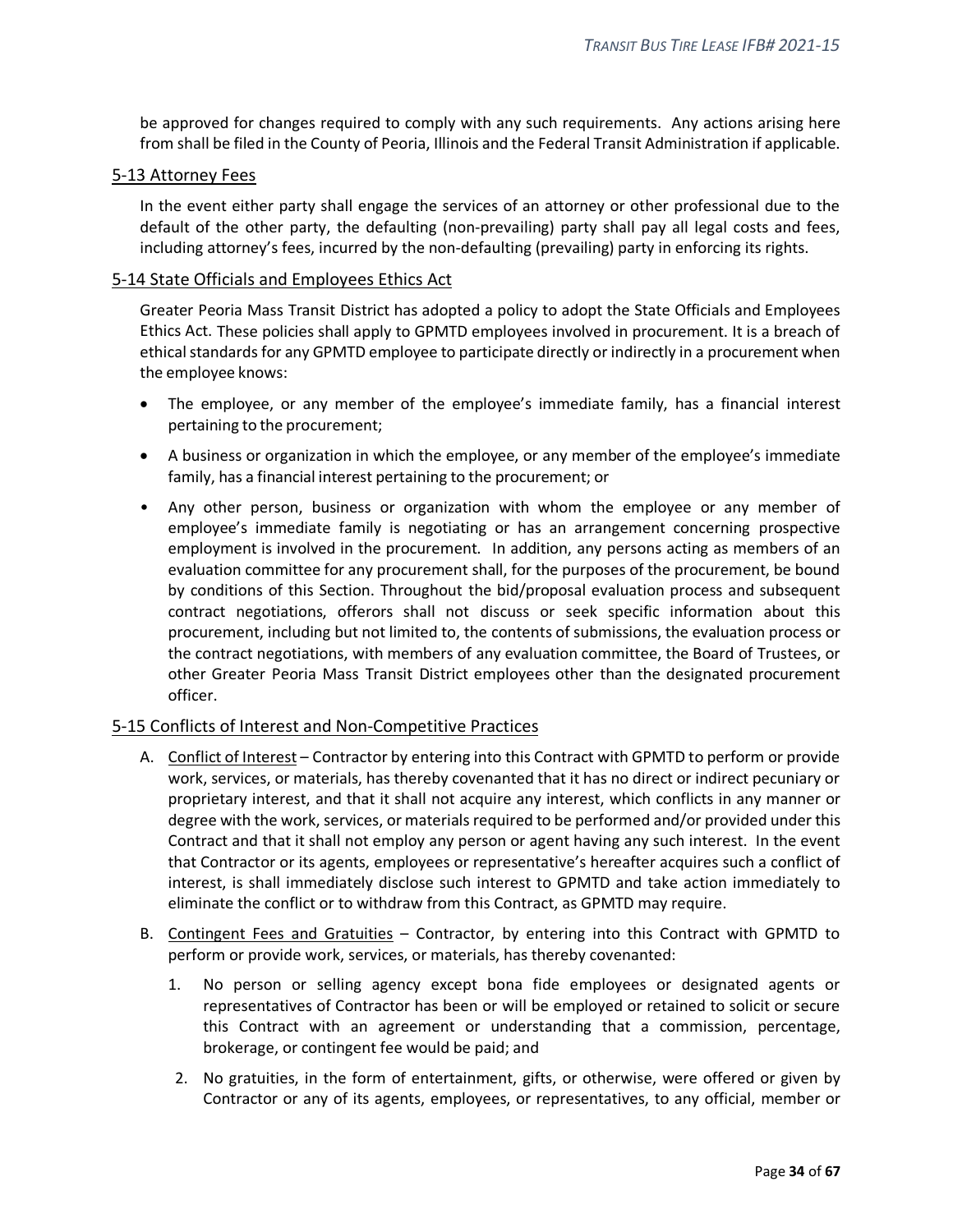be approved for changes required to comply with any such requirements. Any actions arising here from shall be filed in the County of Peoria, Illinois and the Federal Transit Administration if applicable.

## 5-13 Attorney Fees

In the event either party shall engage the services of an attorney or other professional due to the default of the other party, the defaulting (non-prevailing) party shall pay all legal costs and fees, including attorney's fees, incurred by the non-defaulting (prevailing) party in enforcing its rights.

## 5-14 State Officials and Employees Ethics Act

Greater Peoria Mass Transit District has adopted a policy to adopt the State Officials and Employees Ethics Act. These policies shall apply to GPMTD employees involved in procurement. It is a breach of ethical standards for any GPMTD employee to participate directly or indirectly in a procurement when the employee knows:

- The employee, or any member of the employee's immediate family, has a financial interest pertaining to the procurement;
- A business or organization in which the employee, or any member of the employee's immediate family, has a financial interest pertaining to the procurement; or
- Any other person, business or organization with whom the employee or any member of employee's immediate family is negotiating or has an arrangement concerning prospective employment is involved in the procurement. In addition, any persons acting as members of an evaluation committee for any procurement shall, for the purposes of the procurement, be bound by conditions of this Section. Throughout the bid/proposal evaluation process and subsequent contract negotiations, offerors shall not discuss or seek specific information about this procurement, including but not limited to, the contents of submissions, the evaluation process or the contract negotiations, with members of any evaluation committee, the Board of Trustees, or other Greater Peoria Mass Transit District employees other than the designated procurement officer.

## 5-15 Conflicts of Interest and Non-Competitive Practices

A. Conflict of Interest – Contractor by entering into this Contract with GPMTD to perform or provide work, services, or materials, has thereby covenanted that it has no direct or indirect pecuniary or proprietary interest, and that it shall not acquire any interest, which conflicts in any manner or degree with the work, services, or materials required to be performed and/or provided under this Contract and that it shall not employ any person or agent having any such interest. In the event that Contractor or its agents, employees or representative's hereafter acquires such a conflict of interest, is shall immediately disclose such interest to GPMTD and take action immediately to eliminate the conflict or to withdraw from this Contract, as GPMTD may require.

B. Contingent Fees and Gratuities – Contractor, by entering into this Contract with GPMTD to perform or provide work, services, or materials, has thereby covenanted:

   1. No person or selling agency except bona fide employees or designated agents or representatives of Contractor has been or will be employed or retained to solicit or secure this Contract with an agreement or understanding that a commission, percentage, brokerage, or contingent fee would be paid; and

   2. No gratuities, in the form of entertainment, gifts, or otherwise, were offered or given by Contractor or any of its agents, employees, or representatives, to any official, member or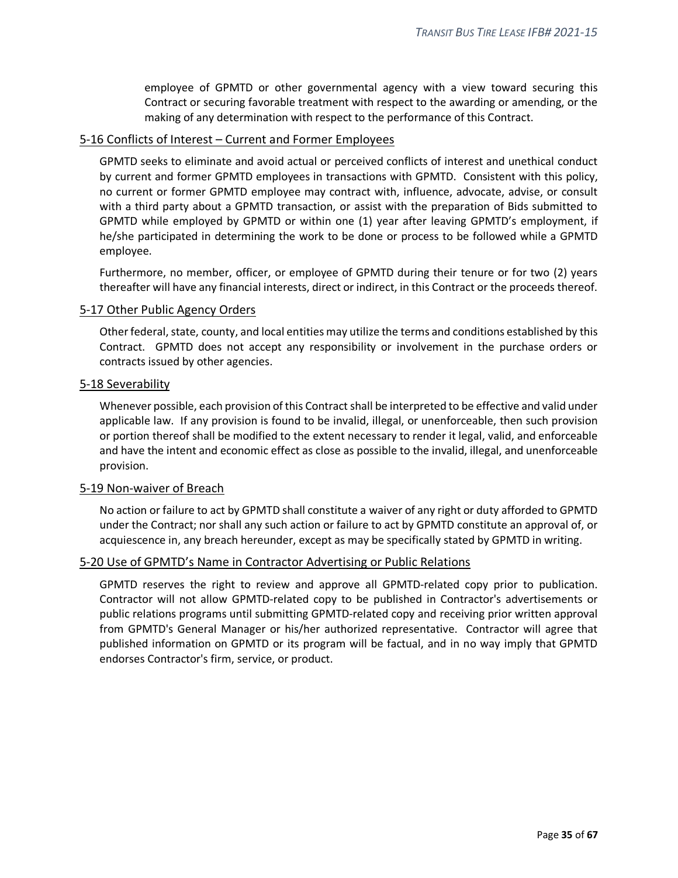employee of GPMTD or other governmental agency with a view toward securing this Contract or securing favorable treatment with respect to the awarding or amending, or the making of any determination with respect to the performance of this Contract.

## 5-16 Conflicts of Interest – Current and Former Employees

GPMTD seeks to eliminate and avoid actual or perceived conflicts of interest and unethical conduct by current and former GPMTD employees in transactions with GPMTD. Consistent with this policy, no current or former GPMTD employee may contract with, influence, advocate, advise, or consult with a third party about a GPMTD transaction, or assist with the preparation of Bids submitted to GPMTD while employed by GPMTD or within one (1) year after leaving GPMTD's employment, if he/she participated in determining the work to be done or process to be followed while a GPMTD employee.

Furthermore, no member, officer, or employee of GPMTD during their tenure or for two (2) years thereafter will have any financial interests, direct or indirect, in this Contract or the proceeds thereof.

## 5-17 Other Public Agency Orders

Other federal, state, county, and local entities may utilize the terms and conditions established by this Contract. GPMTD does not accept any responsibility or involvement in the purchase orders or contracts issued by other agencies.

## 5-18 Severability

Whenever possible, each provision of this Contract shall be interpreted to be effective and valid under applicable law. If any provision is found to be invalid, illegal, or unenforceable, then such provision or portion thereof shall be modified to the extent necessary to render it legal, valid, and enforceable and have the intent and economic effect as close as possible to the invalid, illegal, and unenforceable provision.

## 5-19 Non-waiver of Breach

No action or failure to act by GPMTD shall constitute a waiver of any right or duty afforded to GPMTD under the Contract; nor shall any such action or failure to act by GPMTD constitute an approval of, or acquiescence in, any breach hereunder, except as may be specifically stated by GPMTD in writing.

## 5-20 Use of GPMTD's Name in Contractor Advertising or Public Relations

GPMTD reserves the right to review and approve all GPMTD-related copy prior to publication. Contractor will not allow GPMTD-related copy to be published in Contractor's advertisements or public relations programs until submitting GPMTD-related copy and receiving prior written approval from GPMTD's General Manager or his/her authorized representative. Contractor will agree that published information on GPMTD or its program will be factual, and in no way imply that GPMTD endorses Contractor's firm, service, or product.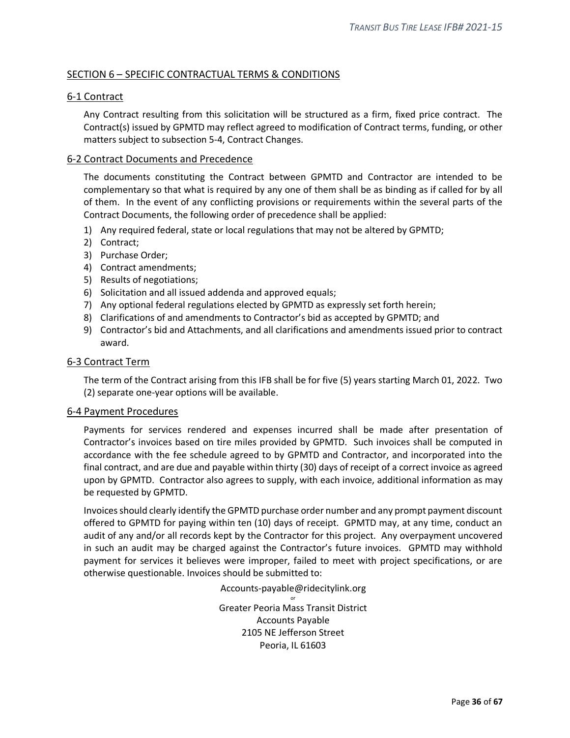## SECTION 6 – SPECIFIC CONTRACTUAL TERMS & CONDITIONS

### 6-1 Contract

Any Contract resulting from this solicitation will be structured as a firm, fixed price contract. The Contract(s) issued by GPMTD may reflect agreed to modification of Contract terms, funding, or other matters subject to subsection 5-4, Contract Changes.

### 6-2 Contract Documents and Precedence

The documents constituting the Contract between GPMTD and Contractor are intended to be complementary so that what is required by any one of them shall be as binding as if called for by all of them. In the event of any conflicting provisions or requirements within the several parts of the Contract Documents, the following order of precedence shall be applied:

1) Any required federal, state or local regulations that may not be altered by GPMTD;
2) Contract;
3) Purchase Order;
4) Contract amendments;
5) Results of negotiations;
6) Solicitation and all issued addenda and approved equals;
7) Any optional federal regulations elected by GPMTD as expressly set forth herein;
8) Clarifications of and amendments to Contractor's bid as accepted by GPMTD; and
9) Contractor's bid and Attachments, and all clarifications and amendments issued prior to contract award.

### 6-3 Contract Term

The term of the Contract arising from this IFB shall be for five (5) years starting March 01, 2022. Two (2) separate one-year options will be available.

### 6-4 Payment Procedures

Payments for services rendered and expenses incurred shall be made after presentation of Contractor's invoices based on tire miles provided by GPMTD. Such invoices shall be computed in accordance with the fee schedule agreed to by GPMTD and Contractor, and incorporated into the final contract, and are due and payable within thirty (30) days of receipt of a correct invoice as agreed upon by GPMTD. Contractor also agrees to supply, with each invoice, additional information as may be requested by GPMTD.

Invoices should clearly identify the GPMTD purchase order number and any prompt payment discount offered to GPMTD for paying within ten (10) days of receipt. GPMTD may, at any time, conduct an audit of any and/or all records kept by the Contractor for this project. Any overpayment uncovered in such an audit may be charged against the Contractor's future invoices. GPMTD may withhold payment for services it believes were improper, failed to meet with project specifications, or are otherwise questionable. Invoices should be submitted to:

Accounts-payable@ridecitylink.org
or
Greater Peoria Mass Transit District
Accounts Payable
2105 NE Jefferson Street
Peoria, IL 61603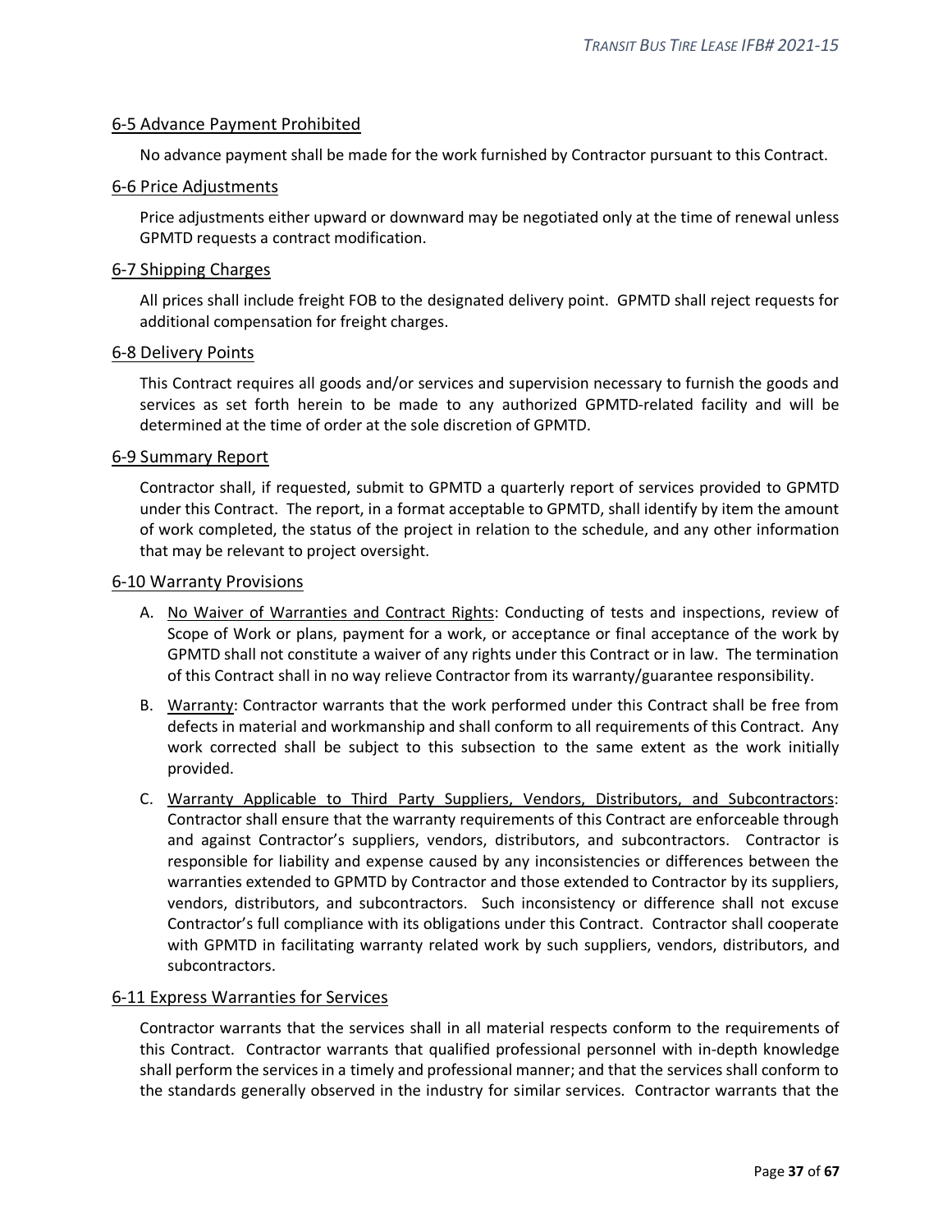## 6-5 Advance Payment Prohibited

No advance payment shall be made for the work furnished by Contractor pursuant to this Contract.

## 6-6 Price Adjustments

Price adjustments either upward or downward may be negotiated only at the time of renewal unless GPMTD requests a contract modification.

## 6-7 Shipping Charges

All prices shall include freight FOB to the designated delivery point. GPMTD shall reject requests for additional compensation for freight charges.

## 6-8 Delivery Points

This Contract requires all goods and/or services and supervision necessary to furnish the goods and services as set forth herein to be made to any authorized GPMTD-related facility and will be determined at the time of order at the sole discretion of GPMTD.

## 6-9 Summary Report

Contractor shall, if requested, submit to GPMTD a quarterly report of services provided to GPMTD under this Contract. The report, in a format acceptable to GPMTD, shall identify by item the amount of work completed, the status of the project in relation to the schedule, and any other information that may be relevant to project oversight.

## 6-10 Warranty Provisions

A. No Waiver of Warranties and Contract Rights: Conducting of tests and inspections, review of Scope of Work or plans, payment for a work, or acceptance or final acceptance of the work by GPMTD shall not constitute a waiver of any rights under this Contract or in law. The termination of this Contract shall in no way relieve Contractor from its warranty/guarantee responsibility.

B. Warranty: Contractor warrants that the work performed under this Contract shall be free from defects in material and workmanship and shall conform to all requirements of this Contract. Any work corrected shall be subject to this subsection to the same extent as the work initially provided.

C. Warranty Applicable to Third Party Suppliers, Vendors, Distributors, and Subcontractors: Contractor shall ensure that the warranty requirements of this Contract are enforceable through and against Contractor's suppliers, vendors, distributors, and subcontractors. Contractor is responsible for liability and expense caused by any inconsistencies or differences between the warranties extended to GPMTD by Contractor and those extended to Contractor by its suppliers, vendors, distributors, and subcontractors. Such inconsistency or difference shall not excuse Contractor's full compliance with its obligations under this Contract. Contractor shall cooperate with GPMTD in facilitating warranty related work by such suppliers, vendors, distributors, and subcontractors.

## 6-11 Express Warranties for Services

Contractor warrants that the services shall in all material respects conform to the requirements of this Contract. Contractor warrants that qualified professional personnel with in-depth knowledge shall perform the services in a timely and professional manner; and that the services shall conform to the standards generally observed in the industry for similar services. Contractor warrants that the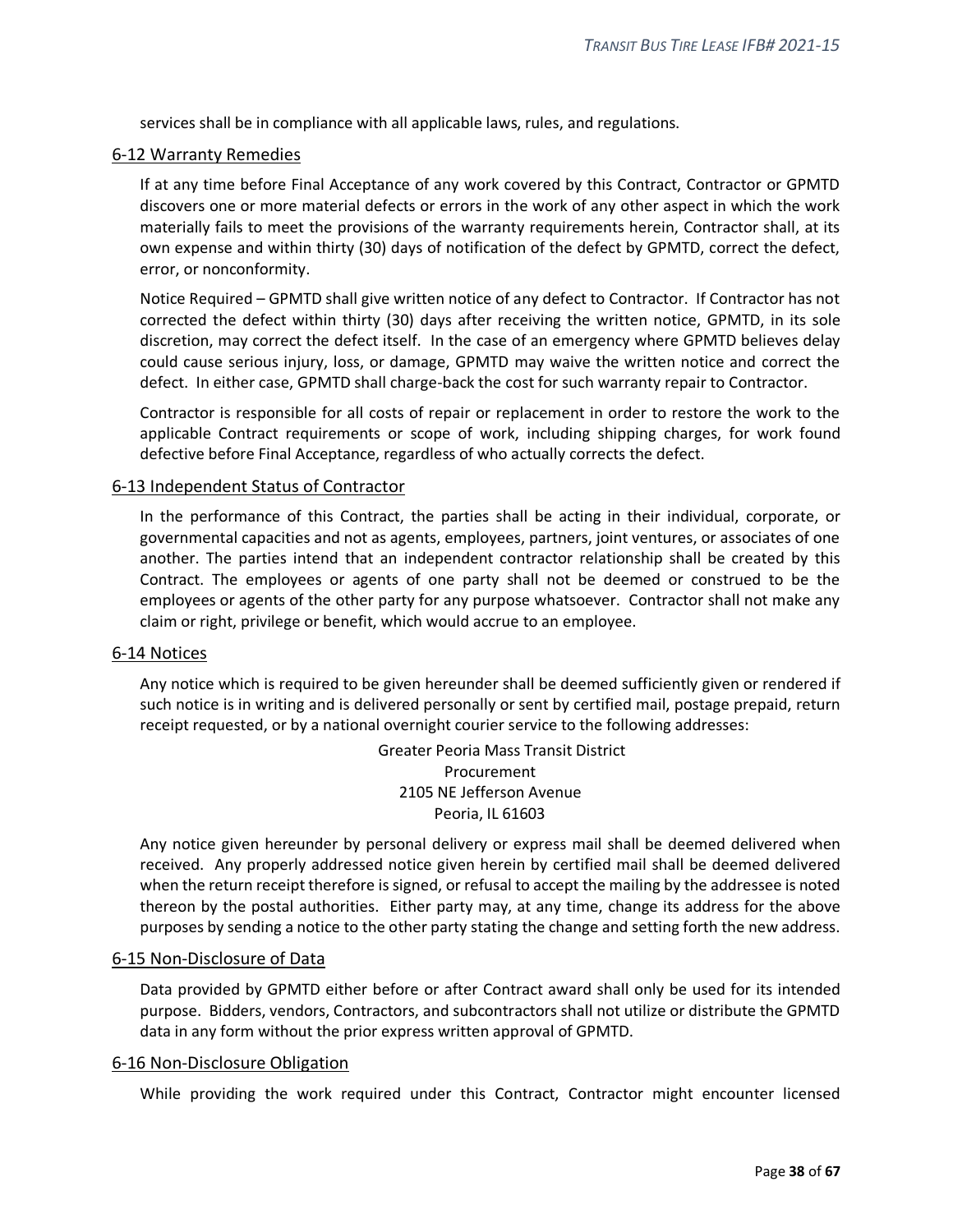services shall be in compliance with all applicable laws, rules, and regulations.

### 6-12 Warranty Remedies

If at any time before Final Acceptance of any work covered by this Contract, Contractor or GPMTD discovers one or more material defects or errors in the work of any other aspect in which the work materially fails to meet the provisions of the warranty requirements herein, Contractor shall, at its own expense and within thirty (30) days of notification of the defect by GPMTD, correct the defect, error, or nonconformity.

Notice Required – GPMTD shall give written notice of any defect to Contractor. If Contractor has not corrected the defect within thirty (30) days after receiving the written notice, GPMTD, in its sole discretion, may correct the defect itself. In the case of an emergency where GPMTD believes delay could cause serious injury, loss, or damage, GPMTD may waive the written notice and correct the defect. In either case, GPMTD shall charge-back the cost for such warranty repair to Contractor.

Contractor is responsible for all costs of repair or replacement in order to restore the work to the applicable Contract requirements or scope of work, including shipping charges, for work found defective before Final Acceptance, regardless of who actually corrects the defect.

### 6-13 Independent Status of Contractor

In the performance of this Contract, the parties shall be acting in their individual, corporate, or governmental capacities and not as agents, employees, partners, joint ventures, or associates of one another. The parties intend that an independent contractor relationship shall be created by this Contract. The employees or agents of one party shall not be deemed or construed to be the employees or agents of the other party for any purpose whatsoever. Contractor shall not make any claim or right, privilege or benefit, which would accrue to an employee.

### 6-14 Notices

Any notice which is required to be given hereunder shall be deemed sufficiently given or rendered if such notice is in writing and is delivered personally or sent by certified mail, postage prepaid, return receipt requested, or by a national overnight courier service to the following addresses:

Greater Peoria Mass Transit District
Procurement
2105 NE Jefferson Avenue
Peoria, IL 61603

Any notice given hereunder by personal delivery or express mail shall be deemed delivered when received. Any properly addressed notice given herein by certified mail shall be deemed delivered when the return receipt therefore is signed, or refusal to accept the mailing by the addressee is noted thereon by the postal authorities. Either party may, at any time, change its address for the above purposes by sending a notice to the other party stating the change and setting forth the new address.

### 6-15 Non-Disclosure of Data

Data provided by GPMTD either before or after Contract award shall only be used for its intended purpose. Bidders, vendors, Contractors, and subcontractors shall not utilize or distribute the GPMTD data in any form without the prior express written approval of GPMTD.

### 6-16 Non-Disclosure Obligation

While providing the work required under this Contract, Contractor might encounter licensed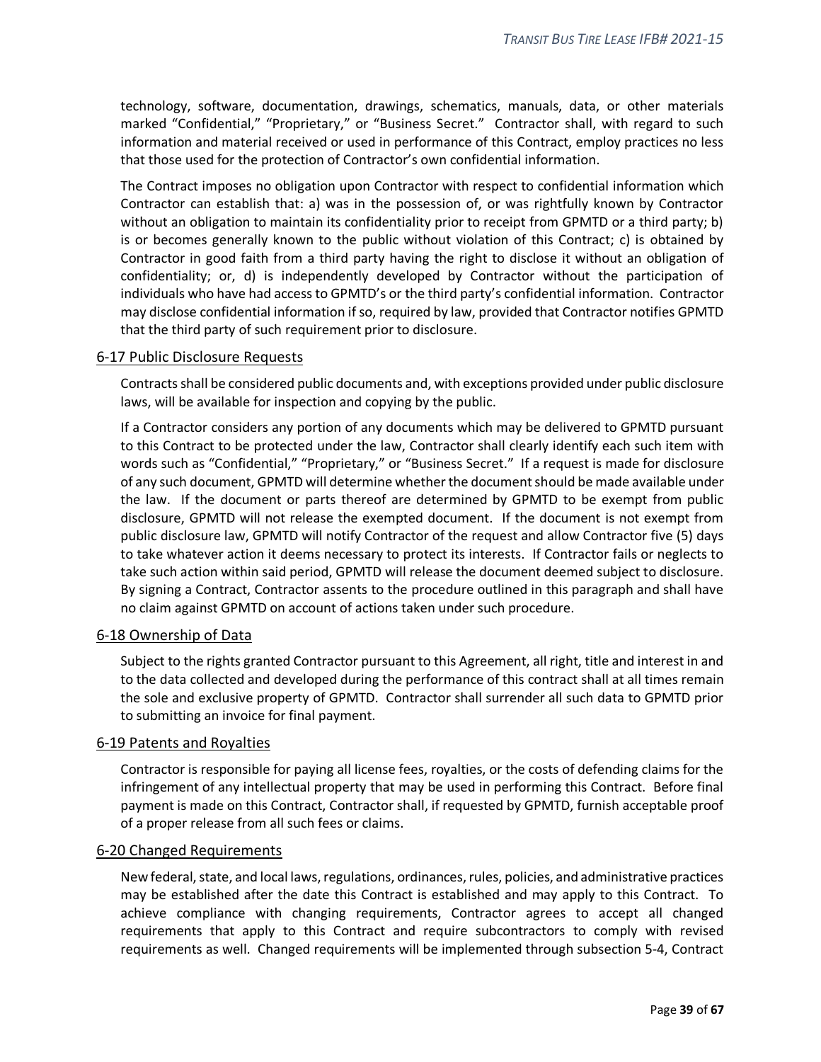technology, software, documentation, drawings, schematics, manuals, data, or other materials marked "Confidential," "Proprietary," or "Business Secret." Contractor shall, with regard to such information and material received or used in performance of this Contract, employ practices no less that those used for the protection of Contractor's own confidential information.

The Contract imposes no obligation upon Contractor with respect to confidential information which Contractor can establish that: a) was in the possession of, or was rightfully known by Contractor without an obligation to maintain its confidentiality prior to receipt from GPMTD or a third party; b) is or becomes generally known to the public without violation of this Contract; c) is obtained by Contractor in good faith from a third party having the right to disclose it without an obligation of confidentiality; or, d) is independently developed by Contractor without the participation of individuals who have had access to GPMTD's or the third party's confidential information. Contractor may disclose confidential information if so, required by law, provided that Contractor notifies GPMTD that the third party of such requirement prior to disclosure.

## 6-17 Public Disclosure Requests

Contracts shall be considered public documents and, with exceptions provided under public disclosure laws, will be available for inspection and copying by the public.

If a Contractor considers any portion of any documents which may be delivered to GPMTD pursuant to this Contract to be protected under the law, Contractor shall clearly identify each such item with words such as "Confidential," "Proprietary," or "Business Secret." If a request is made for disclosure of any such document, GPMTD will determine whether the document should be made available under the law. If the document or parts thereof are determined by GPMTD to be exempt from public disclosure, GPMTD will not release the exempted document. If the document is not exempt from public disclosure law, GPMTD will notify Contractor of the request and allow Contractor five (5) days to take whatever action it deems necessary to protect its interests. If Contractor fails or neglects to take such action within said period, GPMTD will release the document deemed subject to disclosure. By signing a Contract, Contractor assents to the procedure outlined in this paragraph and shall have no claim against GPMTD on account of actions taken under such procedure.

## 6-18 Ownership of Data

Subject to the rights granted Contractor pursuant to this Agreement, all right, title and interest in and to the data collected and developed during the performance of this contract shall at all times remain the sole and exclusive property of GPMTD. Contractor shall surrender all such data to GPMTD prior to submitting an invoice for final payment.

## 6-19 Patents and Royalties

Contractor is responsible for paying all license fees, royalties, or the costs of defending claims for the infringement of any intellectual property that may be used in performing this Contract. Before final payment is made on this Contract, Contractor shall, if requested by GPMTD, furnish acceptable proof of a proper release from all such fees or claims.

## 6-20 Changed Requirements

New federal, state, and local laws, regulations, ordinances, rules, policies, and administrative practices may be established after the date this Contract is established and may apply to this Contract. To achieve compliance with changing requirements, Contractor agrees to accept all changed requirements that apply to this Contract and require subcontractors to comply with revised requirements as well. Changed requirements will be implemented through subsection 5-4, Contract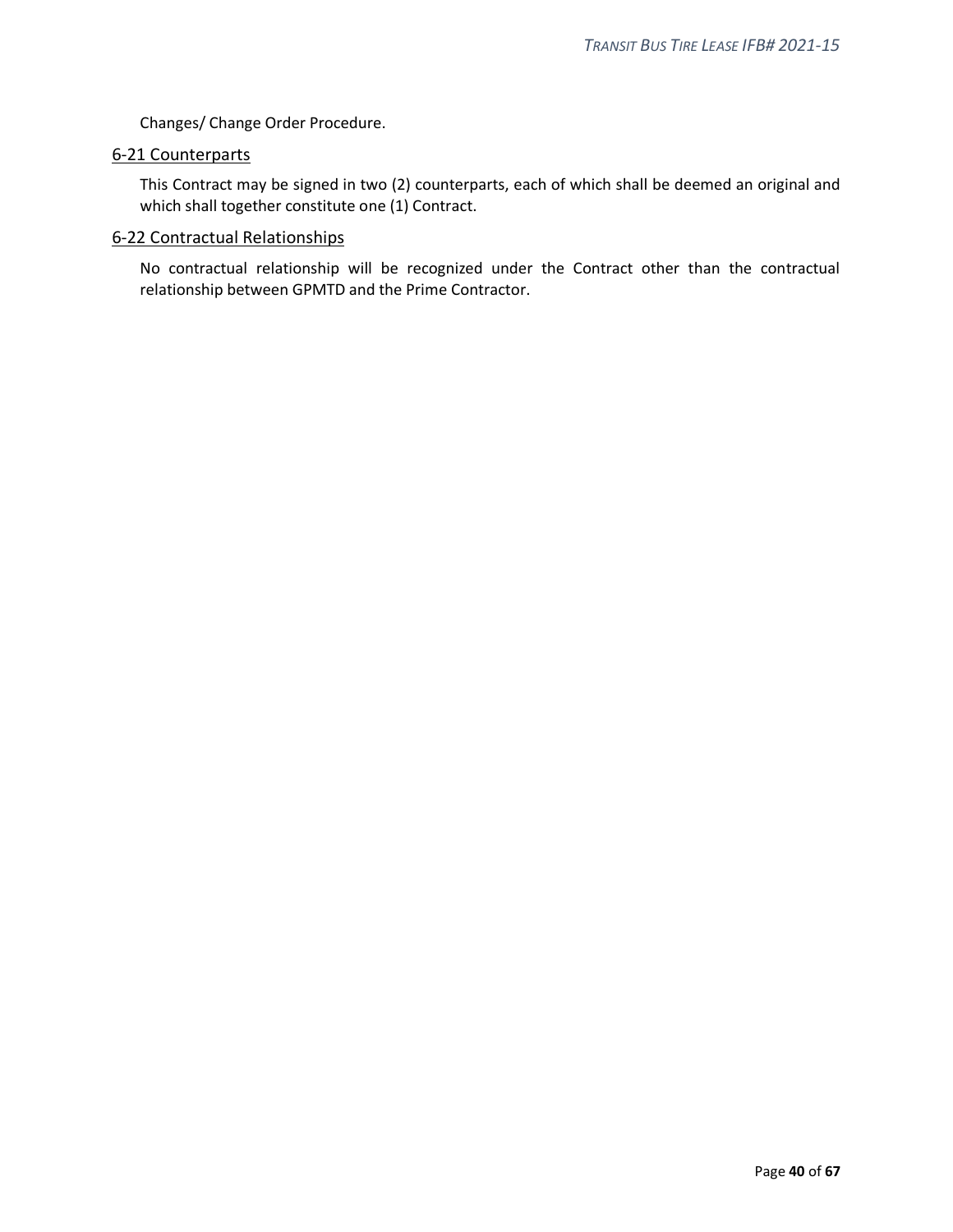Changes/ Change Order Procedure.

## 6-21 Counterparts

This Contract may be signed in two (2) counterparts, each of which shall be deemed an original and which shall together constitute one (1) Contract.

## 6-22 Contractual Relationships

No contractual relationship will be recognized under the Contract other than the contractual relationship between GPMTD and the Prime Contractor.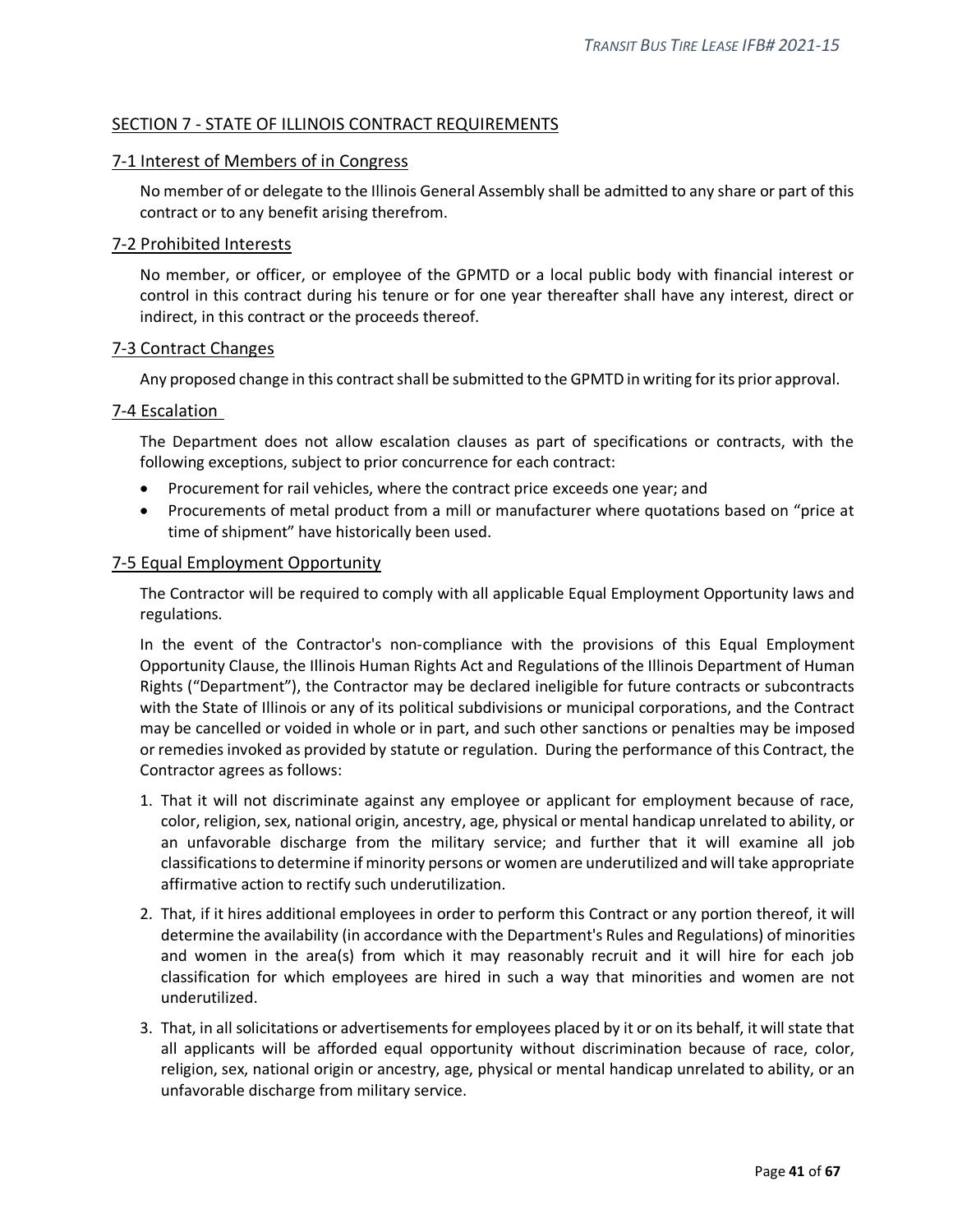## SECTION 7 - STATE OF ILLINOIS CONTRACT REQUIREMENTS

### 7-1 Interest of Members of in Congress

No member of or delegate to the Illinois General Assembly shall be admitted to any share or part of this contract or to any benefit arising therefrom.

### 7-2 Prohibited Interests

No member, or officer, or employee of the GPMTD or a local public body with financial interest or control in this contract during his tenure or for one year thereafter shall have any interest, direct or indirect, in this contract or the proceeds thereof.

### 7-3 Contract Changes

Any proposed change in this contract shall be submitted to the GPMTD in writing for its prior approval.

### 7-4 Escalation

The Department does not allow escalation clauses as part of specifications or contracts, with the following exceptions, subject to prior concurrence for each contract:

- Procurement for rail vehicles, where the contract price exceeds one year; and
- Procurements of metal product from a mill or manufacturer where quotations based on "price at time of shipment" have historically been used.

### 7-5 Equal Employment Opportunity

The Contractor will be required to comply with all applicable Equal Employment Opportunity laws and regulations.

In the event of the Contractor's non-compliance with the provisions of this Equal Employment Opportunity Clause, the Illinois Human Rights Act and Regulations of the Illinois Department of Human Rights ("Department"), the Contractor may be declared ineligible for future contracts or subcontracts with the State of Illinois or any of its political subdivisions or municipal corporations, and the Contract may be cancelled or voided in whole or in part, and such other sanctions or penalties may be imposed or remedies invoked as provided by statute or regulation. During the performance of this Contract, the Contractor agrees as follows:

1. That it will not discriminate against any employee or applicant for employment because of race, color, religion, sex, national origin, ancestry, age, physical or mental handicap unrelated to ability, or an unfavorable discharge from the military service; and further that it will examine all job classifications to determine if minority persons or women are underutilized and will take appropriate affirmative action to rectify such underutilization.
2. That, if it hires additional employees in order to perform this Contract or any portion thereof, it will determine the availability (in accordance with the Department's Rules and Regulations) of minorities and women in the area(s) from which it may reasonably recruit and it will hire for each job classification for which employees are hired in such a way that minorities and women are not underutilized.
3. That, in all solicitations or advertisements for employees placed by it or on its behalf, it will state that all applicants will be afforded equal opportunity without discrimination because of race, color, religion, sex, national origin or ancestry, age, physical or mental handicap unrelated to ability, or an unfavorable discharge from military service.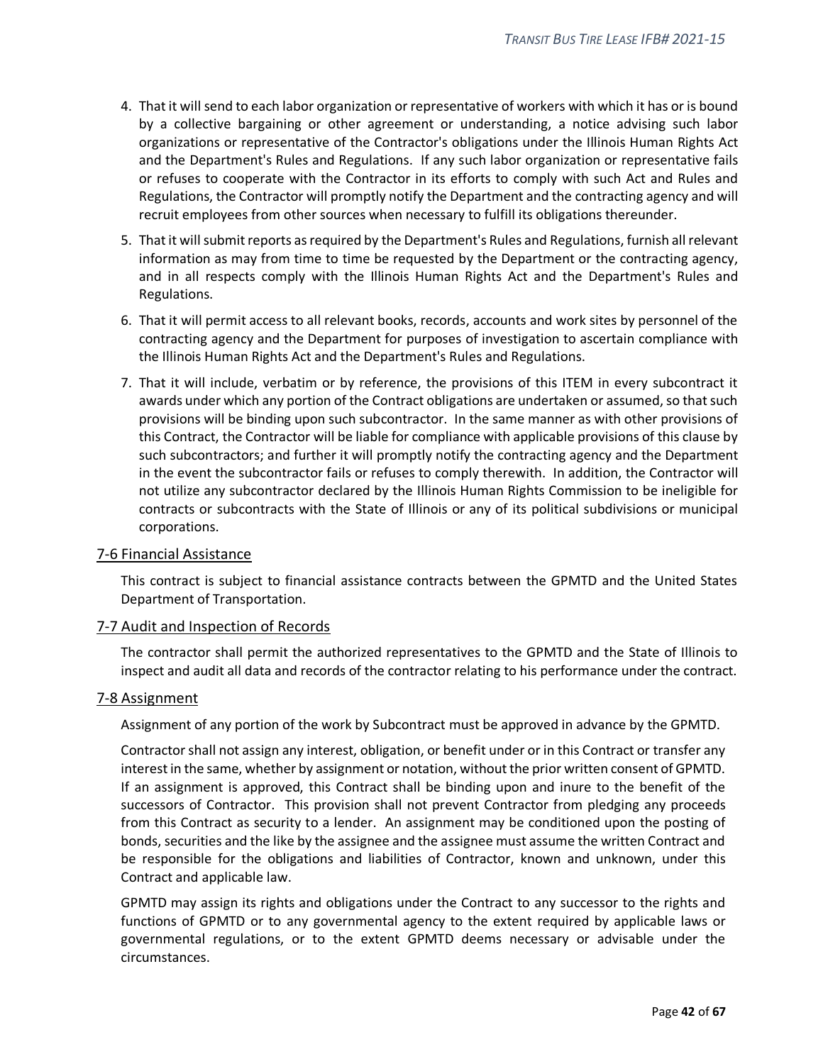4. That it will send to each labor organization or representative of workers with which it has or is bound by a collective bargaining or other agreement or understanding, a notice advising such labor organizations or representative of the Contractor's obligations under the Illinois Human Rights Act and the Department's Rules and Regulations. If any such labor organization or representative fails or refuses to cooperate with the Contractor in its efforts to comply with such Act and Rules and Regulations, the Contractor will promptly notify the Department and the contracting agency and will recruit employees from other sources when necessary to fulfill its obligations thereunder.
5. That it will submit reports as required by the Department's Rules and Regulations, furnish all relevant information as may from time to time be requested by the Department or the contracting agency, and in all respects comply with the Illinois Human Rights Act and the Department's Rules and Regulations.
6. That it will permit access to all relevant books, records, accounts and work sites by personnel of the contracting agency and the Department for purposes of investigation to ascertain compliance with the Illinois Human Rights Act and the Department's Rules and Regulations.
7. That it will include, verbatim or by reference, the provisions of this ITEM in every subcontract it awards under which any portion of the Contract obligations are undertaken or assumed, so that such provisions will be binding upon such subcontractor. In the same manner as with other provisions of this Contract, the Contractor will be liable for compliance with applicable provisions of this clause by such subcontractors; and further it will promptly notify the contracting agency and the Department in the event the subcontractor fails or refuses to comply therewith. In addition, the Contractor will not utilize any subcontractor declared by the Illinois Human Rights Commission to be ineligible for contracts or subcontracts with the State of Illinois or any of its political subdivisions or municipal corporations.

## 7-6 Financial Assistance

This contract is subject to financial assistance contracts between the GPMTD and the United States Department of Transportation.

## 7-7 Audit and Inspection of Records

The contractor shall permit the authorized representatives to the GPMTD and the State of Illinois to inspect and audit all data and records of the contractor relating to his performance under the contract.

## 7-8 Assignment

Assignment of any portion of the work by Subcontract must be approved in advance by the GPMTD.

Contractor shall not assign any interest, obligation, or benefit under or in this Contract or transfer any interest in the same, whether by assignment or notation, without the prior written consent of GPMTD. If an assignment is approved, this Contract shall be binding upon and inure to the benefit of the successors of Contractor. This provision shall not prevent Contractor from pledging any proceeds from this Contract as security to a lender. An assignment may be conditioned upon the posting of bonds, securities and the like by the assignee and the assignee must assume the written Contract and be responsible for the obligations and liabilities of Contractor, known and unknown, under this Contract and applicable law.

GPMTD may assign its rights and obligations under the Contract to any successor to the rights and functions of GPMTD or to any governmental agency to the extent required by applicable laws or governmental regulations, or to the extent GPMTD deems necessary or advisable under the circumstances.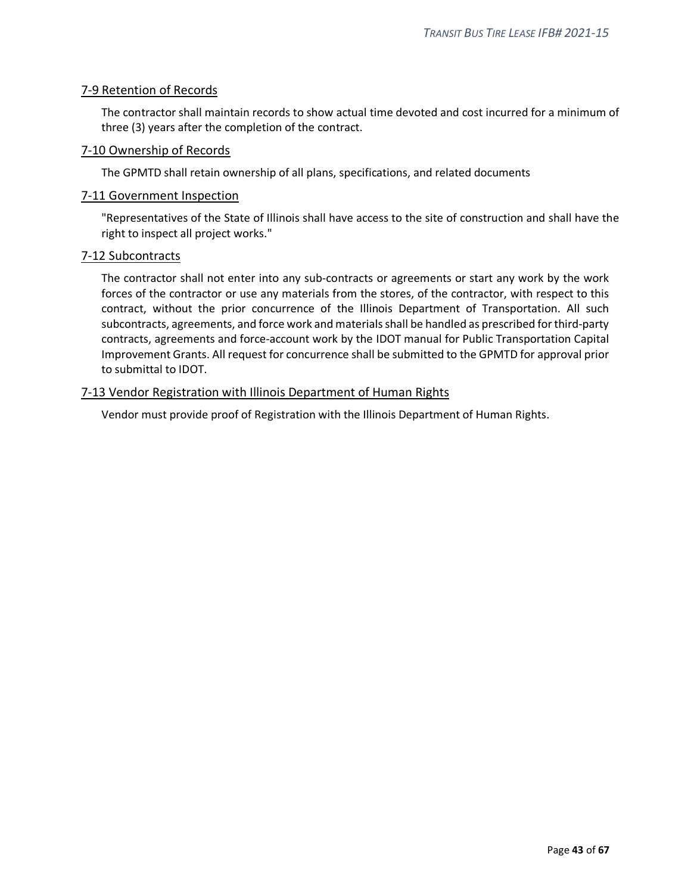## 7-9 Retention of Records

The contractor shall maintain records to show actual time devoted and cost incurred for a minimum of three (3) years after the completion of the contract.

## 7-10 Ownership of Records

The GPMTD shall retain ownership of all plans, specifications, and related documents

## 7-11 Government Inspection

"Representatives of the State of Illinois shall have access to the site of construction and shall have the right to inspect all project works."

## 7-12 Subcontracts

The contractor shall not enter into any sub-contracts or agreements or start any work by the work forces of the contractor or use any materials from the stores, of the contractor, with respect to this contract, without the prior concurrence of the Illinois Department of Transportation. All such subcontracts, agreements, and force work and materials shall be handled as prescribed for third-party contracts, agreements and force-account work by the IDOT manual for Public Transportation Capital Improvement Grants. All request for concurrence shall be submitted to the GPMTD for approval prior to submittal to IDOT.

## 7-13 Vendor Registration with Illinois Department of Human Rights

Vendor must provide proof of Registration with the Illinois Department of Human Rights.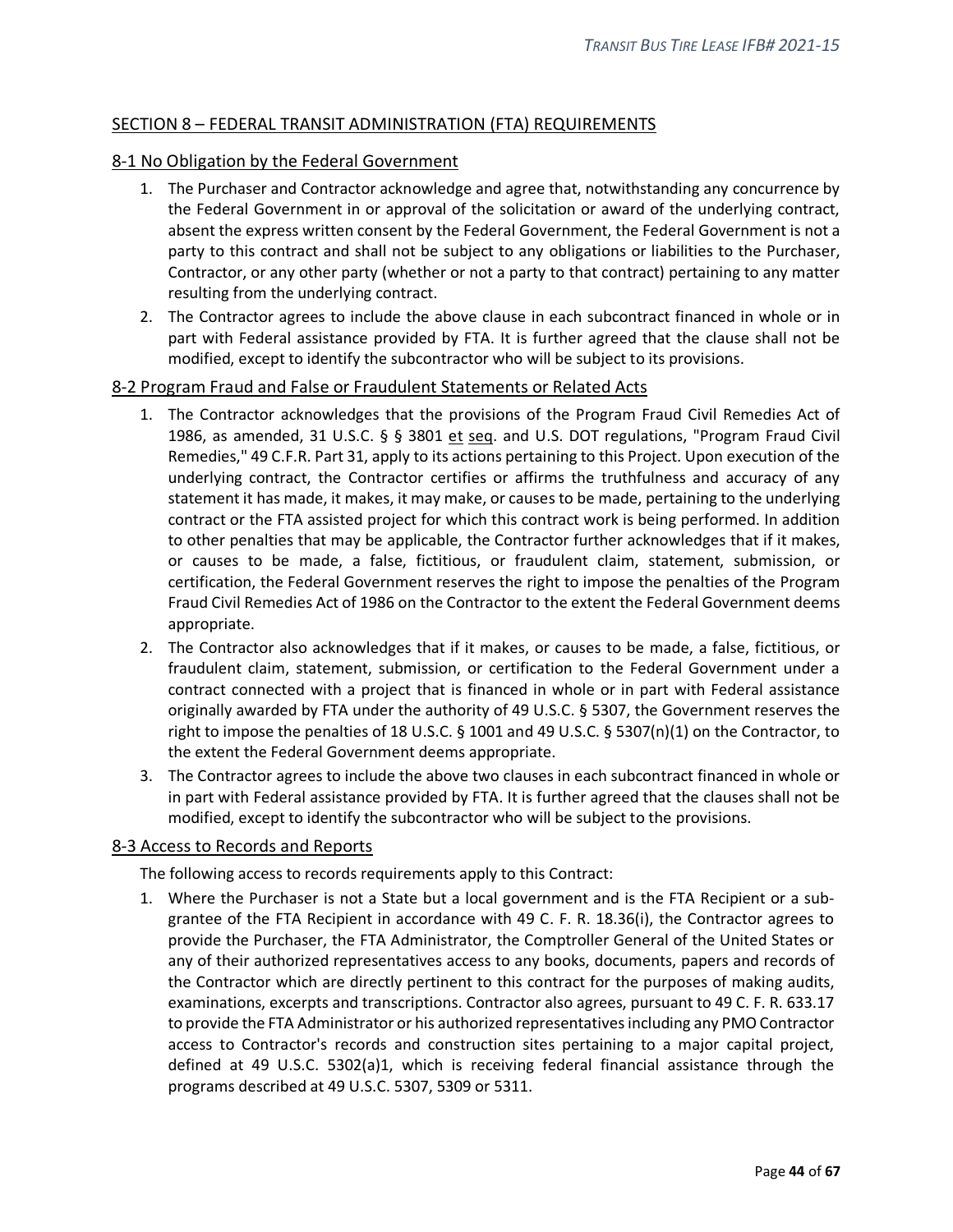## SECTION 8 – FEDERAL TRANSIT ADMINISTRATION (FTA) REQUIREMENTS

### 8-1 No Obligation by the Federal Government

1. The Purchaser and Contractor acknowledge and agree that, notwithstanding any concurrence by the Federal Government in or approval of the solicitation or award of the underlying contract, absent the express written consent by the Federal Government, the Federal Government is not a party to this contract and shall not be subject to any obligations or liabilities to the Purchaser, Contractor, or any other party (whether or not a party to that contract) pertaining to any matter resulting from the underlying contract.
2. The Contractor agrees to include the above clause in each subcontract financed in whole or in part with Federal assistance provided by FTA. It is further agreed that the clause shall not be modified, except to identify the subcontractor who will be subject to its provisions.

### 8-2 Program Fraud and False or Fraudulent Statements or Related Acts

1. The Contractor acknowledges that the provisions of the Program Fraud Civil Remedies Act of 1986, as amended, 31 U.S.C. § § 3801 et seq. and U.S. DOT regulations, "Program Fraud Civil Remedies," 49 C.F.R. Part 31, apply to its actions pertaining to this Project. Upon execution of the underlying contract, the Contractor certifies or affirms the truthfulness and accuracy of any statement it has made, it makes, it may make, or causes to be made, pertaining to the underlying contract or the FTA assisted project for which this contract work is being performed. In addition to other penalties that may be applicable, the Contractor further acknowledges that if it makes, or causes to be made, a false, fictitious, or fraudulent claim, statement, submission, or certification, the Federal Government reserves the right to impose the penalties of the Program Fraud Civil Remedies Act of 1986 on the Contractor to the extent the Federal Government deems appropriate.
2. The Contractor also acknowledges that if it makes, or causes to be made, a false, fictitious, or fraudulent claim, statement, submission, or certification to the Federal Government under a contract connected with a project that is financed in whole or in part with Federal assistance originally awarded by FTA under the authority of 49 U.S.C. § 5307, the Government reserves the right to impose the penalties of 18 U.S.C. § 1001 and 49 U.S.C. § 5307(n)(1) on the Contractor, to the extent the Federal Government deems appropriate.
3. The Contractor agrees to include the above two clauses in each subcontract financed in whole or in part with Federal assistance provided by FTA. It is further agreed that the clauses shall not be modified, except to identify the subcontractor who will be subject to the provisions.

### 8-3 Access to Records and Reports

The following access to records requirements apply to this Contract:

1. Where the Purchaser is not a State but a local government and is the FTA Recipient or a sub-grantee of the FTA Recipient in accordance with 49 C. F. R. 18.36(i), the Contractor agrees to provide the Purchaser, the FTA Administrator, the Comptroller General of the United States or any of their authorized representatives access to any books, documents, papers and records of the Contractor which are directly pertinent to this contract for the purposes of making audits, examinations, excerpts and transcriptions. Contractor also agrees, pursuant to 49 C. F. R. 633.17 to provide the FTA Administrator or his authorized representatives including any PMO Contractor access to Contractor's records and construction sites pertaining to a major capital project, defined at 49 U.S.C. 5302(a)1, which is receiving federal financial assistance through the programs described at 49 U.S.C. 5307, 5309 or 5311.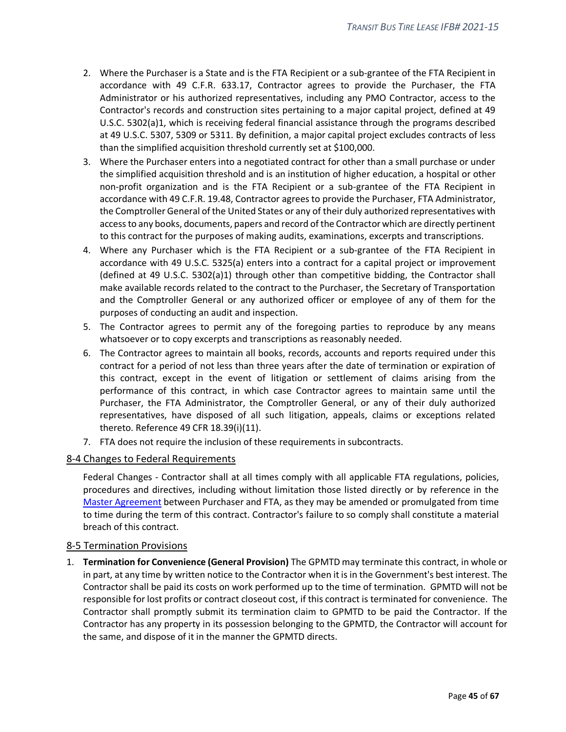2. Where the Purchaser is a State and is the FTA Recipient or a sub-grantee of the FTA Recipient in accordance with 49 C.F.R. 633.17, Contractor agrees to provide the Purchaser, the FTA Administrator or his authorized representatives, including any PMO Contractor, access to the Contractor's records and construction sites pertaining to a major capital project, defined at 49 U.S.C. 5302(a)1, which is receiving federal financial assistance through the programs described at 49 U.S.C. 5307, 5309 or 5311. By definition, a major capital project excludes contracts of less than the simplified acquisition threshold currently set at $100,000.
3. Where the Purchaser enters into a negotiated contract for other than a small purchase or under the simplified acquisition threshold and is an institution of higher education, a hospital or other non-profit organization and is the FTA Recipient or a sub-grantee of the FTA Recipient in accordance with 49 C.F.R. 19.48, Contractor agrees to provide the Purchaser, FTA Administrator, the Comptroller General of the United States or any of their duly authorized representatives with access to any books, documents, papers and record of the Contractor which are directly pertinent to this contract for the purposes of making audits, examinations, excerpts and transcriptions.
4. Where any Purchaser which is the FTA Recipient or a sub-grantee of the FTA Recipient in accordance with 49 U.S.C. 5325(a) enters into a contract for a capital project or improvement (defined at 49 U.S.C. 5302(a)1) through other than competitive bidding, the Contractor shall make available records related to the contract to the Purchaser, the Secretary of Transportation and the Comptroller General or any authorized officer or employee of any of them for the purposes of conducting an audit and inspection.
5. The Contractor agrees to permit any of the foregoing parties to reproduce by any means whatsoever or to copy excerpts and transcriptions as reasonably needed.
6. The Contractor agrees to maintain all books, records, accounts and reports required under this contract for a period of not less than three years after the date of termination or expiration of this contract, except in the event of litigation or settlement of claims arising from the performance of this contract, in which case Contractor agrees to maintain same until the Purchaser, the FTA Administrator, the Comptroller General, or any of their duly authorized representatives, have disposed of all such litigation, appeals, claims or exceptions related thereto. Reference 49 CFR 18.39(i)(11).
7. FTA does not require the inclusion of these requirements in subcontracts.

## 8-4 Changes to Federal Requirements

Federal Changes - Contractor shall at all times comply with all applicable FTA regulations, policies, procedures and directives, including without limitation those listed directly or by reference in the Master Agreement between Purchaser and FTA, as they may be amended or promulgated from time to time during the term of this contract. Contractor's failure to so comply shall constitute a material breach of this contract.

## 8-5 Termination Provisions

1. **Termination for Convenience (General Provision)** The GPMTD may terminate this contract, in whole or in part, at any time by written notice to the Contractor when it is in the Government's best interest. The Contractor shall be paid its costs on work performed up to the time of termination. GPMTD will not be responsible for lost profits or contract closeout cost, if this contract is terminated for convenience. The Contractor shall promptly submit its termination claim to GPMTD to be paid the Contractor. If the Contractor has any property in its possession belonging to the GPMTD, the Contractor will account for the same, and dispose of it in the manner the GPMTD directs.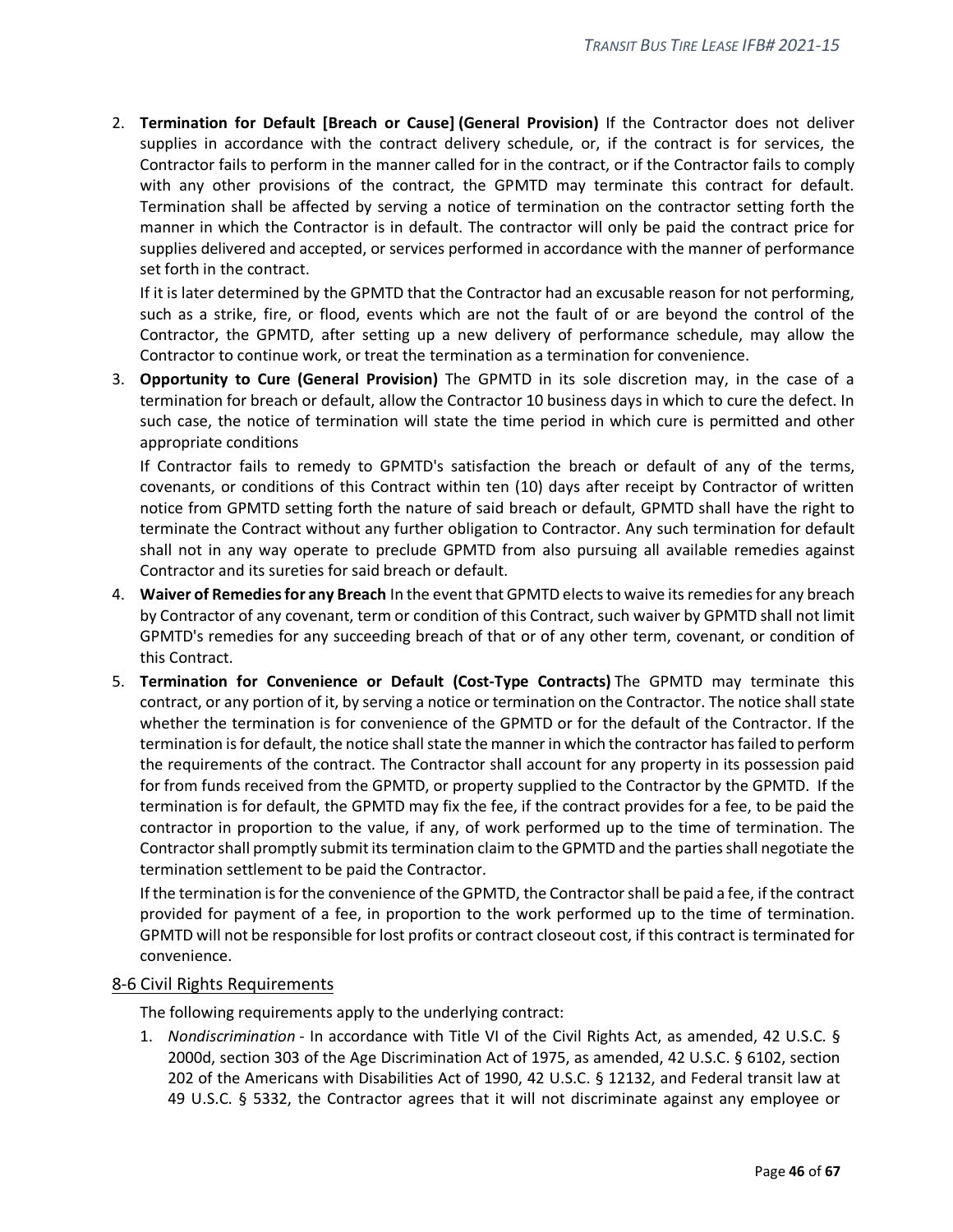2. **Termination for Default [Breach or Cause] (General Provision)** If the Contractor does not deliver supplies in accordance with the contract delivery schedule, or, if the contract is for services, the Contractor fails to perform in the manner called for in the contract, or if the Contractor fails to comply with any other provisions of the contract, the GPMTD may terminate this contract for default. Termination shall be affected by serving a notice of termination on the contractor setting forth the manner in which the Contractor is in default. The contractor will only be paid the contract price for supplies delivered and accepted, or services performed in accordance with the manner of performance set forth in the contract.

   If it is later determined by the GPMTD that the Contractor had an excusable reason for not performing, such as a strike, fire, or flood, events which are not the fault of or are beyond the control of the Contractor, the GPMTD, after setting up a new delivery of performance schedule, may allow the Contractor to continue work, or treat the termination as a termination for convenience.

3. **Opportunity to Cure (General Provision)** The GPMTD in its sole discretion may, in the case of a termination for breach or default, allow the Contractor 10 business days in which to cure the defect. In such case, the notice of termination will state the time period in which cure is permitted and other appropriate conditions

   If Contractor fails to remedy to GPMTD's satisfaction the breach or default of any of the terms, covenants, or conditions of this Contract within ten (10) days after receipt by Contractor of written notice from GPMTD setting forth the nature of said breach or default, GPMTD shall have the right to terminate the Contract without any further obligation to Contractor. Any such termination for default shall not in any way operate to preclude GPMTD from also pursuing all available remedies against Contractor and its sureties for said breach or default.

4. **Waiver of Remedies for any Breach** In the event that GPMTD elects to waive its remedies for any breach by Contractor of any covenant, term or condition of this Contract, such waiver by GPMTD shall not limit GPMTD's remedies for any succeeding breach of that or of any other term, covenant, or condition of this Contract.

5. **Termination for Convenience or Default (Cost-Type Contracts)** The GPMTD may terminate this contract, or any portion of it, by serving a notice or termination on the Contractor. The notice shall state whether the termination is for convenience of the GPMTD or for the default of the Contractor. If the termination is for default, the notice shall state the manner in which the contractor has failed to perform the requirements of the contract. The Contractor shall account for any property in its possession paid for from funds received from the GPMTD, or property supplied to the Contractor by the GPMTD. If the termination is for default, the GPMTD may fix the fee, if the contract provides for a fee, to be paid the contractor in proportion to the value, if any, of work performed up to the time of termination. The Contractor shall promptly submit its termination claim to the GPMTD and the parties shall negotiate the termination settlement to be paid the Contractor.

   If the termination is for the convenience of the GPMTD, the Contractor shall be paid a fee, if the contract provided for payment of a fee, in proportion to the work performed up to the time of termination. GPMTD will not be responsible for lost profits or contract closeout cost, if this contract is terminated for convenience.

## 8-6 Civil Rights Requirements

The following requirements apply to the underlying contract:

1. *Nondiscrimination* - In accordance with Title VI of the Civil Rights Act, as amended, 42 U.S.C. § 2000d, section 303 of the Age Discrimination Act of 1975, as amended, 42 U.S.C. § 6102, section 202 of the Americans with Disabilities Act of 1990, 42 U.S.C. § 12132, and Federal transit law at 49 U.S.C. § 5332, the Contractor agrees that it will not discriminate against any employee or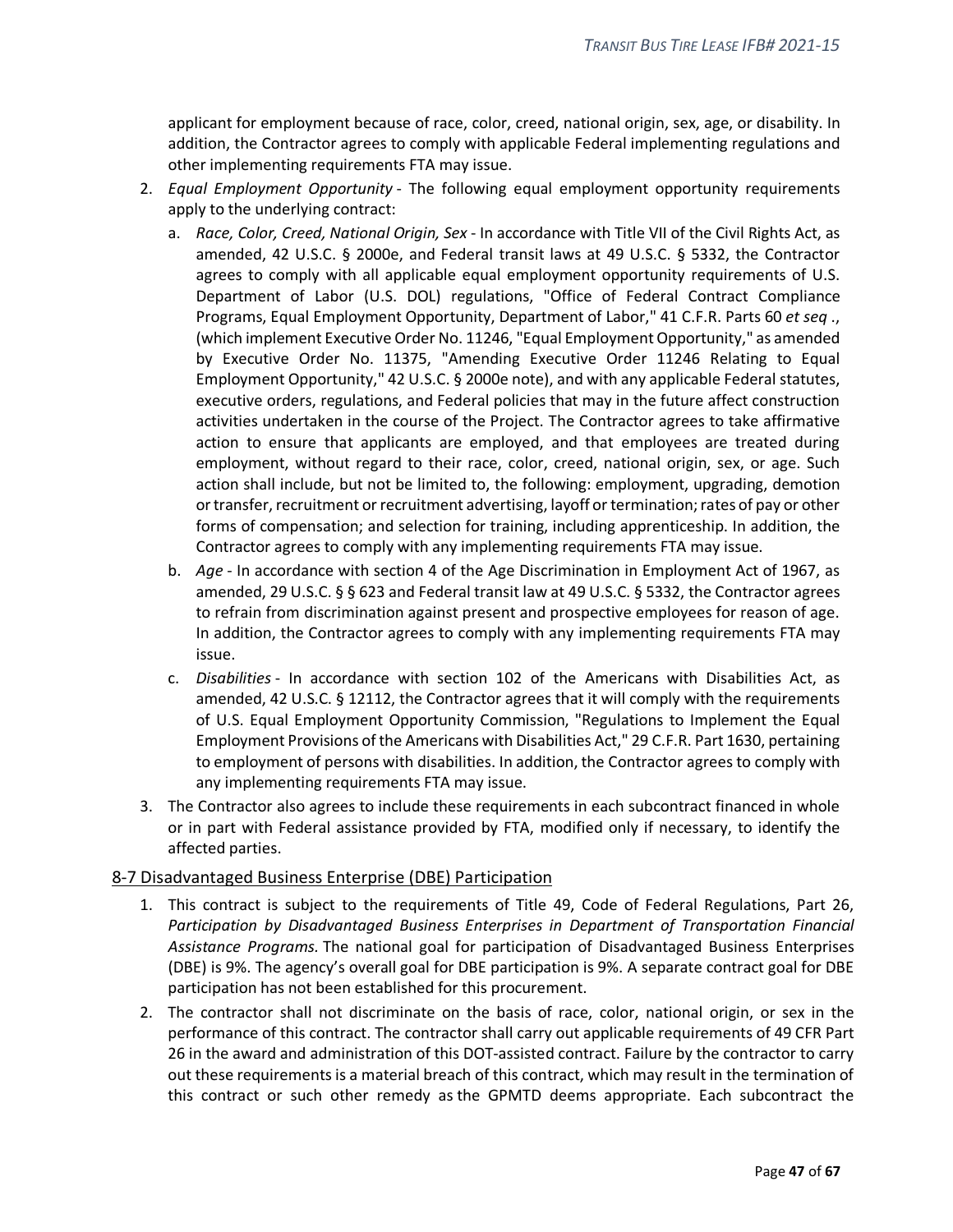applicant for employment because of race, color, creed, national origin, sex, age, or disability. In addition, the Contractor agrees to comply with applicable Federal implementing regulations and other implementing requirements FTA may issue.

2. *Equal Employment Opportunity* - The following equal employment opportunity requirements apply to the underlying contract:
   a. *Race, Color, Creed, National Origin, Sex* - In accordance with Title VII of the Civil Rights Act, as amended, 42 U.S.C. § 2000e, and Federal transit laws at 49 U.S.C. § 5332, the Contractor agrees to comply with all applicable equal employment opportunity requirements of U.S. Department of Labor (U.S. DOL) regulations, "Office of Federal Contract Compliance Programs, Equal Employment Opportunity, Department of Labor," 41 C.F.R. Parts 60 *et seq* ., (which implement Executive Order No. 11246, "Equal Employment Opportunity," as amended by Executive Order No. 11375, "Amending Executive Order 11246 Relating to Equal Employment Opportunity," 42 U.S.C. § 2000e note), and with any applicable Federal statutes, executive orders, regulations, and Federal policies that may in the future affect construction activities undertaken in the course of the Project. The Contractor agrees to take affirmative action to ensure that applicants are employed, and that employees are treated during employment, without regard to their race, color, creed, national origin, sex, or age. Such action shall include, but not be limited to, the following: employment, upgrading, demotion or transfer, recruitment or recruitment advertising, layoff or termination; rates of pay or other forms of compensation; and selection for training, including apprenticeship. In addition, the Contractor agrees to comply with any implementing requirements FTA may issue.
   b. *Age* - In accordance with section 4 of the Age Discrimination in Employment Act of 1967, as amended, 29 U.S.C. § § 623 and Federal transit law at 49 U.S.C. § 5332, the Contractor agrees to refrain from discrimination against present and prospective employees for reason of age. In addition, the Contractor agrees to comply with any implementing requirements FTA may issue.
   c. *Disabilities* - In accordance with section 102 of the Americans with Disabilities Act, as amended, 42 U.S.C. § 12112, the Contractor agrees that it will comply with the requirements of U.S. Equal Employment Opportunity Commission, "Regulations to Implement the Equal Employment Provisions of the Americans with Disabilities Act," 29 C.F.R. Part 1630, pertaining to employment of persons with disabilities. In addition, the Contractor agrees to comply with any implementing requirements FTA may issue.
3. The Contractor also agrees to include these requirements in each subcontract financed in whole or in part with Federal assistance provided by FTA, modified only if necessary, to identify the affected parties.

## 8-7 Disadvantaged Business Enterprise (DBE) Participation

1. This contract is subject to the requirements of Title 49, Code of Federal Regulations, Part 26, *Participation by Disadvantaged Business Enterprises in Department of Transportation Financial Assistance Programs.* The national goal for participation of Disadvantaged Business Enterprises (DBE) is 9%. The agency's overall goal for DBE participation is 9%. A separate contract goal for DBE participation has not been established for this procurement.
2. The contractor shall not discriminate on the basis of race, color, national origin, or sex in the performance of this contract. The contractor shall carry out applicable requirements of 49 CFR Part 26 in the award and administration of this DOT-assisted contract. Failure by the contractor to carry out these requirements is a material breach of this contract, which may result in the termination of this contract or such other remedy as the GPMTD deems appropriate. Each subcontract the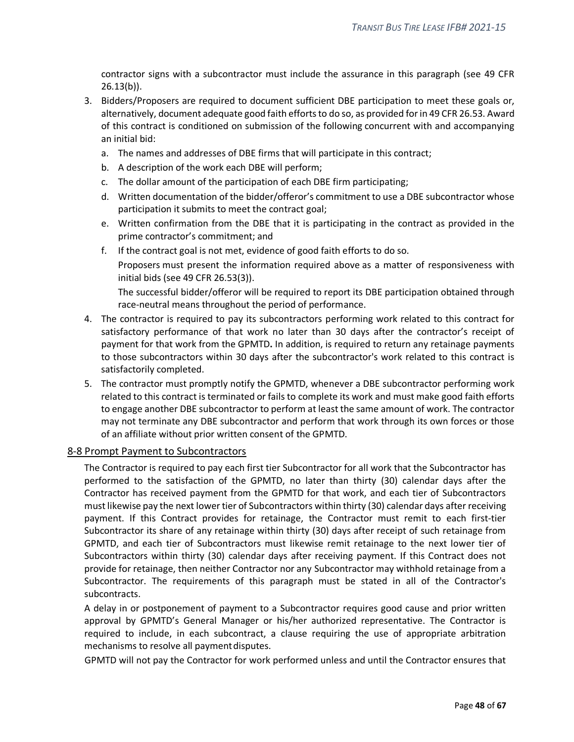contractor signs with a subcontractor must include the assurance in this paragraph (see 49 CFR 26.13(b)).

3. Bidders/Proposers are required to document sufficient DBE participation to meet these goals or, alternatively, document adequate good faith efforts to do so, as provided for in 49 CFR 26.53. Award of this contract is conditioned on submission of the following concurrent with and accompanying an initial bid:
   a. The names and addresses of DBE firms that will participate in this contract;
   b. A description of the work each DBE will perform;
   c. The dollar amount of the participation of each DBE firm participating;
   d. Written documentation of the bidder/offeror's commitment to use a DBE subcontractor whose participation it submits to meet the contract goal;
   e. Written confirmation from the DBE that it is participating in the contract as provided in the prime contractor's commitment; and
   f. If the contract goal is not met, evidence of good faith efforts to do so.

   Proposers must present the information required above as a matter of responsiveness with initial bids (see 49 CFR 26.53(3)).

   The successful bidder/offeror will be required to report its DBE participation obtained through race-neutral means throughout the period of performance.
4. The contractor is required to pay its subcontractors performing work related to this contract for satisfactory performance of that work no later than 30 days after the contractor's receipt of payment for that work from the GPMTD**.** In addition, is required to return any retainage payments to those subcontractors within 30 days after the subcontractor's work related to this contract is satisfactorily completed.
5. The contractor must promptly notify the GPMTD, whenever a DBE subcontractor performing work related to this contract is terminated or fails to complete its work and must make good faith efforts to engage another DBE subcontractor to perform at least the same amount of work. The contractor may not terminate any DBE subcontractor and perform that work through its own forces or those of an affiliate without prior written consent of the GPMTD.

## 8-8 Prompt Payment to Subcontractors

The Contractor is required to pay each first tier Subcontractor for all work that the Subcontractor has performed to the satisfaction of the GPMTD, no later than thirty (30) calendar days after the Contractor has received payment from the GPMTD for that work, and each tier of Subcontractors must likewise pay the next lower tier of Subcontractors within thirty (30) calendar days after receiving payment. If this Contract provides for retainage, the Contractor must remit to each first-tier Subcontractor its share of any retainage within thirty (30) days after receipt of such retainage from GPMTD, and each tier of Subcontractors must likewise remit retainage to the next lower tier of Subcontractors within thirty (30) calendar days after receiving payment. If this Contract does not provide for retainage, then neither Contractor nor any Subcontractor may withhold retainage from a Subcontractor. The requirements of this paragraph must be stated in all of the Contractor's subcontracts.

A delay in or postponement of payment to a Subcontractor requires good cause and prior written approval by GPMTD's General Manager or his/her authorized representative. The Contractor is required to include, in each subcontract, a clause requiring the use of appropriate arbitration mechanisms to resolve all payment disputes.

GPMTD will not pay the Contractor for work performed unless and until the Contractor ensures that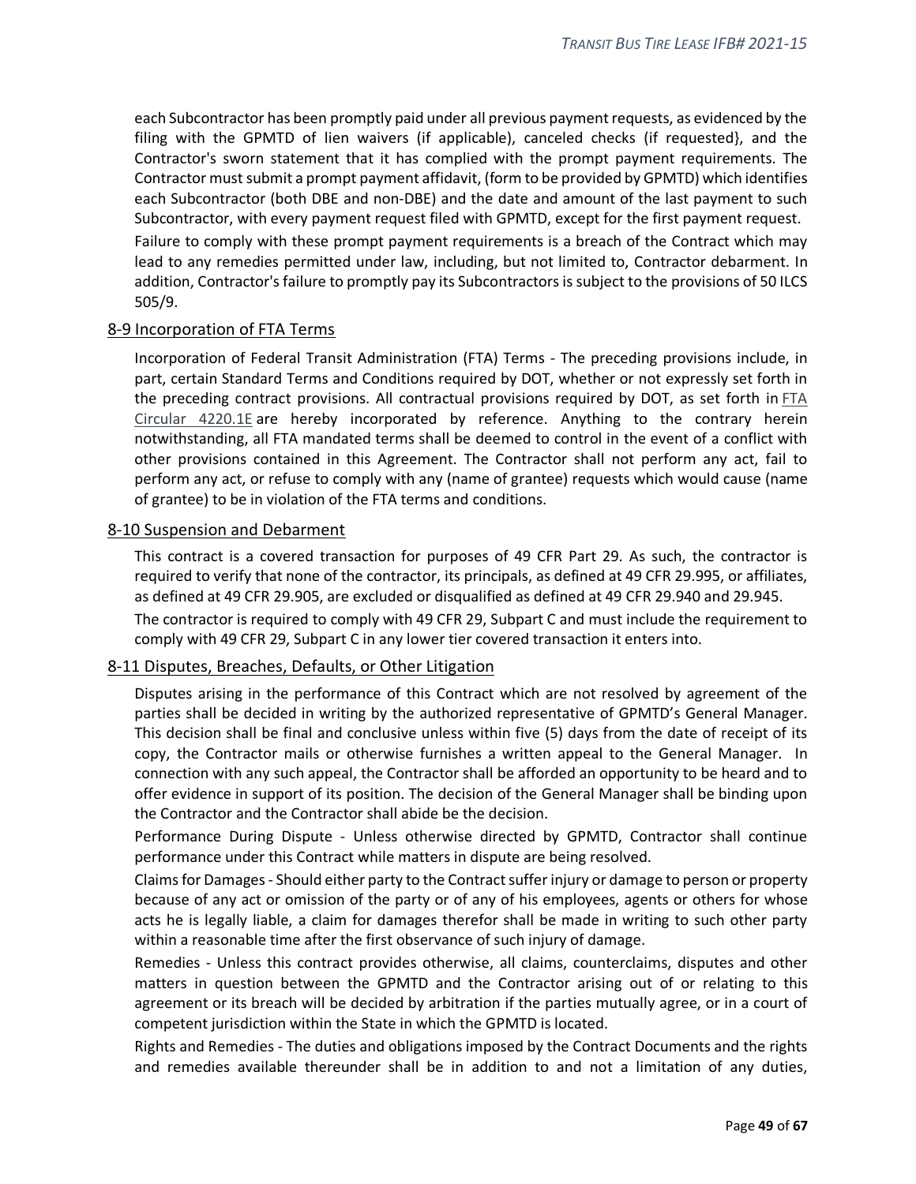each Subcontractor has been promptly paid under all previous payment requests, as evidenced by the filing with the GPMTD of lien waivers (if applicable), canceled checks (if requested}, and the Contractor's sworn statement that it has complied with the prompt payment requirements. The Contractor must submit a prompt payment affidavit, (form to be provided by GPMTD) which identifies each Subcontractor (both DBE and non-DBE) and the date and amount of the last payment to such Subcontractor, with every payment request filed with GPMTD, except for the first payment request.

Failure to comply with these prompt payment requirements is a breach of the Contract which may lead to any remedies permitted under law, including, but not limited to, Contractor debarment. In addition, Contractor's failure to promptly pay its Subcontractors is subject to the provisions of 50 ILCS 505/9.

## 8-9 Incorporation of FTA Terms

Incorporation of Federal Transit Administration (FTA) Terms - The preceding provisions include, in part, certain Standard Terms and Conditions required by DOT, whether or not expressly set forth in the preceding contract provisions. All contractual provisions required by DOT, as set forth in FTA Circular 4220.1E are hereby incorporated by reference. Anything to the contrary herein notwithstanding, all FTA mandated terms shall be deemed to control in the event of a conflict with other provisions contained in this Agreement. The Contractor shall not perform any act, fail to perform any act, or refuse to comply with any (name of grantee) requests which would cause (name of grantee) to be in violation of the FTA terms and conditions.

## 8-10 Suspension and Debarment

This contract is a covered transaction for purposes of 49 CFR Part 29. As such, the contractor is required to verify that none of the contractor, its principals, as defined at 49 CFR 29.995, or affiliates, as defined at 49 CFR 29.905, are excluded or disqualified as defined at 49 CFR 29.940 and 29.945.

The contractor is required to comply with 49 CFR 29, Subpart C and must include the requirement to comply with 49 CFR 29, Subpart C in any lower tier covered transaction it enters into.

## 8-11 Disputes, Breaches, Defaults, or Other Litigation

Disputes arising in the performance of this Contract which are not resolved by agreement of the parties shall be decided in writing by the authorized representative of GPMTD's General Manager. This decision shall be final and conclusive unless within five (5) days from the date of receipt of its copy, the Contractor mails or otherwise furnishes a written appeal to the General Manager. In connection with any such appeal, the Contractor shall be afforded an opportunity to be heard and to offer evidence in support of its position. The decision of the General Manager shall be binding upon the Contractor and the Contractor shall abide be the decision.

Performance During Dispute - Unless otherwise directed by GPMTD, Contractor shall continue performance under this Contract while matters in dispute are being resolved.

Claims for Damages - Should either party to the Contract suffer injury or damage to person or property because of any act or omission of the party or of any of his employees, agents or others for whose acts he is legally liable, a claim for damages therefor shall be made in writing to such other party within a reasonable time after the first observance of such injury of damage.

Remedies - Unless this contract provides otherwise, all claims, counterclaims, disputes and other matters in question between the GPMTD and the Contractor arising out of or relating to this agreement or its breach will be decided by arbitration if the parties mutually agree, or in a court of competent jurisdiction within the State in which the GPMTD is located.

Rights and Remedies - The duties and obligations imposed by the Contract Documents and the rights and remedies available thereunder shall be in addition to and not a limitation of any duties,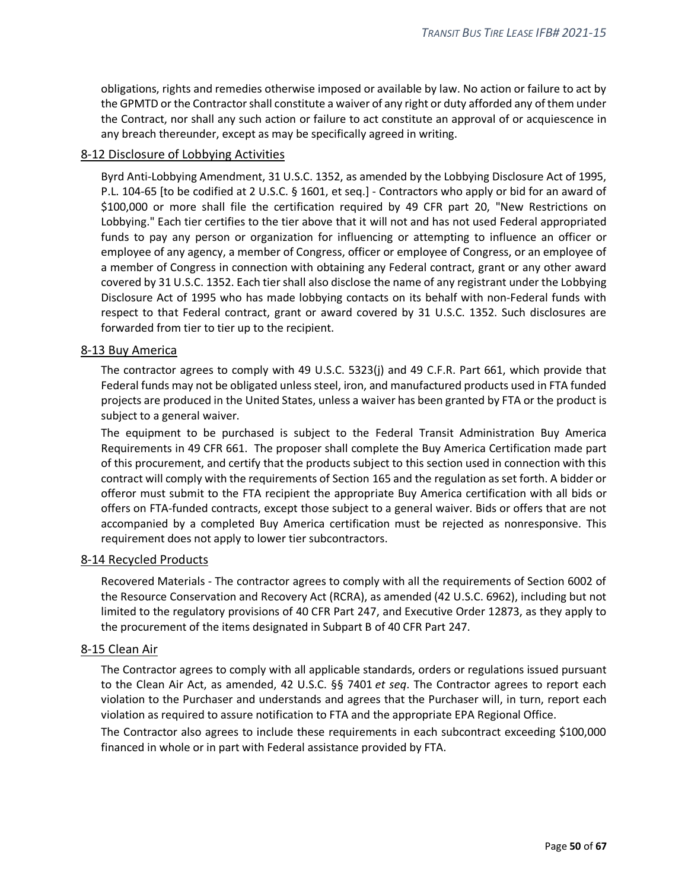obligations, rights and remedies otherwise imposed or available by law. No action or failure to act by the GPMTD or the Contractor shall constitute a waiver of any right or duty afforded any of them under the Contract, nor shall any such action or failure to act constitute an approval of or acquiescence in any breach thereunder, except as may be specifically agreed in writing.

## 8-12 Disclosure of Lobbying Activities

Byrd Anti-Lobbying Amendment, 31 U.S.C. 1352, as amended by the Lobbying Disclosure Act of 1995, P.L. 104-65 [to be codified at 2 U.S.C. § 1601, et seq.] - Contractors who apply or bid for an award of $100,000 or more shall file the certification required by 49 CFR part 20, "New Restrictions on Lobbying." Each tier certifies to the tier above that it will not and has not used Federal appropriated funds to pay any person or organization for influencing or attempting to influence an officer or employee of any agency, a member of Congress, officer or employee of Congress, or an employee of a member of Congress in connection with obtaining any Federal contract, grant or any other award covered by 31 U.S.C. 1352. Each tier shall also disclose the name of any registrant under the Lobbying Disclosure Act of 1995 who has made lobbying contacts on its behalf with non-Federal funds with respect to that Federal contract, grant or award covered by 31 U.S.C. 1352. Such disclosures are forwarded from tier to tier up to the recipient.

## 8-13 Buy America

The contractor agrees to comply with 49 U.S.C. 5323(j) and 49 C.F.R. Part 661, which provide that Federal funds may not be obligated unless steel, iron, and manufactured products used in FTA funded projects are produced in the United States, unless a waiver has been granted by FTA or the product is subject to a general waiver.

The equipment to be purchased is subject to the Federal Transit Administration Buy America Requirements in 49 CFR 661. The proposer shall complete the Buy America Certification made part of this procurement, and certify that the products subject to this section used in connection with this contract will comply with the requirements of Section 165 and the regulation as set forth. A bidder or offeror must submit to the FTA recipient the appropriate Buy America certification with all bids or offers on FTA-funded contracts, except those subject to a general waiver. Bids or offers that are not accompanied by a completed Buy America certification must be rejected as nonresponsive. This requirement does not apply to lower tier subcontractors.

## 8-14 Recycled Products

Recovered Materials - The contractor agrees to comply with all the requirements of Section 6002 of the Resource Conservation and Recovery Act (RCRA), as amended (42 U.S.C. 6962), including but not limited to the regulatory provisions of 40 CFR Part 247, and Executive Order 12873, as they apply to the procurement of the items designated in Subpart B of 40 CFR Part 247.

## 8-15 Clean Air

The Contractor agrees to comply with all applicable standards, orders or regulations issued pursuant to the Clean Air Act, as amended, 42 U.S.C. §§ 7401 *et seq*. The Contractor agrees to report each violation to the Purchaser and understands and agrees that the Purchaser will, in turn, report each violation as required to assure notification to FTA and the appropriate EPA Regional Office.

The Contractor also agrees to include these requirements in each subcontract exceeding $100,000 financed in whole or in part with Federal assistance provided by FTA.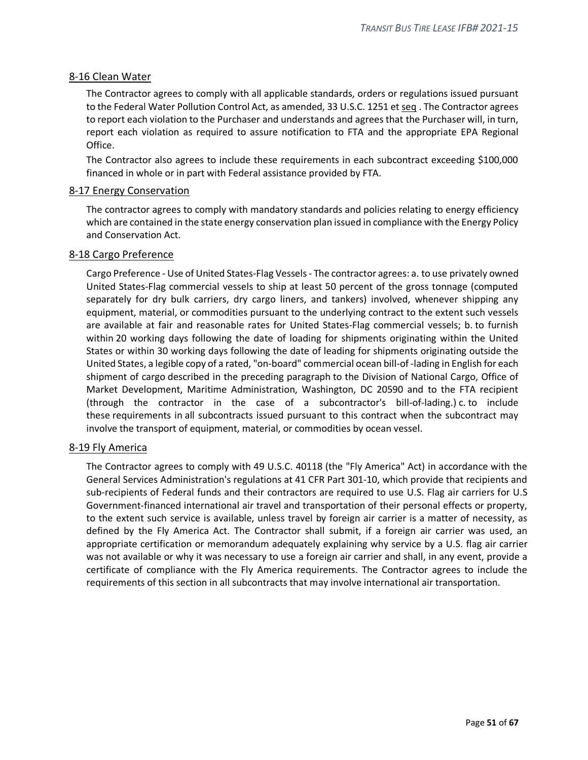## 8-16 Clean Water

The Contractor agrees to comply with all applicable standards, orders or regulations issued pursuant to the Federal Water Pollution Control Act, as amended, 33 U.S.C. 1251 et seq . The Contractor agrees to report each violation to the Purchaser and understands and agrees that the Purchaser will, in turn, report each violation as required to assure notification to FTA and the appropriate EPA Regional Office.

The Contractor also agrees to include these requirements in each subcontract exceeding $100,000 financed in whole or in part with Federal assistance provided by FTA.

## 8-17 Energy Conservation

The contractor agrees to comply with mandatory standards and policies relating to energy efficiency which are contained in the state energy conservation plan issued in compliance with the Energy Policy and Conservation Act.

## 8-18 Cargo Preference

Cargo Preference - Use of United States-Flag Vessels - The contractor agrees: a. to use privately owned United States-Flag commercial vessels to ship at least 50 percent of the gross tonnage (computed separately for dry bulk carriers, dry cargo liners, and tankers) involved, whenever shipping any equipment, material, or commodities pursuant to the underlying contract to the extent such vessels are available at fair and reasonable rates for United States-Flag commercial vessels; b. to furnish within 20 working days following the date of loading for shipments originating within the United States or within 30 working days following the date of leading for shipments originating outside the United States, a legible copy of a rated, "on-board" commercial ocean bill-of -lading in English for each shipment of cargo described in the preceding paragraph to the Division of National Cargo, Office of Market Development, Maritime Administration, Washington, DC 20590 and to the FTA recipient (through the contractor in the case of a subcontractor's bill-of-lading.) c. to include these requirements in all subcontracts issued pursuant to this contract when the subcontract may involve the transport of equipment, material, or commodities by ocean vessel.

## 8-19 Fly America

The Contractor agrees to comply with 49 U.S.C. 40118 (the "Fly America" Act) in accordance with the General Services Administration's regulations at 41 CFR Part 301-10, which provide that recipients and sub-recipients of Federal funds and their contractors are required to use U.S. Flag air carriers for U.S Government-financed international air travel and transportation of their personal effects or property, to the extent such service is available, unless travel by foreign air carrier is a matter of necessity, as defined by the Fly America Act. The Contractor shall submit, if a foreign air carrier was used, an appropriate certification or memorandum adequately explaining why service by a U.S. flag air carrier was not available or why it was necessary to use a foreign air carrier and shall, in any event, provide a certificate of compliance with the Fly America requirements. The Contractor agrees to include the requirements of this section in all subcontracts that may involve international air transportation.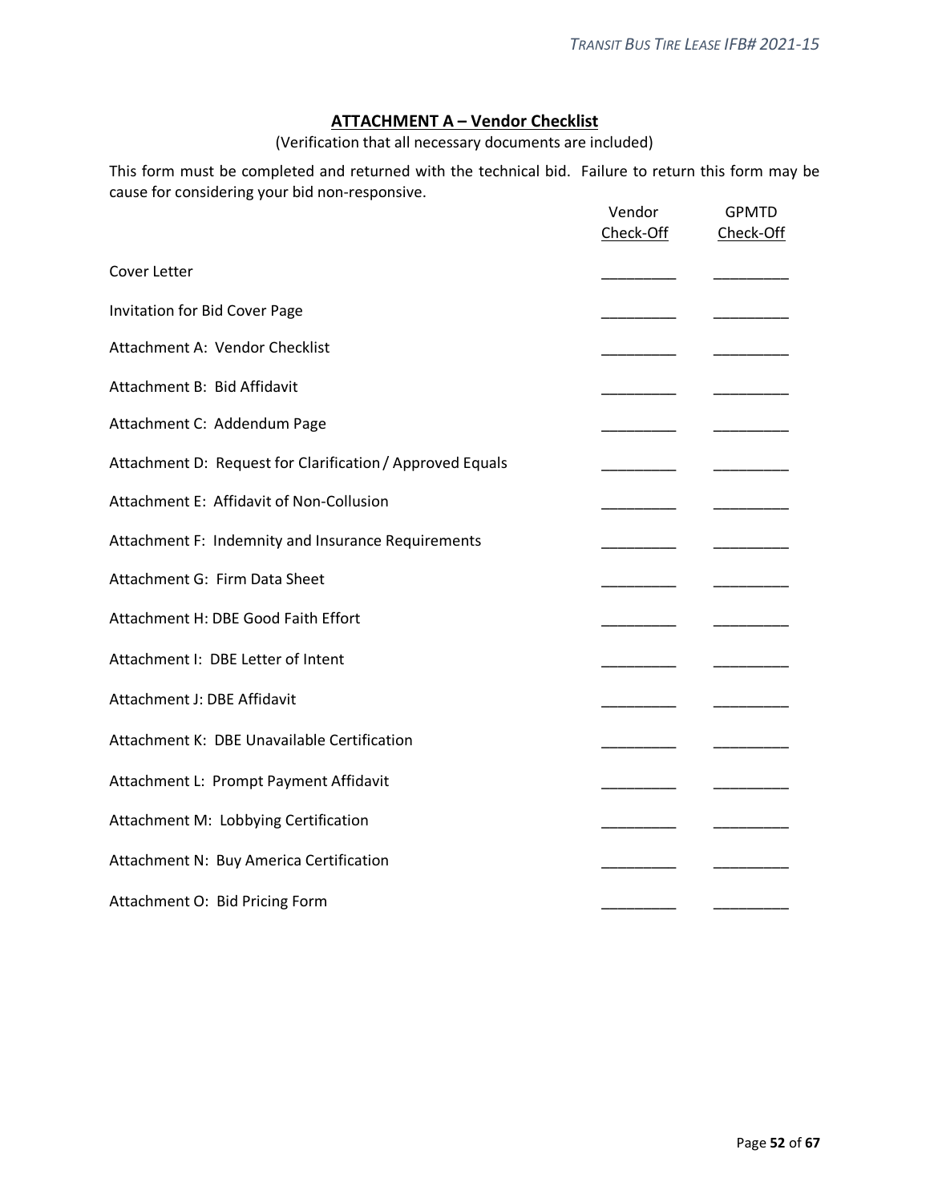## ATTACHMENT A – Vendor Checklist

(Verification that all necessary documents are included)

This form must be completed and returned with the technical bid. Failure to return this form may be cause for considering your bid non-responsive.

| | Vendor Check-Off | GPMTD Check-Off |
|---|---|---|
| Cover Letter | _________ | _________ |
| Invitation for Bid Cover Page | _________ | _________ |
| Attachment A: Vendor Checklist | _________ | _________ |
| Attachment B: Bid Affidavit | _________ | _________ |
| Attachment C: Addendum Page | _________ | _________ |
| Attachment D: Request for Clarification / Approved Equals | _________ | _________ |
| Attachment E: Affidavit of Non-Collusion | _________ | _________ |
| Attachment F: Indemnity and Insurance Requirements | _________ | _________ |
| Attachment G: Firm Data Sheet | _________ | _________ |
| Attachment H: DBE Good Faith Effort | _________ | _________ |
| Attachment I: DBE Letter of Intent | _________ | _________ |
| Attachment J: DBE Affidavit | _________ | _________ |
| Attachment K: DBE Unavailable Certification | _________ | _________ |
| Attachment L: Prompt Payment Affidavit | _________ | _________ |
| Attachment M: Lobbying Certification | _________ | _________ |
| Attachment N: Buy America Certification | _________ | _________ |
| Attachment O: Bid Pricing Form | _________ | _________ |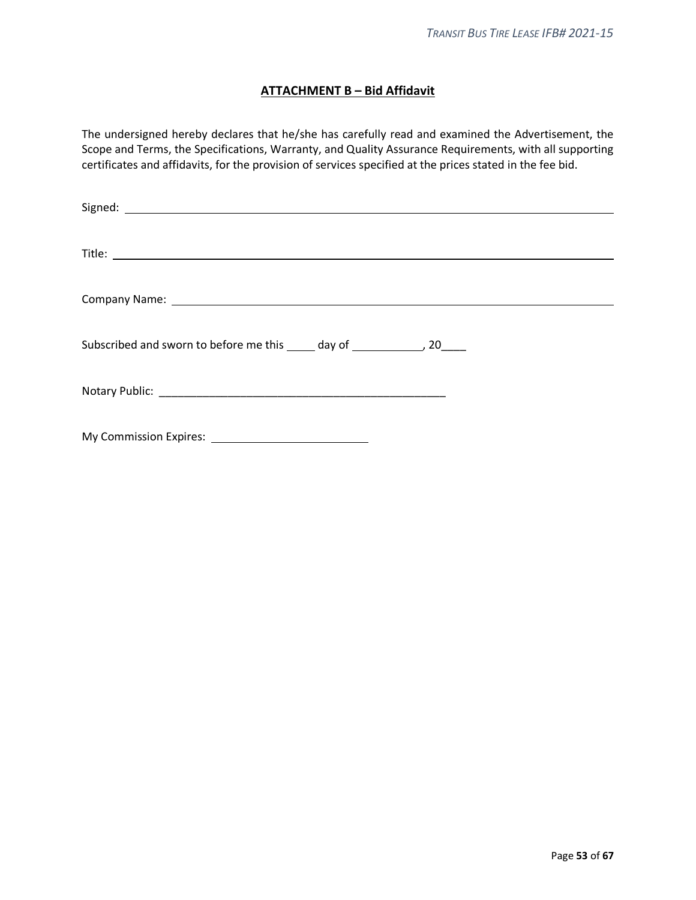## **ATTACHMENT B – Bid Affidavit**

The undersigned hereby declares that he/she has carefully read and examined the Advertisement, the Scope and Terms, the Specifications, Warranty, and Quality Assurance Requirements, with all supporting certificates and affidavits, for the provision of services specified at the prices stated in the fee bid.

Signed: ______________________________________________

Title: ______________________________________________

Company Name: ______________________________________________

Subscribed and sworn to before me this _____ day of ___________, 20____

Notary Public: ______________________________________________

My Commission Expires: ________________________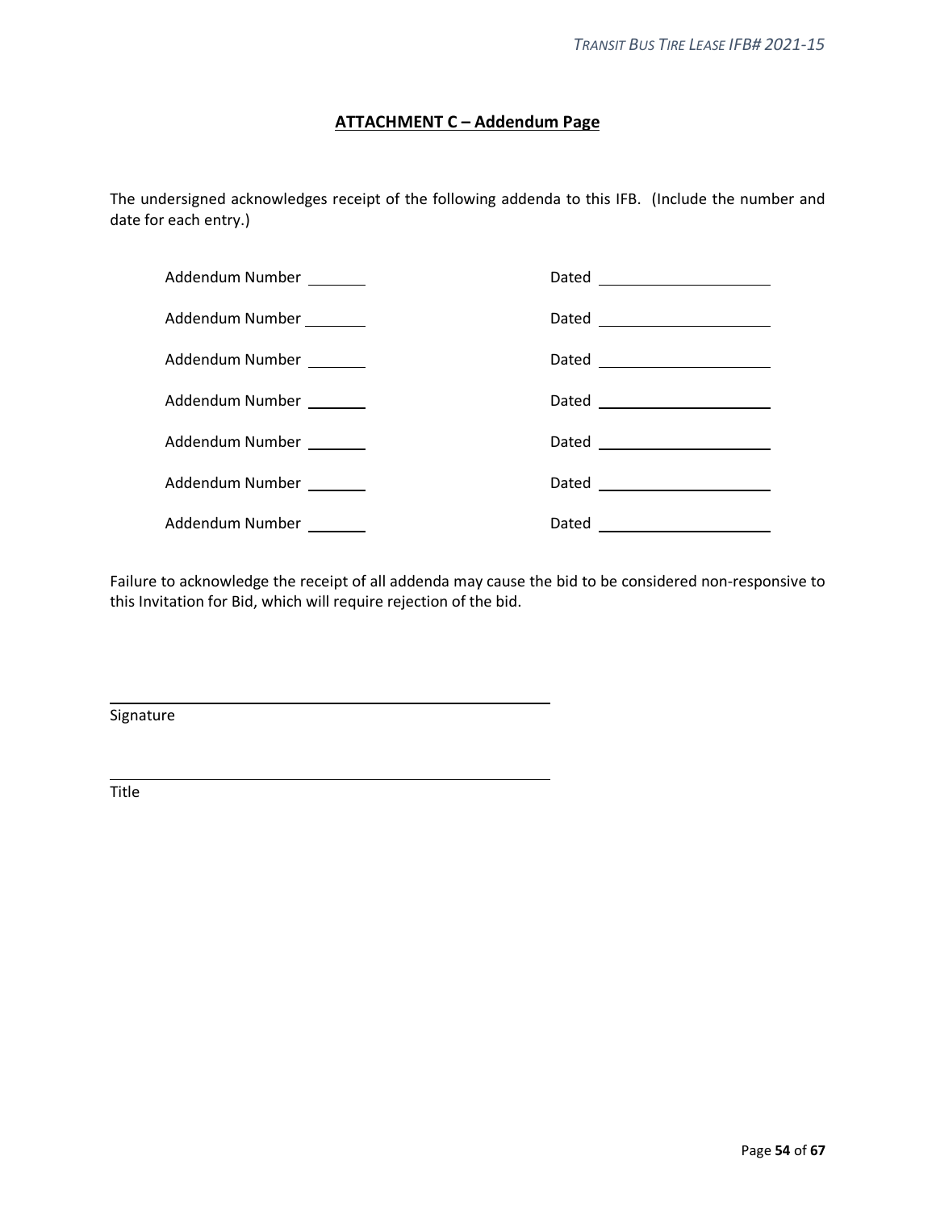## ATTACHMENT C – Addendum Page

The undersigned acknowledges receipt of the following addenda to this IFB. (Include the number and date for each entry.)

Addendum Number _______ Dated ____________________

Addendum Number _______ Dated ____________________

Addendum Number _______ Dated ____________________

Addendum Number _______ Dated ____________________

Addendum Number _______ Dated ____________________

Addendum Number _______ Dated ____________________

Addendum Number _______ Dated ____________________

Failure to acknowledge the receipt of all addenda may cause the bid to be considered non-responsive to this Invitation for Bid, which will require rejection of the bid.

\_\_\_\_\_\_\_\_\_\_\_\_\_\_\_\_\_\_\_\_\_\_\_\_\_\_\_\_\_\_\_\_\_\_\_\_\_\_\_\_\_\_\_\_

Signature

\_\_\_\_\_\_\_\_\_\_\_\_\_\_\_\_\_\_\_\_\_\_\_\_\_\_\_\_\_\_\_\_\_\_\_\_\_\_\_\_\_\_\_\_

Title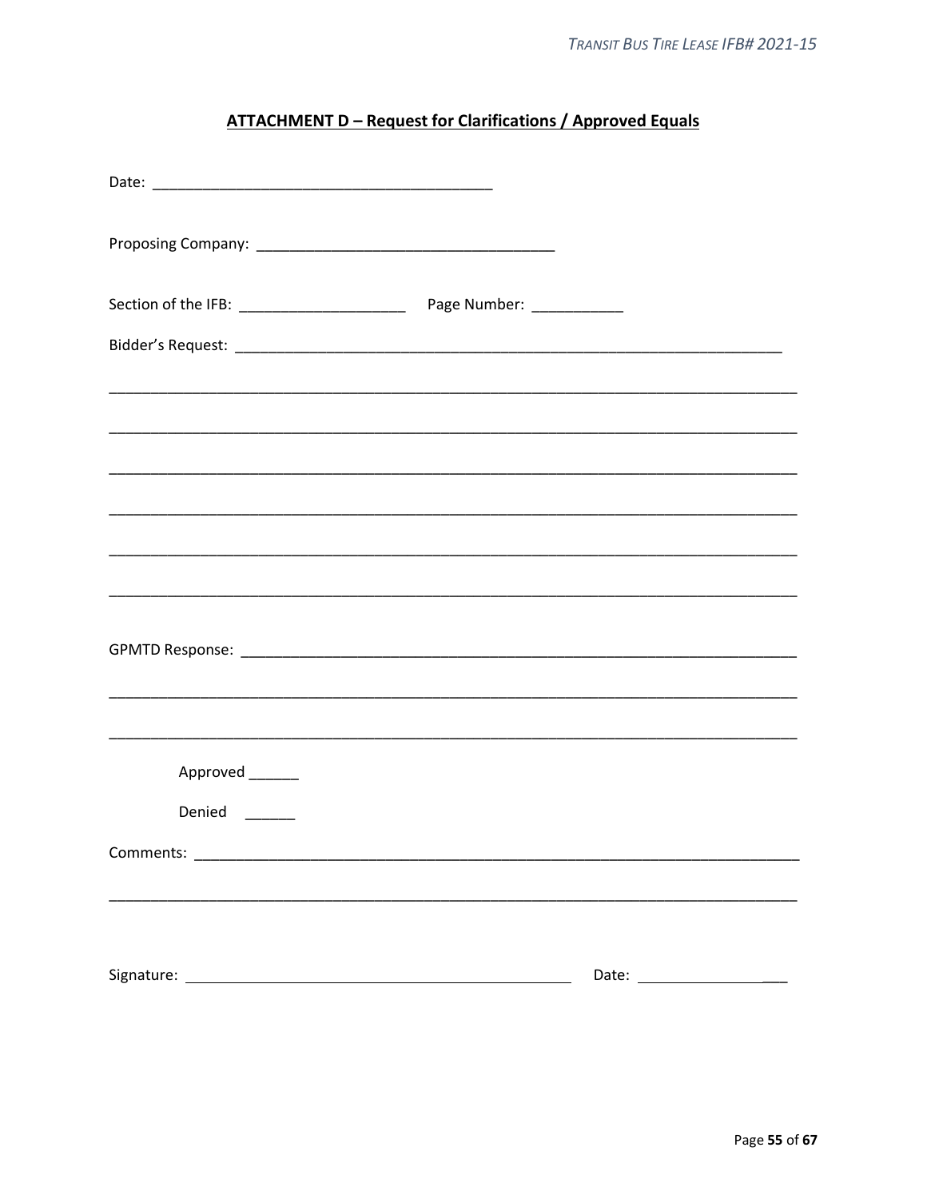## ATTACHMENT D – Request for Clarifications / Approved Equals

Date: ________________________________________

Proposing Company: ___________________________________

Section of the IFB: ___________________ Page Number: ___________

Bidder's Request: _____________________________________________________________________

_______________________________________________________________________________

_______________________________________________________________________________

_______________________________________________________________________________

_______________________________________________________________________________

_______________________________________________________________________________

_______________________________________________________________________________

GPMTD Response: ______________________________________________________________________

_______________________________________________________________________________

_______________________________________________________________________________

Approved ______

Denied ______

Comments: ____________________________________________________________________________

_______________________________________________________________________________

Signature: _____________________________________________ Date: __________________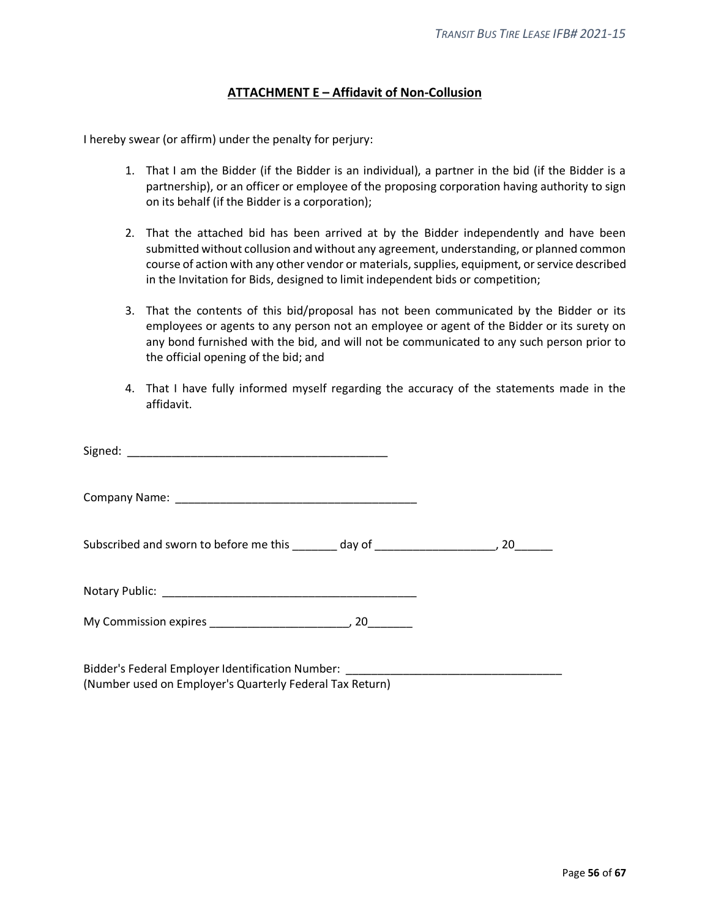## ATTACHMENT E – Affidavit of Non-Collusion

I hereby swear (or affirm) under the penalty for perjury:

1. That I am the Bidder (if the Bidder is an individual), a partner in the bid (if the Bidder is a partnership), or an officer or employee of the proposing corporation having authority to sign on its behalf (if the Bidder is a corporation);

2. That the attached bid has been arrived at by the Bidder independently and have been submitted without collusion and without any agreement, understanding, or planned common course of action with any other vendor or materials, supplies, equipment, or service described in the Invitation for Bids, designed to limit independent bids or competition;

3. That the contents of this bid/proposal has not been communicated by the Bidder or its employees or agents to any person not an employee or agent of the Bidder or its surety on any bond furnished with the bid, and will not be communicated to any such person prior to the official opening of the bid; and

4. That I have fully informed myself regarding the accuracy of the statements made in the affidavit.

Signed: _________________________________________

Company Name: ______________________________________

Subscribed and sworn to before me this _______ day of ___________________, 20______

Notary Public: ________________________________________

My Commission expires _____________________, 20_______

Bidder's Federal Employer Identification Number: __________________________________
(Number used on Employer's Quarterly Federal Tax Return)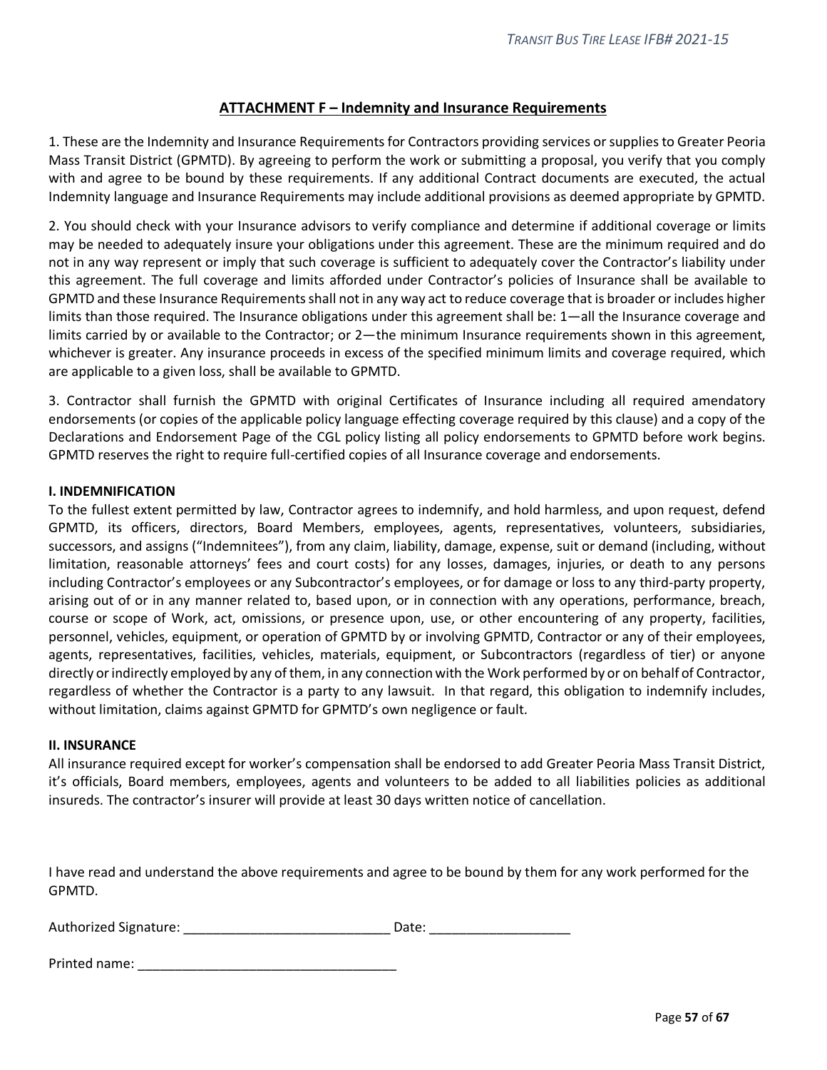## ATTACHMENT F – Indemnity and Insurance Requirements

1. These are the Indemnity and Insurance Requirements for Contractors providing services or supplies to Greater Peoria Mass Transit District (GPMTD). By agreeing to perform the work or submitting a proposal, you verify that you comply with and agree to be bound by these requirements. If any additional Contract documents are executed, the actual Indemnity language and Insurance Requirements may include additional provisions as deemed appropriate by GPMTD.

2. You should check with your Insurance advisors to verify compliance and determine if additional coverage or limits may be needed to adequately insure your obligations under this agreement. These are the minimum required and do not in any way represent or imply that such coverage is sufficient to adequately cover the Contractor's liability under this agreement. The full coverage and limits afforded under Contractor's policies of Insurance shall be available to GPMTD and these Insurance Requirements shall not in any way act to reduce coverage that is broader or includes higher limits than those required. The Insurance obligations under this agreement shall be: 1—all the Insurance coverage and limits carried by or available to the Contractor; or 2—the minimum Insurance requirements shown in this agreement, whichever is greater. Any insurance proceeds in excess of the specified minimum limits and coverage required, which are applicable to a given loss, shall be available to GPMTD.

3. Contractor shall furnish the GPMTD with original Certificates of Insurance including all required amendatory endorsements (or copies of the applicable policy language effecting coverage required by this clause) and a copy of the Declarations and Endorsement Page of the CGL policy listing all policy endorsements to GPMTD before work begins. GPMTD reserves the right to require full-certified copies of all Insurance coverage and endorsements.

### I. INDEMNIFICATION

To the fullest extent permitted by law, Contractor agrees to indemnify, and hold harmless, and upon request, defend GPMTD, its officers, directors, Board Members, employees, agents, representatives, volunteers, subsidiaries, successors, and assigns ("Indemnitees"), from any claim, liability, damage, expense, suit or demand (including, without limitation, reasonable attorneys' fees and court costs) for any losses, damages, injuries, or death to any persons including Contractor's employees or any Subcontractor's employees, or for damage or loss to any third-party property, arising out of or in any manner related to, based upon, or in connection with any operations, performance, breach, course or scope of Work, act, omissions, or presence upon, use, or other encountering of any property, facilities, personnel, vehicles, equipment, or operation of GPMTD by or involving GPMTD, Contractor or any of their employees, agents, representatives, facilities, vehicles, materials, equipment, or Subcontractors (regardless of tier) or anyone directly or indirectly employed by any of them, in any connection with the Work performed by or on behalf of Contractor, regardless of whether the Contractor is a party to any lawsuit. In that regard, this obligation to indemnify includes, without limitation, claims against GPMTD for GPMTD's own negligence or fault.

### II. INSURANCE

All insurance required except for worker's compensation shall be endorsed to add Greater Peoria Mass Transit District, it's officials, Board members, employees, agents and volunteers to be added to all liabilities policies as additional insureds. The contractor's insurer will provide at least 30 days written notice of cancellation.

I have read and understand the above requirements and agree to be bound by them for any work performed for the GPMTD.

Authorized Signature: ____________________________ Date: ___________________

Printed name: ___________________________________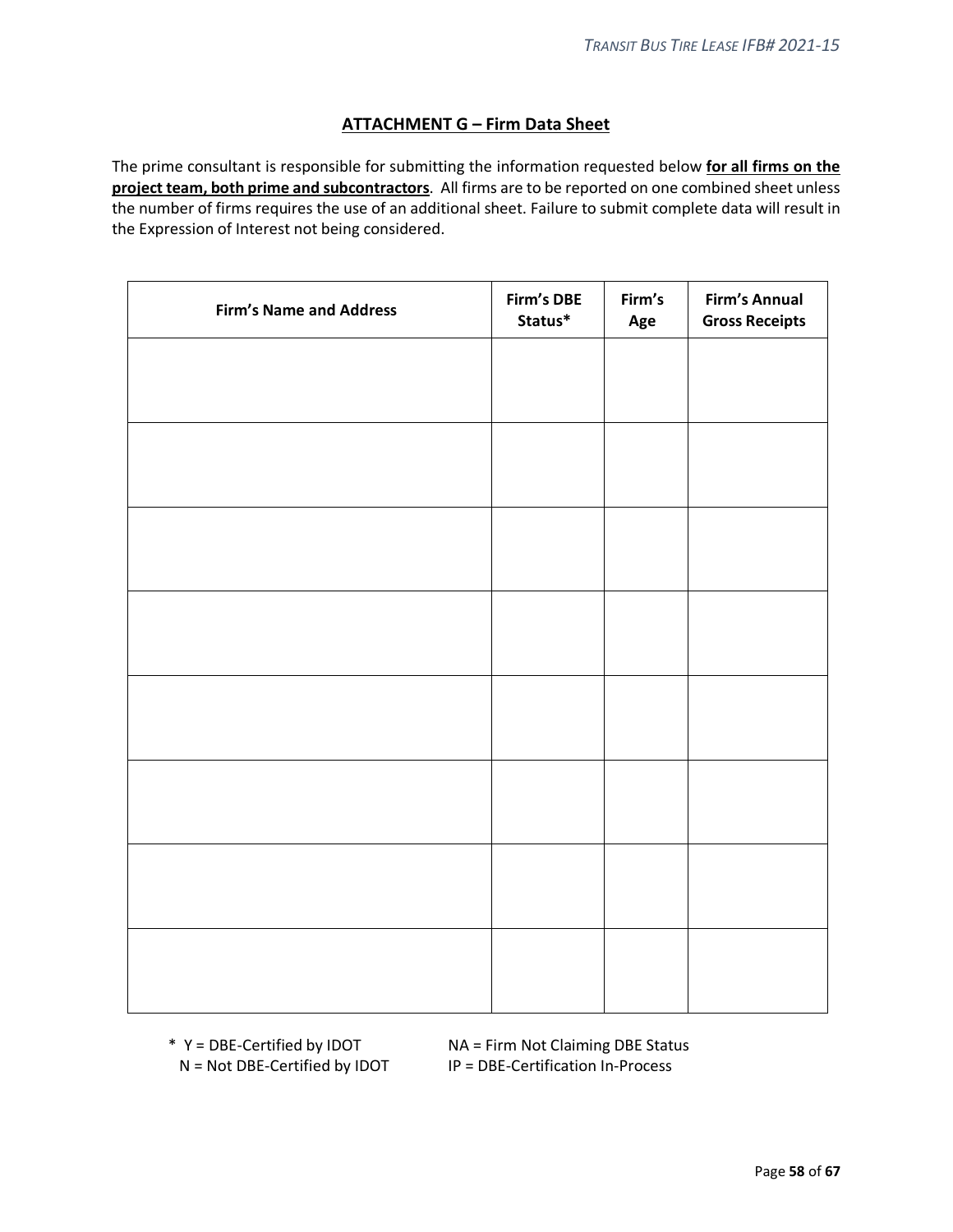## **ATTACHMENT G – Firm Data Sheet**

The prime consultant is responsible for submitting the information requested below **for all firms on the project team, both prime and subcontractors**. All firms are to be reported on one combined sheet unless the number of firms requires the use of an additional sheet. Failure to submit complete data will result in the Expression of Interest not being considered.

| Firm's Name and Address | Firm's DBE Status* | Firm's Age | Firm's Annual Gross Receipts |
|---|---|---|---|
| | | | |
| | | | |
| | | | |
| | | | |
| | | | |
| | | | |
| | | | |
| | | | |

\* Y = DBE-Certified by IDOT
N = Not DBE-Certified by IDOT
NA = Firm Not Claiming DBE Status
IP = DBE-Certification In-Process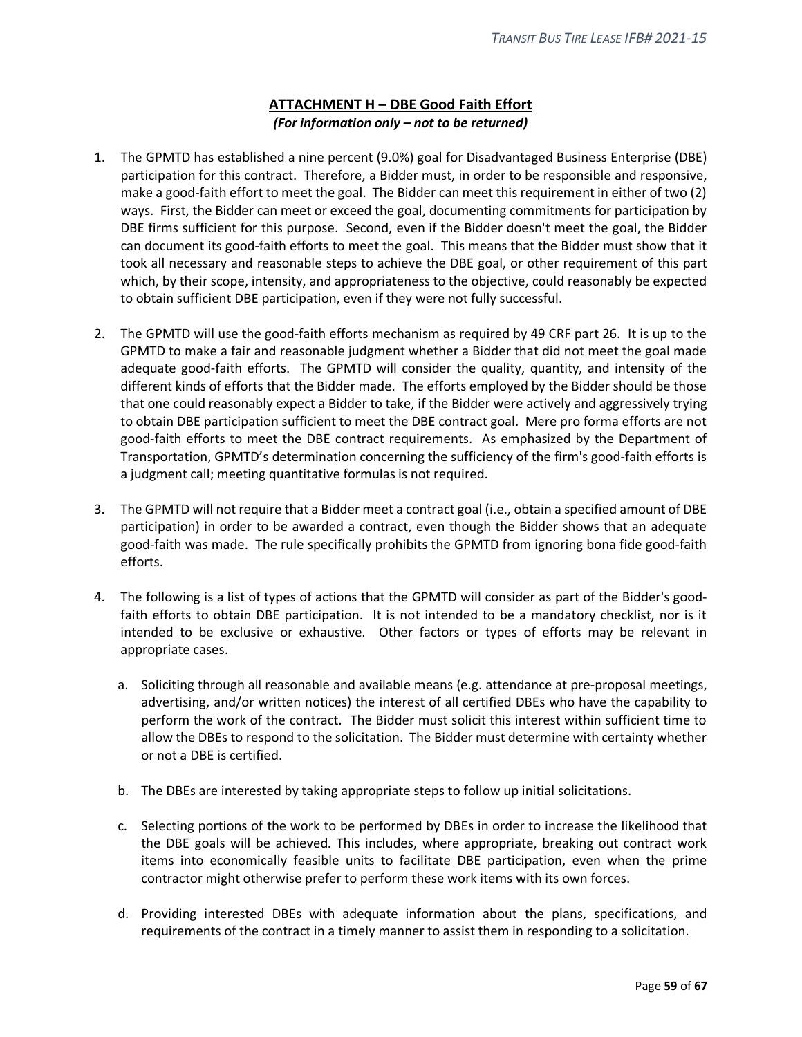## ATTACHMENT H – DBE Good Faith Effort

***(For information only – not to be returned)***

1. The GPMTD has established a nine percent (9.0%) goal for Disadvantaged Business Enterprise (DBE) participation for this contract. Therefore, a Bidder must, in order to be responsible and responsive, make a good-faith effort to meet the goal. The Bidder can meet this requirement in either of two (2) ways. First, the Bidder can meet or exceed the goal, documenting commitments for participation by DBE firms sufficient for this purpose. Second, even if the Bidder doesn't meet the goal, the Bidder can document its good-faith efforts to meet the goal. This means that the Bidder must show that it took all necessary and reasonable steps to achieve the DBE goal, or other requirement of this part which, by their scope, intensity, and appropriateness to the objective, could reasonably be expected to obtain sufficient DBE participation, even if they were not fully successful.

2. The GPMTD will use the good-faith efforts mechanism as required by 49 CRF part 26. It is up to the GPMTD to make a fair and reasonable judgment whether a Bidder that did not meet the goal made adequate good-faith efforts. The GPMTD will consider the quality, quantity, and intensity of the different kinds of efforts that the Bidder made. The efforts employed by the Bidder should be those that one could reasonably expect a Bidder to take, if the Bidder were actively and aggressively trying to obtain DBE participation sufficient to meet the DBE contract goal. Mere pro forma efforts are not good-faith efforts to meet the DBE contract requirements. As emphasized by the Department of Transportation, GPMTD's determination concerning the sufficiency of the firm's good-faith efforts is a judgment call; meeting quantitative formulas is not required.

3. The GPMTD will not require that a Bidder meet a contract goal (i.e., obtain a specified amount of DBE participation) in order to be awarded a contract, even though the Bidder shows that an adequate good-faith was made. The rule specifically prohibits the GPMTD from ignoring bona fide good-faith efforts.

4. The following is a list of types of actions that the GPMTD will consider as part of the Bidder's good-faith efforts to obtain DBE participation. It is not intended to be a mandatory checklist, nor is it intended to be exclusive or exhaustive. Other factors or types of efforts may be relevant in appropriate cases.

   a. Soliciting through all reasonable and available means (e.g. attendance at pre-proposal meetings, advertising, and/or written notices) the interest of all certified DBEs who have the capability to perform the work of the contract. The Bidder must solicit this interest within sufficient time to allow the DBEs to respond to the solicitation. The Bidder must determine with certainty whether or not a DBE is certified.

   b. The DBEs are interested by taking appropriate steps to follow up initial solicitations.

   c. Selecting portions of the work to be performed by DBEs in order to increase the likelihood that the DBE goals will be achieved. This includes, where appropriate, breaking out contract work items into economically feasible units to facilitate DBE participation, even when the prime contractor might otherwise prefer to perform these work items with its own forces.

   d. Providing interested DBEs with adequate information about the plans, specifications, and requirements of the contract in a timely manner to assist them in responding to a solicitation.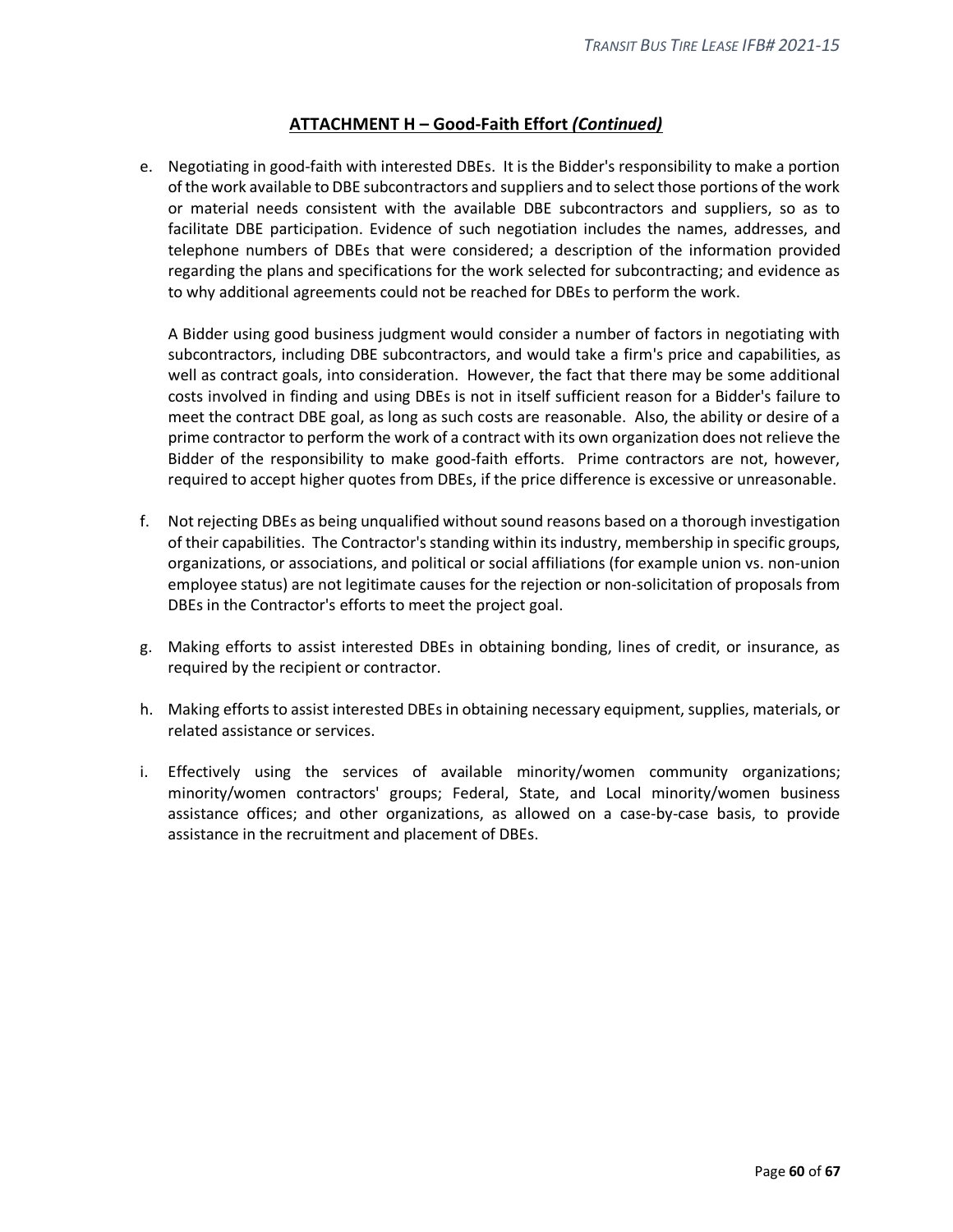## **ATTACHMENT H – Good-Faith Effort *(Continued)***

e. Negotiating in good-faith with interested DBEs. It is the Bidder's responsibility to make a portion of the work available to DBE subcontractors and suppliers and to select those portions of the work or material needs consistent with the available DBE subcontractors and suppliers, so as to facilitate DBE participation. Evidence of such negotiation includes the names, addresses, and telephone numbers of DBEs that were considered; a description of the information provided regarding the plans and specifications for the work selected for subcontracting; and evidence as to why additional agreements could not be reached for DBEs to perform the work.

   A Bidder using good business judgment would consider a number of factors in negotiating with subcontractors, including DBE subcontractors, and would take a firm's price and capabilities, as well as contract goals, into consideration. However, the fact that there may be some additional costs involved in finding and using DBEs is not in itself sufficient reason for a Bidder's failure to meet the contract DBE goal, as long as such costs are reasonable. Also, the ability or desire of a prime contractor to perform the work of a contract with its own organization does not relieve the Bidder of the responsibility to make good-faith efforts. Prime contractors are not, however, required to accept higher quotes from DBEs, if the price difference is excessive or unreasonable.

f. Not rejecting DBEs as being unqualified without sound reasons based on a thorough investigation of their capabilities. The Contractor's standing within its industry, membership in specific groups, organizations, or associations, and political or social affiliations (for example union vs. non-union employee status) are not legitimate causes for the rejection or non-solicitation of proposals from DBEs in the Contractor's efforts to meet the project goal.

g. Making efforts to assist interested DBEs in obtaining bonding, lines of credit, or insurance, as required by the recipient or contractor.

h. Making efforts to assist interested DBEs in obtaining necessary equipment, supplies, materials, or related assistance or services.

i. Effectively using the services of available minority/women community organizations; minority/women contractors' groups; Federal, State, and Local minority/women business assistance offices; and other organizations, as allowed on a case-by-case basis, to provide assistance in the recruitment and placement of DBEs.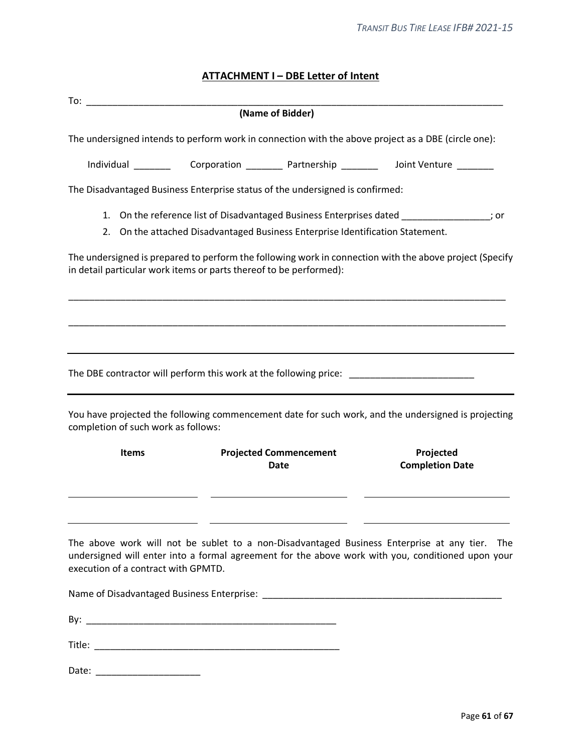## ATTACHMENT I – DBE Letter of Intent

To: ___________________________________________________________________________

**(Name of Bidder)**

The undersigned intends to perform work in connection with the above project as a DBE (circle one):

Individual _______ Corporation _______ Partnership _______ Joint Venture _______

The Disadvantaged Business Enterprise status of the undersigned is confirmed:

1. On the reference list of Disadvantaged Business Enterprises dated _________________; or
2. On the attached Disadvantaged Business Enterprise Identification Statement.

The undersigned is prepared to perform the following work in connection with the above project (Specify in detail particular work items or parts thereof to be performed):

_______________________________________________________________________________

_______________________________________________________________________________

---

The DBE contractor will perform this work at the following price: ________________________

---

You have projected the following commencement date for such work, and the undersigned is projecting completion of such work as follows:

| Items | Projected Commencement Date | Projected Completion Date |
|---|---|---|
| | | |
| | | |

The above work will not be sublet to a non-Disadvantaged Business Enterprise at any tier. The undersigned will enter into a formal agreement for the above work with you, conditioned upon your execution of a contract with GPMTD.

Name of Disadvantaged Business Enterprise: _______________________________________________

By: _________________________________________________

Title: _________________________________________________

Date: ____________________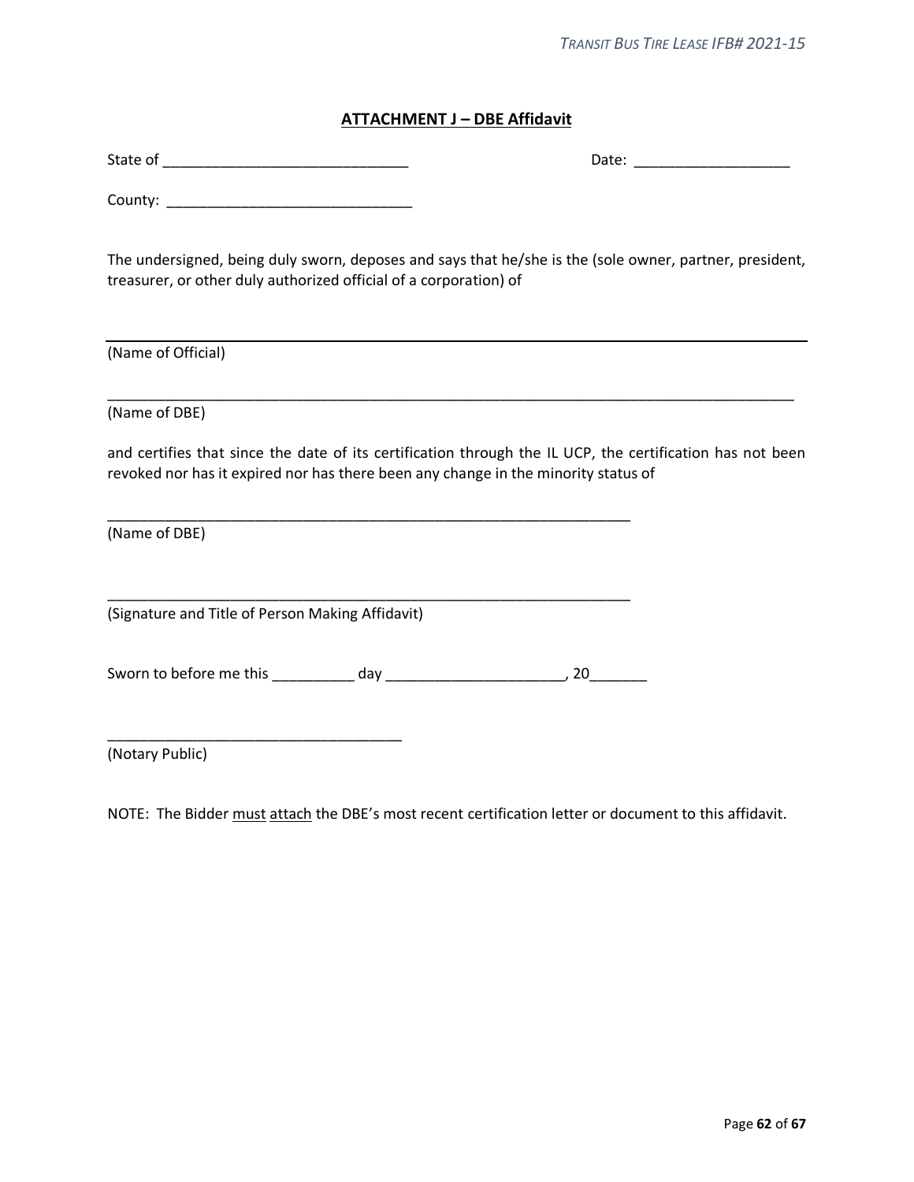## ATTACHMENT J – DBE Affidavit

State of ______________________________ Date: ___________________

County: ______________________________

The undersigned, being duly sworn, deposes and says that he/she is the (sole owner, partner, president, treasurer, or other duly authorized official of a corporation) of

_________________________________________________________________________________________

(Name of Official)

_________________________________________________________________________________________

(Name of DBE)

and certifies that since the date of its certification through the IL UCP, the certification has not been revoked nor has it expired nor has there been any change in the minority status of

_________________________________________________________________

(Name of DBE)

_________________________________________________________________

(Signature and Title of Person Making Affidavit)

Sworn to before me this __________ day ______________________, 20_______

____________________________________

(Notary Public)

NOTE: The Bidder <u>must</u> <u>attach</u> the DBE's most recent certification letter or document to this affidavit.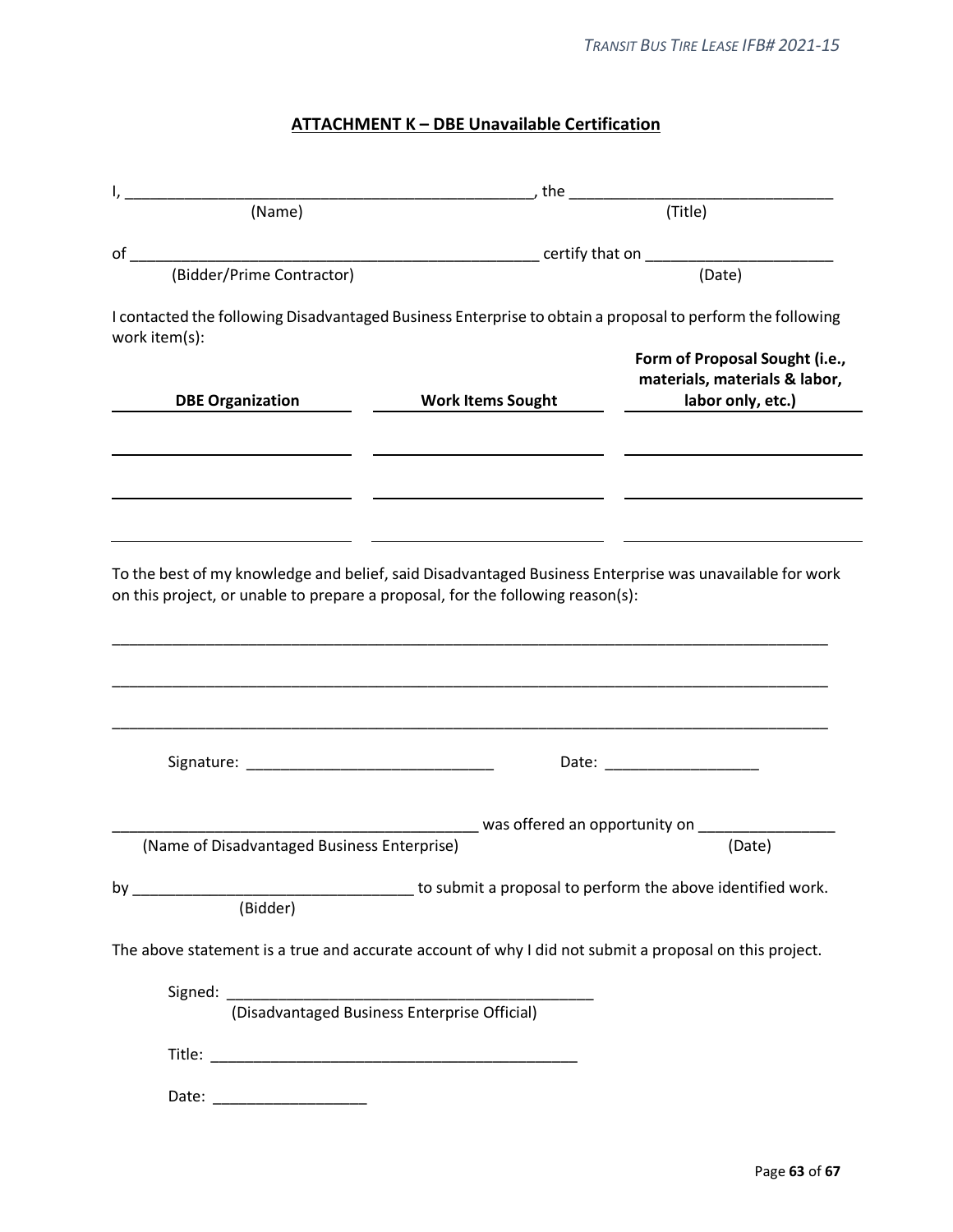## ATTACHMENT K – DBE Unavailable Certification

I, ________________________________________________, the ______________________________
(Name) (Title)

of ________________________________________________ certify that on ______________________
(Bidder/Prime Contractor) (Date)

I contacted the following Disadvantaged Business Enterprise to obtain a proposal to perform the following work item(s):

| DBE Organization | Work Items Sought | Form of Proposal Sought (i.e., materials, materials & labor, labor only, etc.) |
|---|---|---|
| | | |
| | | |
| | | |

To the best of my knowledge and belief, said Disadvantaged Business Enterprise was unavailable for work on this project, or unable to prepare a proposal, for the following reason(s):

_____________________________________________________________________________________

_____________________________________________________________________________________

_____________________________________________________________________________________

Signature: _____________________________ Date: __________________

___________________________________________ was offered an opportunity on ________________
(Name of Disadvantaged Business Enterprise) (Date)

by ________________________________ to submit a proposal to perform the above identified work.
(Bidder)

The above statement is a true and accurate account of why I did not submit a proposal on this project.

Signed: ___________________________________________
(Disadvantaged Business Enterprise Official)

Title: ___________________________________________

Date: __________________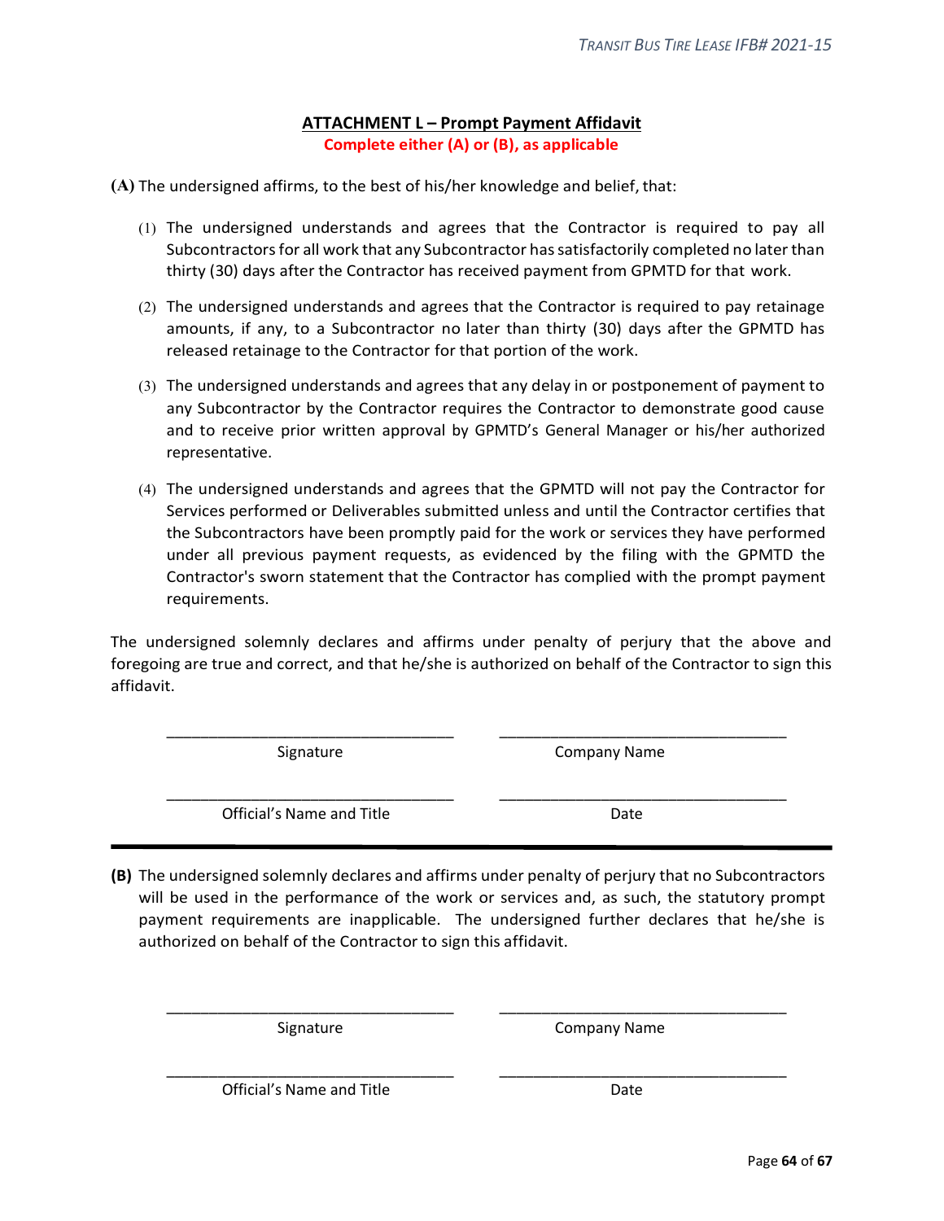## ATTACHMENT L – Prompt Payment Affidavit

**Complete either (A) or (B), as applicable**

**(A)** The undersigned affirms, to the best of his/her knowledge and belief, that:

(1) The undersigned understands and agrees that the Contractor is required to pay all Subcontractors for all work that any Subcontractor has satisfactorily completed no later than thirty (30) days after the Contractor has received payment from GPMTD for that work.

(2) The undersigned understands and agrees that the Contractor is required to pay retainage amounts, if any, to a Subcontractor no later than thirty (30) days after the GPMTD has released retainage to the Contractor for that portion of the work.

(3) The undersigned understands and agrees that any delay in or postponement of payment to any Subcontractor by the Contractor requires the Contractor to demonstrate good cause and to receive prior written approval by GPMTD's General Manager or his/her authorized representative.

(4) The undersigned understands and agrees that the GPMTD will not pay the Contractor for Services performed or Deliverables submitted unless and until the Contractor certifies that the Subcontractors have been promptly paid for the work or services they have performed under all previous payment requests, as evidenced by the filing with the GPMTD the Contractor's sworn statement that the Contractor has complied with the prompt payment requirements.

The undersigned solemnly declares and affirms under penalty of perjury that the above and foregoing are true and correct, and that he/she is authorized on behalf of the Contractor to sign this affidavit.

| ______________________________ | ______________________________ |
|---|---|
| Signature | Company Name |
| ______________________________ | ______________________________ |
| Official's Name and Title | Date |

---

**(B)** The undersigned solemnly declares and affirms under penalty of perjury that no Subcontractors will be used in the performance of the work or services and, as such, the statutory prompt payment requirements are inapplicable. The undersigned further declares that he/she is authorized on behalf of the Contractor to sign this affidavit.

| ______________________________ | ______________________________ |
|---|---|
| Signature | Company Name |
| ______________________________ | ______________________________ |
| Official's Name and Title | Date |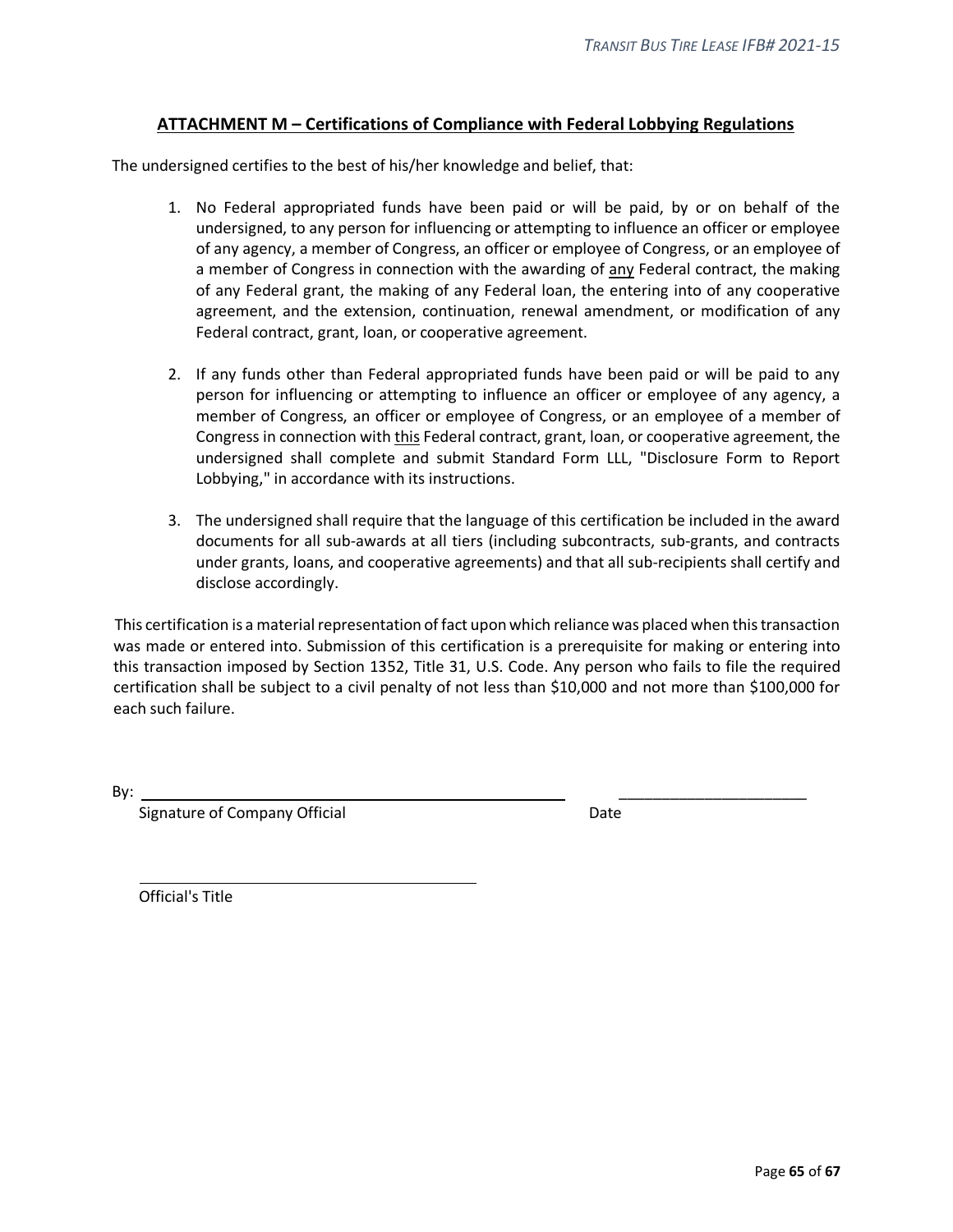## ATTACHMENT M – Certifications of Compliance with Federal Lobbying Regulations

The undersigned certifies to the best of his/her knowledge and belief, that:

1. No Federal appropriated funds have been paid or will be paid, by or on behalf of the undersigned, to any person for influencing or attempting to influence an officer or employee of any agency, a member of Congress, an officer or employee of Congress, or an employee of a member of Congress in connection with the awarding of <u>any</u> Federal contract, the making of any Federal grant, the making of any Federal loan, the entering into of any cooperative agreement, and the extension, continuation, renewal amendment, or modification of any Federal contract, grant, loan, or cooperative agreement.

2. If any funds other than Federal appropriated funds have been paid or will be paid to any person for influencing or attempting to influence an officer or employee of any agency, a member of Congress, an officer or employee of Congress, or an employee of a member of Congress in connection with <u>this</u> Federal contract, grant, loan, or cooperative agreement, the undersigned shall complete and submit Standard Form LLL, "Disclosure Form to Report Lobbying," in accordance with its instructions.

3. The undersigned shall require that the language of this certification be included in the award documents for all sub-awards at all tiers (including subcontracts, sub-grants, and contracts under grants, loans, and cooperative agreements) and that all sub-recipients shall certify and disclose accordingly.

This certification is a material representation of fact upon which reliance was placed when this transaction was made or entered into. Submission of this certification is a prerequisite for making or entering into this transaction imposed by Section 1352, Title 31, U.S. Code. Any person who fails to file the required certification shall be subject to a civil penalty of not less than $10,000 and not more than $100,000 for each such failure.

By: ______________________________________________ ______________________

Signature of Company Official Date

______________________________________

Official's Title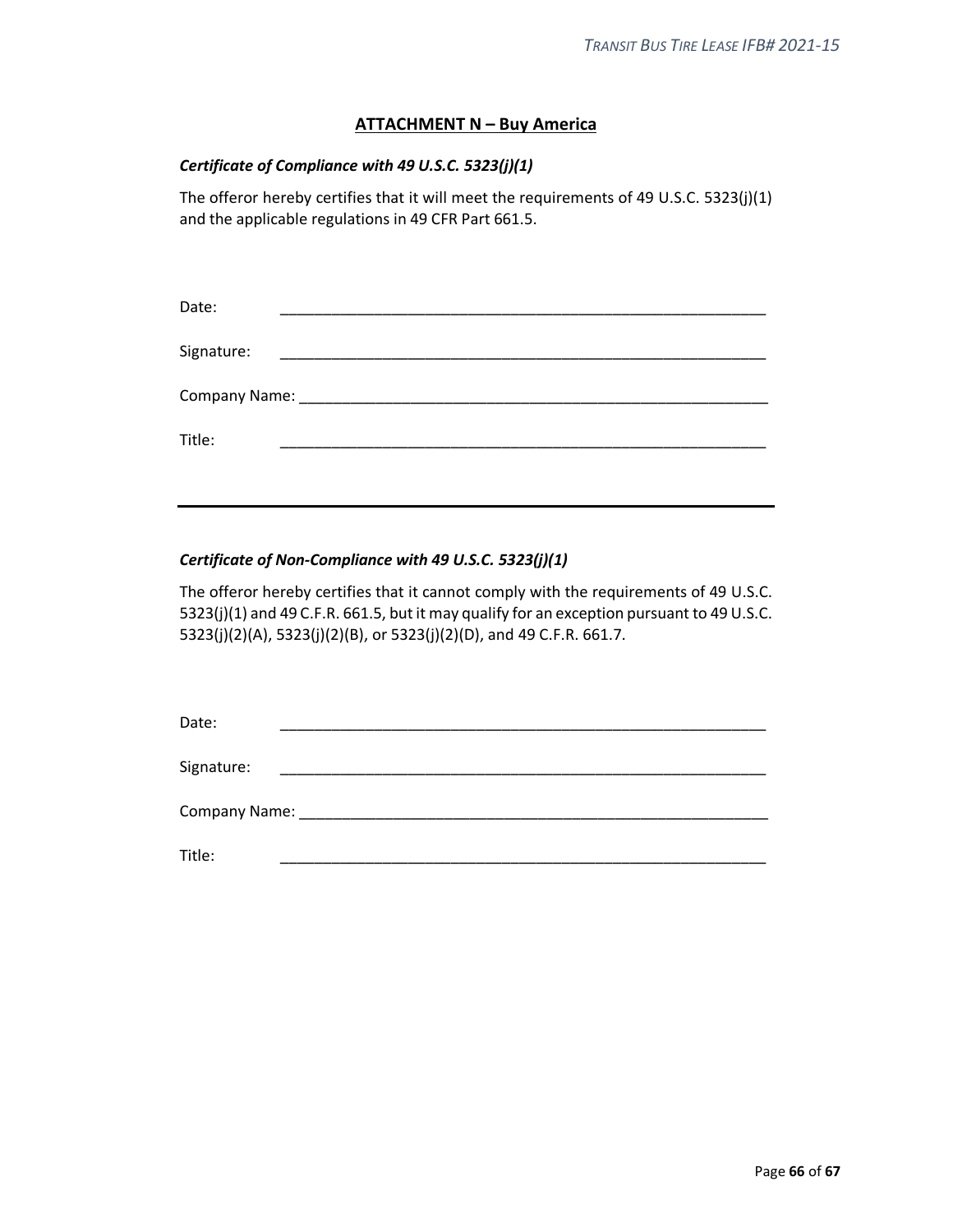## ATTACHMENT N – Buy America

***Certificate of Compliance with 49 U.S.C. 5323(j)(1)***

The offeror hereby certifies that it will meet the requirements of 49 U.S.C. 5323(j)(1) and the applicable regulations in 49 CFR Part 661.5.

Date: ___________________________________________________________

Signature: ___________________________________________________________

Company Name: ___________________________________________________________

Title: ___________________________________________________________

---

***Certificate of Non-Compliance with 49 U.S.C. 5323(j)(1)***

The offeror hereby certifies that it cannot comply with the requirements of 49 U.S.C. 5323(j)(1) and 49 C.F.R. 661.5, but it may qualify for an exception pursuant to 49 U.S.C. 5323(j)(2)(A), 5323(j)(2)(B), or 5323(j)(2)(D), and 49 C.F.R. 661.7.

Date: ___________________________________________________________

Signature: ___________________________________________________________

Company Name: ___________________________________________________________

Title: ___________________________________________________________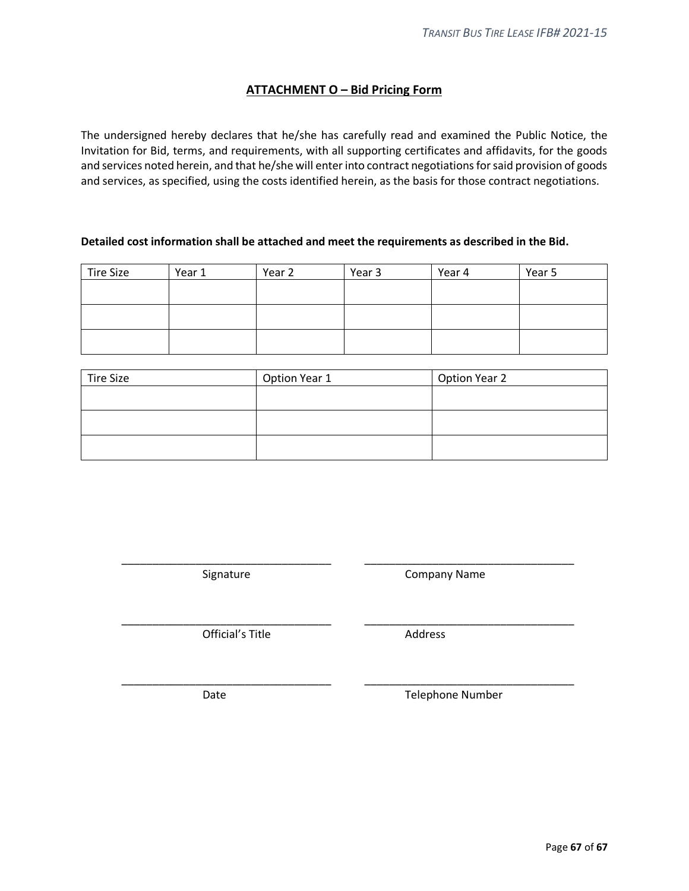## ATTACHMENT O – Bid Pricing Form

The undersigned hereby declares that he/she has carefully read and examined the Public Notice, the Invitation for Bid, terms, and requirements, with all supporting certificates and affidavits, for the goods and services noted herein, and that he/she will enter into contract negotiations for said provision of goods and services, as specified, using the costs identified herein, as the basis for those contract negotiations.

**Detailed cost information shall be attached and meet the requirements as described in the Bid.**

| Tire Size | Year 1 | Year 2 | Year 3 | Year 4 | Year 5 |
|---|---|---|---|---|---|
| | | | | | |
| | | | | | |
| | | | | | |

| Tire Size | Option Year 1 | Option Year 2 |
|---|---|---|
| | | |
| | | |
| | | |

___________________________________
Signature

___________________________________
Company Name

___________________________________
Official's Title

___________________________________
Address

___________________________________
Date

___________________________________
Telephone Number